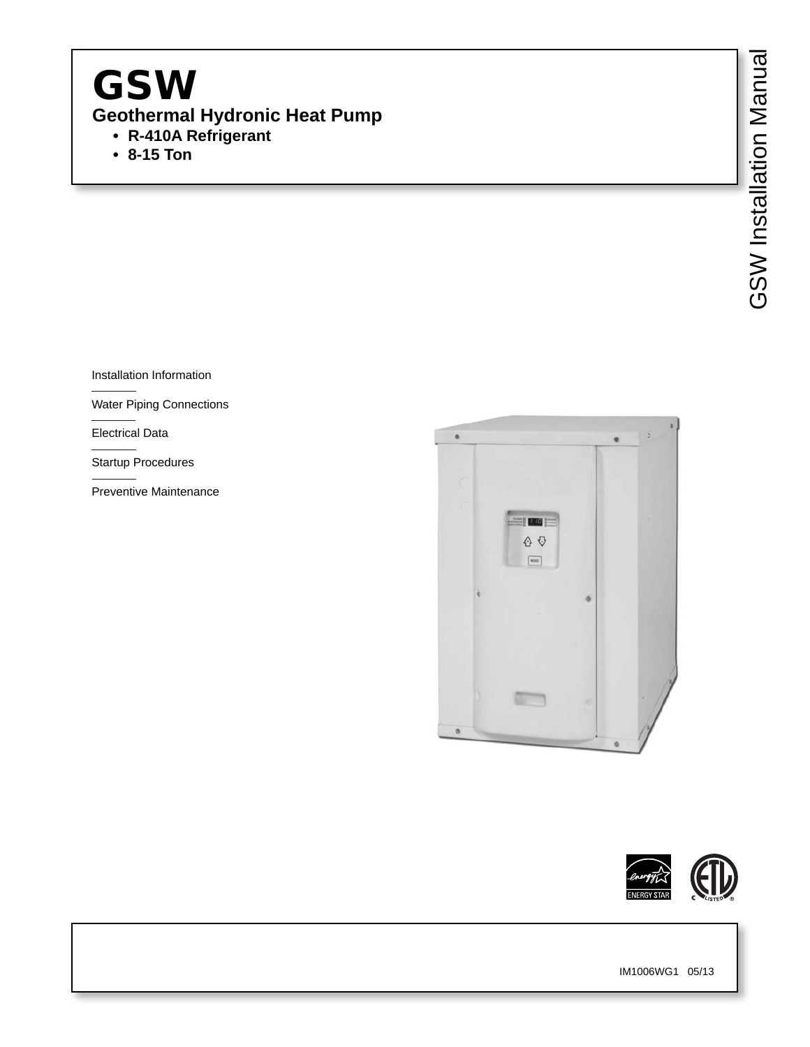# GSW

## Geothermal Hydronic Heat Pump

- **R-410A Refrigerant**
- **8-15 Ton**

GSW Installation Manual

Installation Information

Water Piping Connections

Electrical Data

Startup Procedures

Preventive Maintenance

IM1006WG1 05/13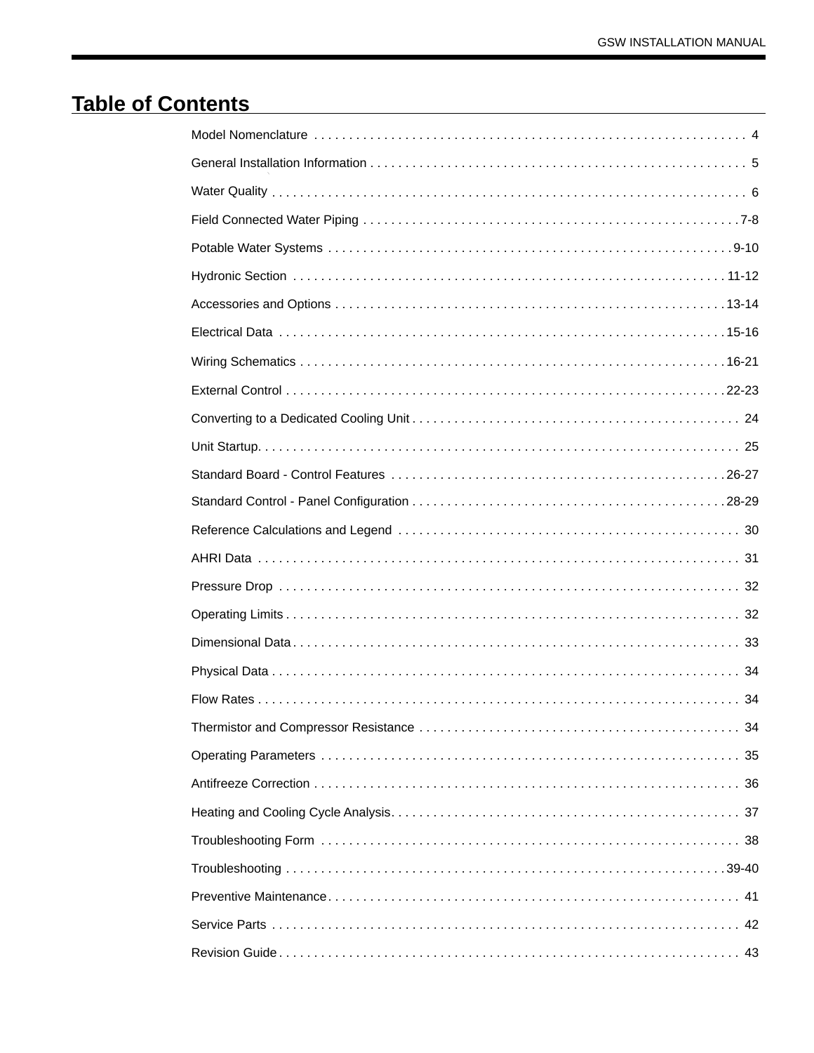# Table of Contents

| Section | Page |
|---|---|
| Model Nomenclature | 4 |
| General Installation Information | 5 |
| Water Quality | 6 |
| Field Connected Water Piping | 7-8 |
| Potable Water Systems | 9-10 |
| Hydronic Section | 11-12 |
| Accessories and Options | 13-14 |
| Electrical Data | 15-16 |
| Wiring Schematics | 16-21 |
| External Control | 22-23 |
| Converting to a Dedicated Cooling Unit | 24 |
| Unit Startup | 25 |
| Standard Board - Control Features | 26-27 |
| Standard Control - Panel Configuration | 28-29 |
| Reference Calculations and Legend | 30 |
| AHRI Data | 31 |
| Pressure Drop | 32 |
| Operating Limits | 32 |
| Dimensional Data | 33 |
| Physical Data | 34 |
| Flow Rates | 34 |
| Thermistor and Compressor Resistance | 34 |
| Operating Parameters | 35 |
| Antifreeze Correction | 36 |
| Heating and Cooling Cycle Analysis | 37 |
| Troubleshooting Form | 38 |
| Troubleshooting | 39-40 |
| Preventive Maintenance | 41 |
| Service Parts | 42 |
| Revision Guide | 43 |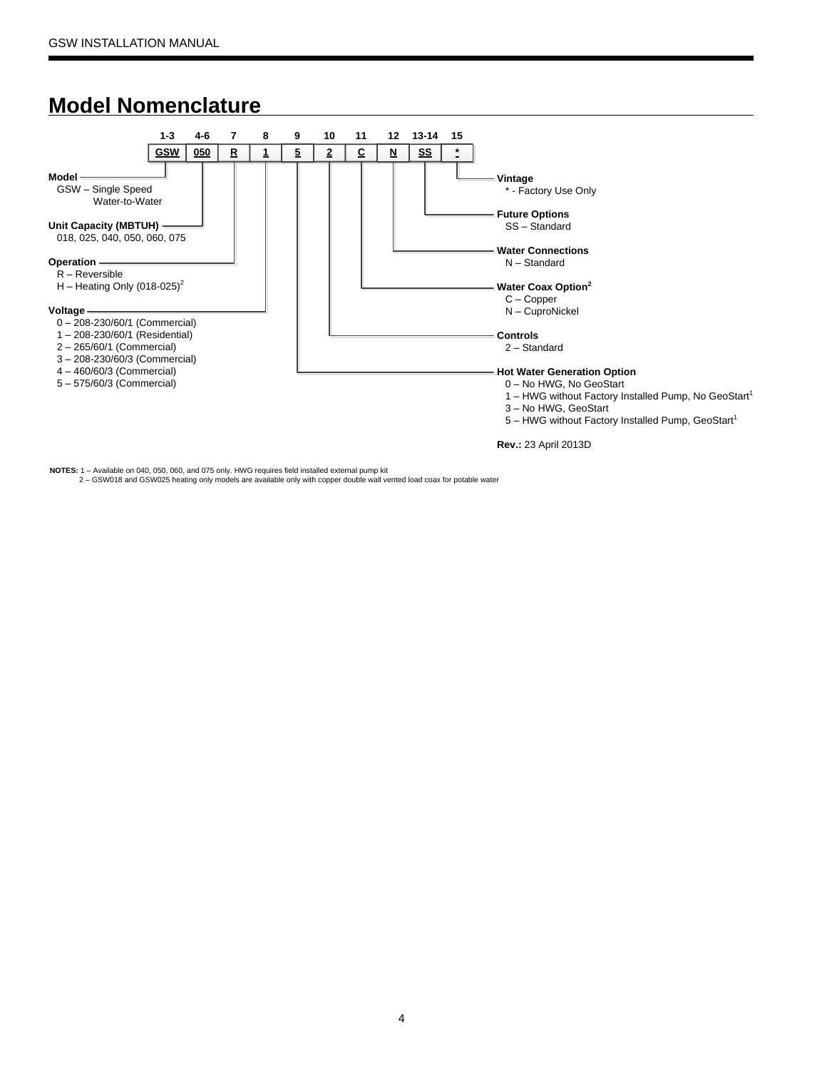## Model Nomenclature

| 1-3 | 4-6 | 7 | 8 | 9 | 10 | 11 | 12 | 13-14 | 15 |
|---|---|---|---|---|---|---|---|---|---|
| GSW | 050 | R | 1 | 5 | 2 | C | N | SS | * |

**Model**
- GSW – Single Speed Water-to-Water

**Unit Capacity (MBTUH)**
- 018, 025, 040, 050, 060, 075

**Operation**
- R – Reversible
- H – Heating Only (018-025)[2]

**Voltage**
- 0 – 208-230/60/1 (Commercial)
- 1 – 208-230/60/1 (Residential)
- 2 – 265/60/1 (Commercial)
- 3 – 208-230/60/3 (Commercial)
- 4 – 460/60/3 (Commercial)
- 5 – 575/60/3 (Commercial)

**Hot Water Generation Option**
- 0 – No HWG, No GeoStart
- 1 – HWG without Factory Installed Pump, No GeoStart[1]
- 3 – No HWG, GeoStart
- 5 – HWG without Factory Installed Pump, GeoStart[1]

**Controls**
- 2 – Standard

**Water Coax Option[2]**
- C – Copper
- N – CuproNickel

**Water Connections**
- N – Standard

**Future Options**
- SS – Standard

**Vintage**
- * - Factory Use Only

**Rev.:** 23 April 2013D

**NOTES:** 1 – Available on 040, 050, 060, and 075 only. HWG requires field installed external pump kit
2 – GSW018 and GSW025 heating only models are available only with copper double wall vented load coax for potable water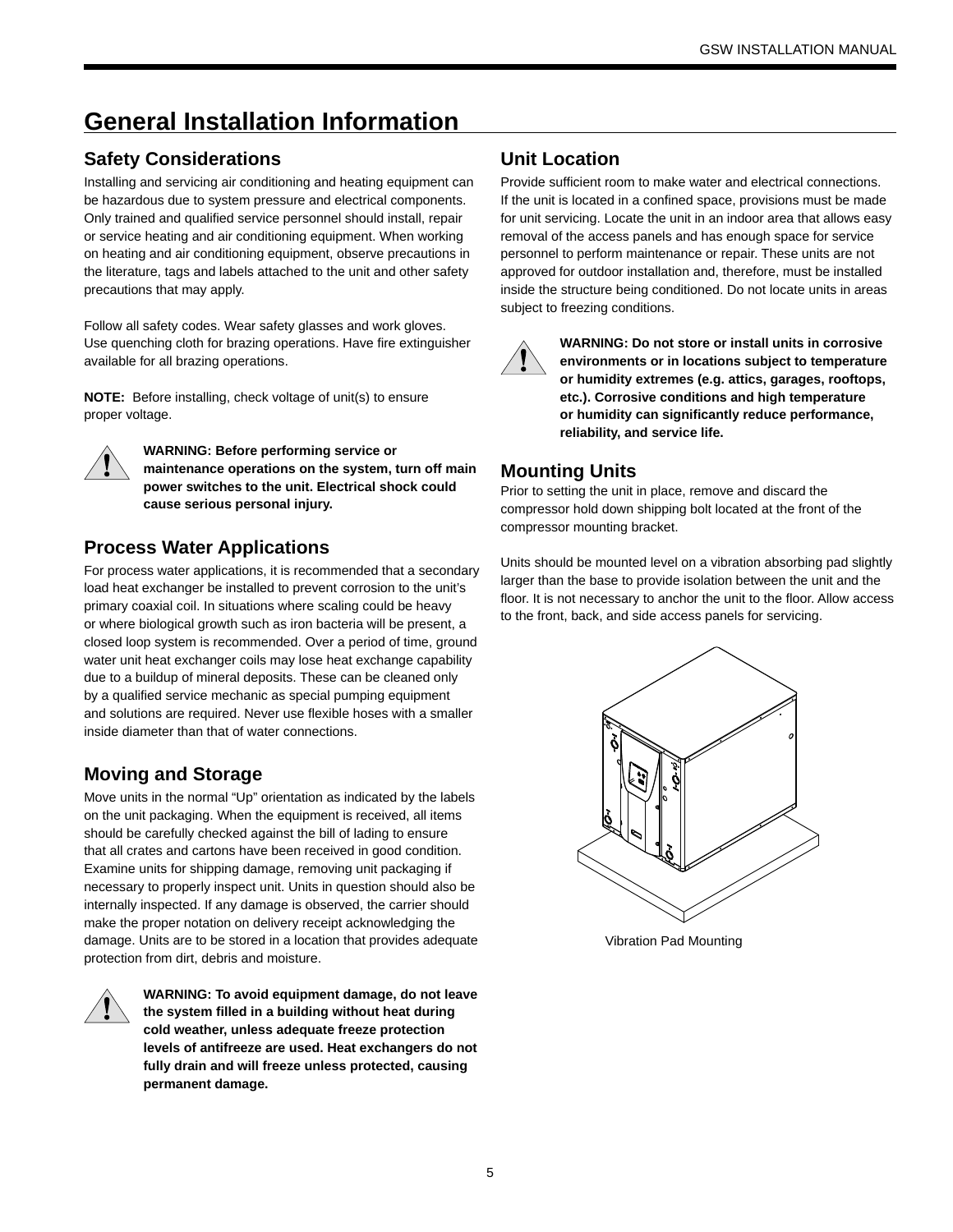# General Installation Information

## Safety Considerations

Installing and servicing air conditioning and heating equipment can be hazardous due to system pressure and electrical components. Only trained and qualified service personnel should install, repair or service heating and air conditioning equipment. When working on heating and air conditioning equipment, observe precautions in the literature, tags and labels attached to the unit and other safety precautions that may apply.

Follow all safety codes. Wear safety glasses and work gloves. Use quenching cloth for brazing operations. Have fire extinguisher available for all brazing operations.

**NOTE:** Before installing, check voltage of unit(s) to ensure proper voltage.

**WARNING: Before performing service or maintenance operations on the system, turn off main power switches to the unit. Electrical shock could cause serious personal injury.**

## Process Water Applications

For process water applications, it is recommended that a secondary load heat exchanger be installed to prevent corrosion to the unit's primary coaxial coil. In situations where scaling could be heavy or where biological growth such as iron bacteria will be present, a closed loop system is recommended. Over a period of time, ground water unit heat exchanger coils may lose heat exchange capability due to a buildup of mineral deposits. These can be cleaned only by a qualified service mechanic as special pumping equipment and solutions are required. Never use flexible hoses with a smaller inside diameter than that of water connections.

## Moving and Storage

Move units in the normal "Up" orientation as indicated by the labels on the unit packaging. When the equipment is received, all items should be carefully checked against the bill of lading to ensure that all crates and cartons have been received in good condition. Examine units for shipping damage, removing unit packaging if necessary to properly inspect unit. Units in question should also be internally inspected. If any damage is observed, the carrier should make the proper notation on delivery receipt acknowledging the damage. Units are to be stored in a location that provides adequate protection from dirt, debris and moisture.

**WARNING: To avoid equipment damage, do not leave the system filled in a building without heat during cold weather, unless adequate freeze protection levels of antifreeze are used. Heat exchangers do not fully drain and will freeze unless protected, causing permanent damage.**

## Unit Location

Provide sufficient room to make water and electrical connections. If the unit is located in a confined space, provisions must be made for unit servicing. Locate the unit in an indoor area that allows easy removal of the access panels and has enough space for service personnel to perform maintenance or repair. These units are not approved for outdoor installation and, therefore, must be installed inside the structure being conditioned. Do not locate units in areas subject to freezing conditions.

**WARNING: Do not store or install units in corrosive environments or in locations subject to temperature or humidity extremes (e.g. attics, garages, rooftops, etc.). Corrosive conditions and high temperature or humidity can significantly reduce performance, reliability, and service life.**

## Mounting Units

Prior to setting the unit in place, remove and discard the compressor hold down shipping bolt located at the front of the compressor mounting bracket.

Units should be mounted level on a vibration absorbing pad slightly larger than the base to provide isolation between the unit and the floor. It is not necessary to anchor the unit to the floor. Allow access to the front, back, and side access panels for servicing.

Vibration Pad Mounting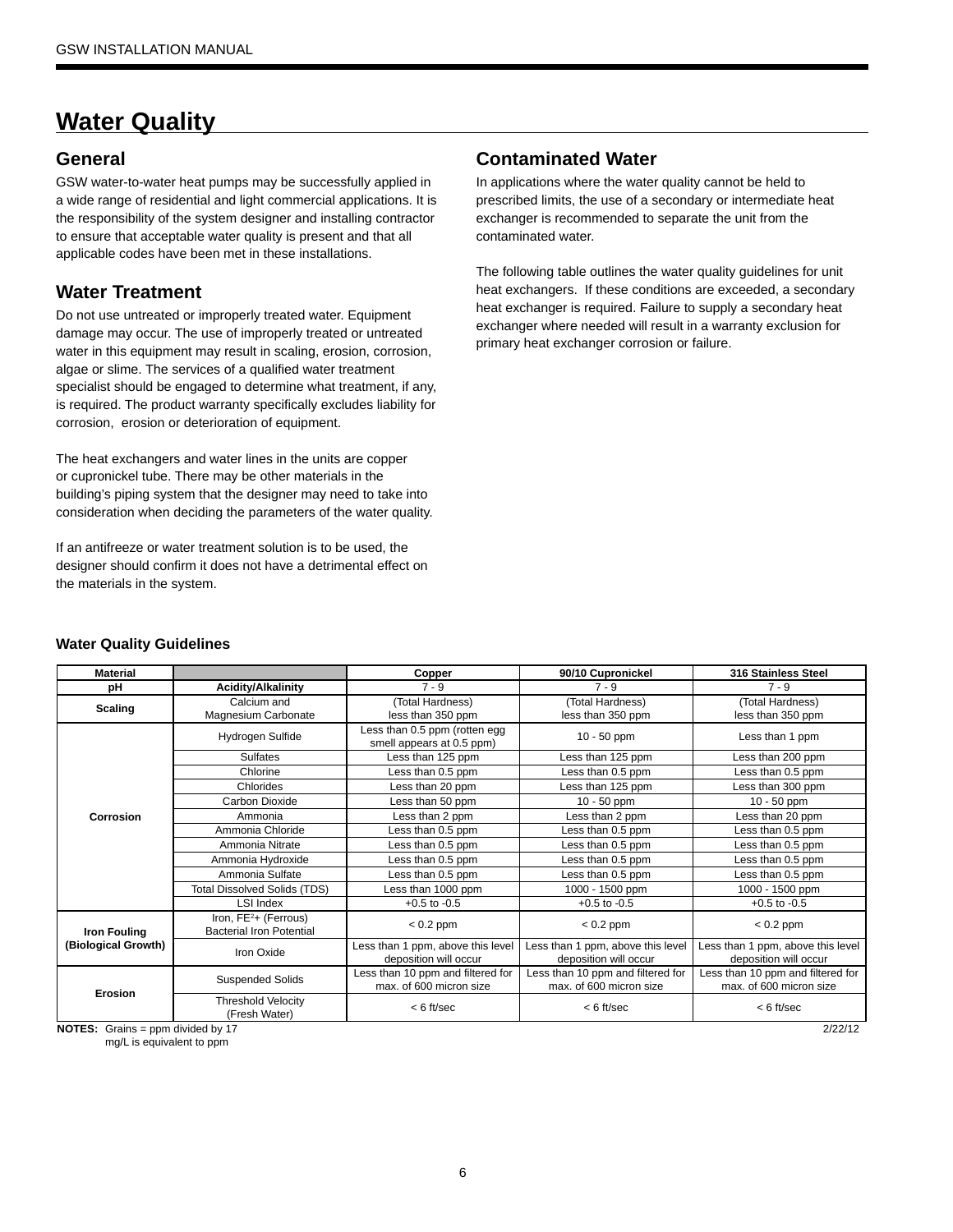# Water Quality

## General

GSW water-to-water heat pumps may be successfully applied in a wide range of residential and light commercial applications. It is the responsibility of the system designer and installing contractor to ensure that acceptable water quality is present and that all applicable codes have been met in these installations.

## Water Treatment

Do not use untreated or improperly treated water. Equipment damage may occur. The use of improperly treated or untreated water in this equipment may result in scaling, erosion, corrosion, algae or slime. The services of a qualified water treatment specialist should be engaged to determine what treatment, if any, is required. The product warranty specifically excludes liability for corrosion, erosion or deterioration of equipment.

The heat exchangers and water lines in the units are copper or cupronickel tube. There may be other materials in the building's piping system that the designer may need to take into consideration when deciding the parameters of the water quality.

If an antifreeze or water treatment solution is to be used, the designer should confirm it does not have a detrimental effect on the materials in the system.

## Contaminated Water

In applications where the water quality cannot be held to prescribed limits, the use of a secondary or intermediate heat exchanger is recommended to separate the unit from the contaminated water.

The following table outlines the water quality guidelines for unit heat exchangers. If these conditions are exceeded, a secondary heat exchanger is required. Failure to supply a secondary heat exchanger where needed will result in a warranty exclusion for primary heat exchanger corrosion or failure.

### Water Quality Guidelines

| Material | | Copper | 90/10 Cupronickel | 316 Stainless Steel |
|---|---|---|---|---|
| pH | Acidity/Alkalinity | 7 - 9 | 7 - 9 | 7 - 9 |
| Scaling | Calcium and Magnesium Carbonate | (Total Hardness) less than 350 ppm | (Total Hardness) less than 350 ppm | (Total Hardness) less than 350 ppm |
| Corrosion | Hydrogen Sulfide | Less than 0.5 ppm (rotten egg smell appears at 0.5 ppm) | 10 - 50 ppm | Less than 1 ppm |
| | Sulfates | Less than 125 ppm | Less than 125 ppm | Less than 200 ppm |
| | Chlorine | Less than 0.5 ppm | Less than 0.5 ppm | Less than 0.5 ppm |
| | Chlorides | Less than 20 ppm | Less than 125 ppm | Less than 300 ppm |
| | Carbon Dioxide | Less than 50 ppm | 10 - 50 ppm | 10 - 50 ppm |
| | Ammonia | Less than 2 ppm | Less than 2 ppm | Less than 20 ppm |
| | Ammonia Chloride | Less than 0.5 ppm | Less than 0.5 ppm | Less than 0.5 ppm |
| | Ammonia Nitrate | Less than 0.5 ppm | Less than 0.5 ppm | Less than 0.5 ppm |
| | Ammonia Hydroxide | Less than 0.5 ppm | Less than 0.5 ppm | Less than 0.5 ppm |
| | Ammonia Sulfate | Less than 0.5 ppm | Less than 0.5 ppm | Less than 0.5 ppm |
| | Total Dissolved Solids (TDS) | Less than 1000 ppm | 1000 - 1500 ppm | 1000 - 1500 ppm |
| | LSI Index | +0.5 to -0.5 | +0.5 to -0.5 | +0.5 to -0.5 |
| Iron Fouling (Biological Growth) | Iron, $Fe^{2+}$ (Ferrous) Bacterial Iron Potential | < 0.2 ppm | < 0.2 ppm | < 0.2 ppm |
| | Iron Oxide | Less than 1 ppm, above this level deposition will occur | Less than 1 ppm, above this level deposition will occur | Less than 1 ppm, above this level deposition will occur |
| Erosion | Suspended Solids | Less than 10 ppm and filtered for max. of 600 micron size | Less than 10 ppm and filtered for max. of 600 micron size | Less than 10 ppm and filtered for max. of 600 micron size |
| | Threshold Velocity (Fresh Water) | < 6 ft/sec | < 6 ft/sec | < 6 ft/sec |

**NOTES:** Grains = ppm divided by 17
mg/L is equivalent to ppm

2/22/12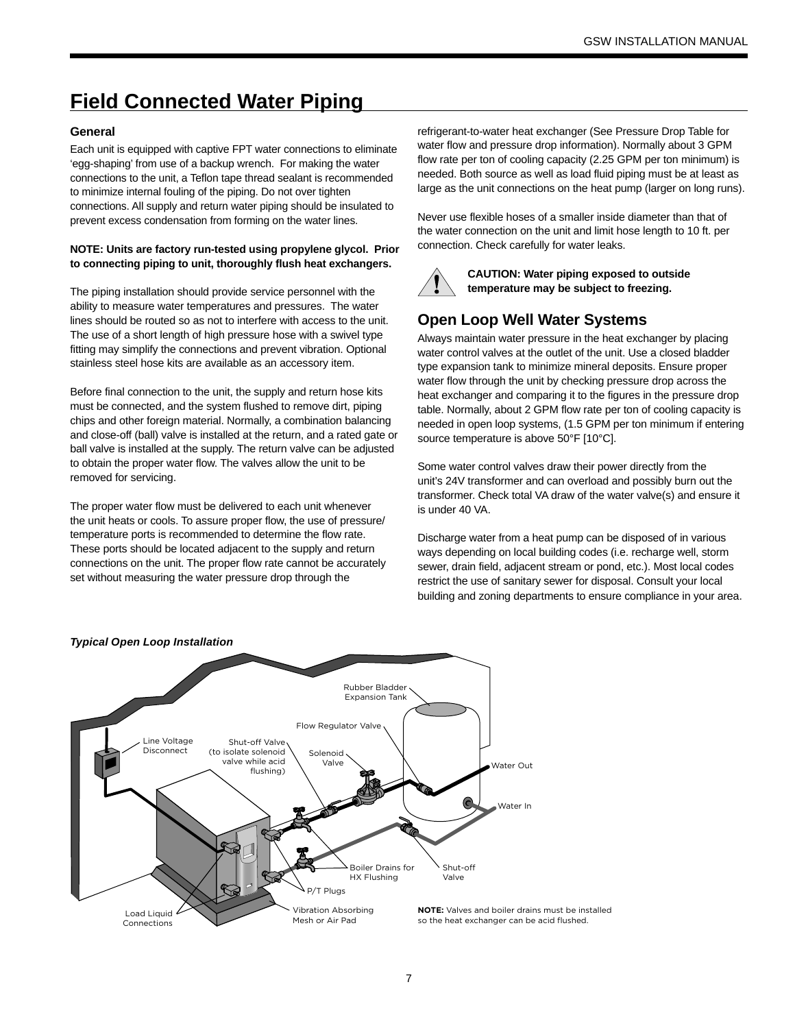# Field Connected Water Piping

### General

Each unit is equipped with captive FPT water connections to eliminate 'egg-shaping' from use of a backup wrench. For making the water connections to the unit, a Teflon tape thread sealant is recommended to minimize internal fouling of the piping. Do not over tighten connections. All supply and return water piping should be insulated to prevent excess condensation from forming on the water lines.

**NOTE: Units are factory run-tested using propylene glycol. Prior to connecting piping to unit, thoroughly flush heat exchangers.**

The piping installation should provide service personnel with the ability to measure water temperatures and pressures. The water lines should be routed so as not to interfere with access to the unit. The use of a short length of high pressure hose with a swivel type fitting may simplify the connections and prevent vibration. Optional stainless steel hose kits are available as an accessory item.

Before final connection to the unit, the supply and return hose kits must be connected, and the system flushed to remove dirt, piping chips and other foreign material. Normally, a combination balancing and close-off (ball) valve is installed at the return, and a rated gate or ball valve is installed at the supply. The return valve can be adjusted to obtain the proper water flow. The valves allow the unit to be removed for servicing.

The proper water flow must be delivered to each unit whenever the unit heats or cools. To assure proper flow, the use of pressure/temperature ports is recommended to determine the flow rate. These ports should be located adjacent to the supply and return connections on the unit. The proper flow rate cannot be accurately set without measuring the water pressure drop through the refrigerant-to-water heat exchanger (See Pressure Drop Table for water flow and pressure drop information). Normally about 3 GPM flow rate per ton of cooling capacity (2.25 GPM per ton minimum) is needed. Both source as well as load fluid piping must be at least as large as the unit connections on the heat pump (larger on long runs).

Never use flexible hoses of a smaller inside diameter than that of the water connection on the unit and limit hose length to 10 ft. per connection. Check carefully for water leaks.

**CAUTION: Water piping exposed to outside temperature may be subject to freezing.**

## Open Loop Well Water Systems

Always maintain water pressure in the heat exchanger by placing water control valves at the outlet of the unit. Use a closed bladder type expansion tank to minimize mineral deposits. Ensure proper water flow through the unit by checking pressure drop across the heat exchanger and comparing it to the figures in the pressure drop table. Normally, about 2 GPM flow rate per ton of cooling capacity is needed in open loop systems, (1.5 GPM per ton minimum if entering source temperature is above 50°F [10°C].

Some water control valves draw their power directly from the unit's 24V transformer and can overload and possibly burn out the transformer. Check total VA draw of the water valve(s) and ensure it is under 40 VA.

Discharge water from a heat pump can be disposed of in various ways depending on local building codes (i.e. recharge well, storm sewer, drain field, adjacent stream or pond, etc.). Most local codes restrict the use of sanitary sewer for disposal. Consult your local building and zoning departments to ensure compliance in your area.

***Typical Open Loop Installation***

Rubber Bladder Expansion Tank
Flow Regulator Valve
Line Voltage Disconnect
Shut-off Valve (to isolate solenoid valve while acid flushing)
Solenoid Valve
Water Out
Water In
Boiler Drains for HX Flushing
Shut-off Valve
P/T Plugs
Load Liquid Connections
Vibration Absorbing Mesh or Air Pad

**NOTE:** Valves and boiler drains must be installed so the heat exchanger can be acid flushed.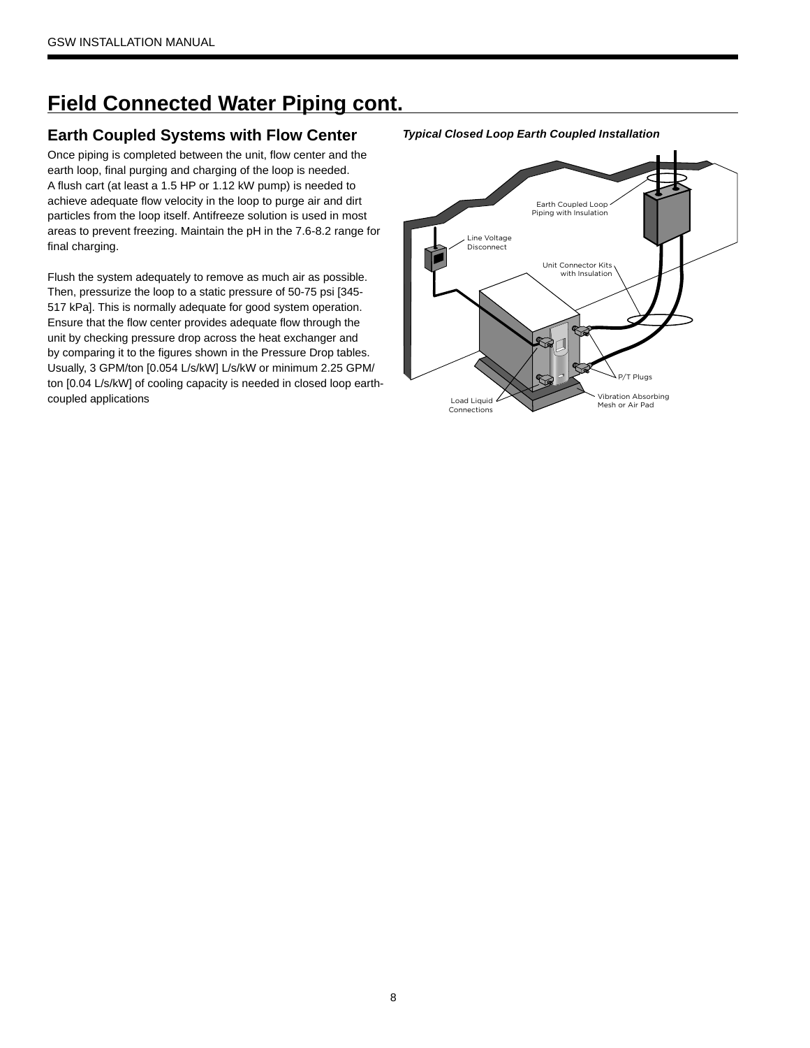# Field Connected Water Piping cont.

## Earth Coupled Systems with Flow Center

Once piping is completed between the unit, flow center and the earth loop, final purging and charging of the loop is needed. A flush cart (at least a 1.5 HP or 1.12 kW pump) is needed to achieve adequate flow velocity in the loop to purge air and dirt particles from the loop itself. Antifreeze solution is used in most areas to prevent freezing. Maintain the pH in the 7.6-8.2 range for final charging.

Flush the system adequately to remove as much air as possible. Then, pressurize the loop to a static pressure of 50-75 psi [345-517 kPa]. This is normally adequate for good system operation. Ensure that the flow center provides adequate flow through the unit by checking pressure drop across the heat exchanger and by comparing it to the figures shown in the Pressure Drop tables. Usually, 3 GPM/ton [0.054 L/s/kW] L/s/kW or minimum 2.25 GPM/ton [0.04 L/s/kW] of cooling capacity is needed in closed loop earth-coupled applications

***Typical Closed Loop Earth Coupled Installation***

Earth Coupled Loop Piping with Insulation

Line Voltage Disconnect

Unit Connector Kits with Insulation

P/T Plugs

Vibration Absorbing Mesh or Air Pad

Load Liquid Connections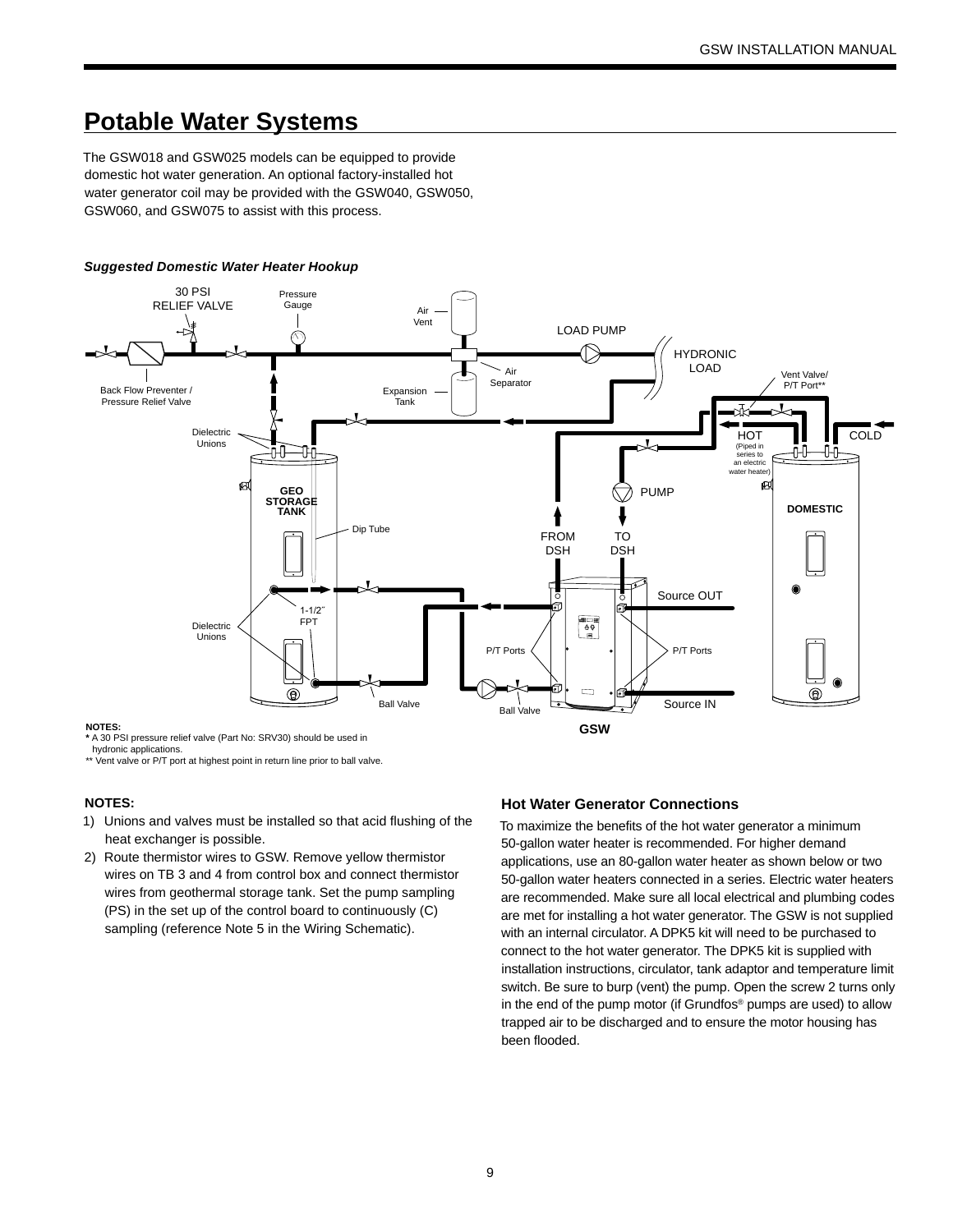## Potable Water Systems

The GSW018 and GSW025 models can be equipped to provide domestic hot water generation. An optional factory-installed hot water generator coil may be provided with the GSW040, GSW050, GSW060, and GSW075 to assist with this process.

***Suggested Domestic Water Heater Hookup***

30 PSI RELIEF VALVE
Pressure Gauge
Air Vent
LOAD PUMP
HYDRONIC LOAD
Air Separator
Expansion Tank
Back Flow Preventer / Pressure Relief Valve
Vent Valve/ P/T Port**
HOT (Piped in series to an electric water heater)
COLD
Dielectric Unions
GEO STORAGE TANK
PUMP
DOMESTIC
Dip Tube
FROM DSH
TO DSH
Source OUT
1-1/2″ FPT
Dielectric Unions
P/T Ports
P/T Ports
Ball Valve
Ball Valve
Source IN
GSW

**NOTES:**
***** A 30 PSI pressure relief valve (Part No: SRV30) should be used in hydronic applications.
** Vent valve or P/T port at highest point in return line prior to ball valve.

**NOTES:**

1) Unions and valves must be installed so that acid flushing of the heat exchanger is possible.
2) Route thermistor wires to GSW. Remove yellow thermistor wires on TB 3 and 4 from control box and connect thermistor wires from geothermal storage tank. Set the pump sampling (PS) in the set up of the control board to continuously (C) sampling (reference Note 5 in the Wiring Schematic).

### Hot Water Generator Connections

To maximize the benefits of the hot water generator a minimum 50-gallon water heater is recommended. For higher demand applications, use an 80-gallon water heater as shown below or two 50-gallon water heaters connected in a series. Electric water heaters are recommended. Make sure all local electrical and plumbing codes are met for installing a hot water generator. The GSW is not supplied with an internal circulator. A DPK5 kit will need to be purchased to connect to the hot water generator. The DPK5 kit is supplied with installation instructions, circulator, tank adaptor and temperature limit switch. Be sure to burp (vent) the pump. Open the screw 2 turns only in the end of the pump motor (if Grundfos® pumps are used) to allow trapped air to be discharged and to ensure the motor housing has been flooded.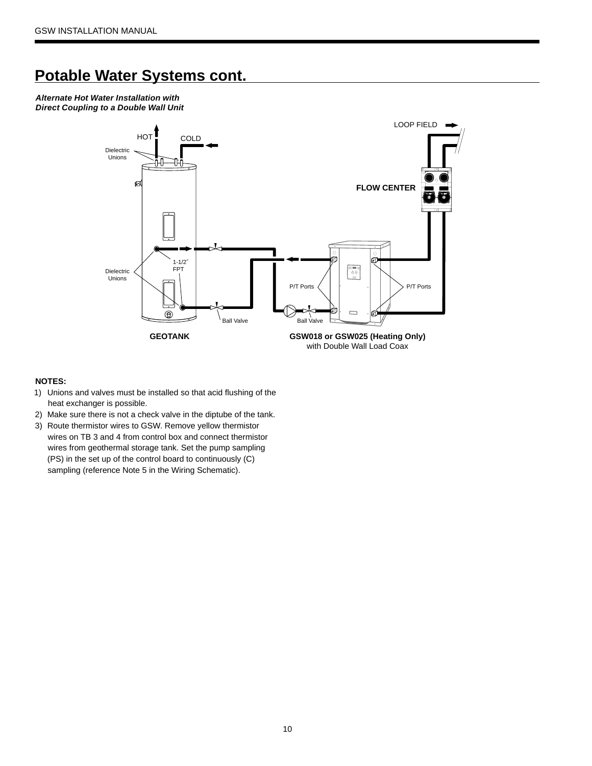# Potable Water Systems cont.

***Alternate Hot Water Installation with Direct Coupling to a Double Wall Unit***

LOOP FIELD

HOT

COLD

Dielectric Unions

FLOW CENTER

1-1/2″ FPT

Dielectric Unions

P/T Ports

P/T Ports

Ball Valve

Ball Valve

**GEOTANK**

**GSW018 or GSW025 (Heating Only)** with Double Wall Load Coax

**NOTES:**

1) Unions and valves must be installed so that acid flushing of the heat exchanger is possible.
2) Make sure there is not a check valve in the diptube of the tank.
3) Route thermistor wires to GSW. Remove yellow thermistor wires on TB 3 and 4 from control box and connect thermistor wires from geothermal storage tank. Set the pump sampling (PS) in the set up of the control board to continuously (C) sampling (reference Note 5 in the Wiring Schematic).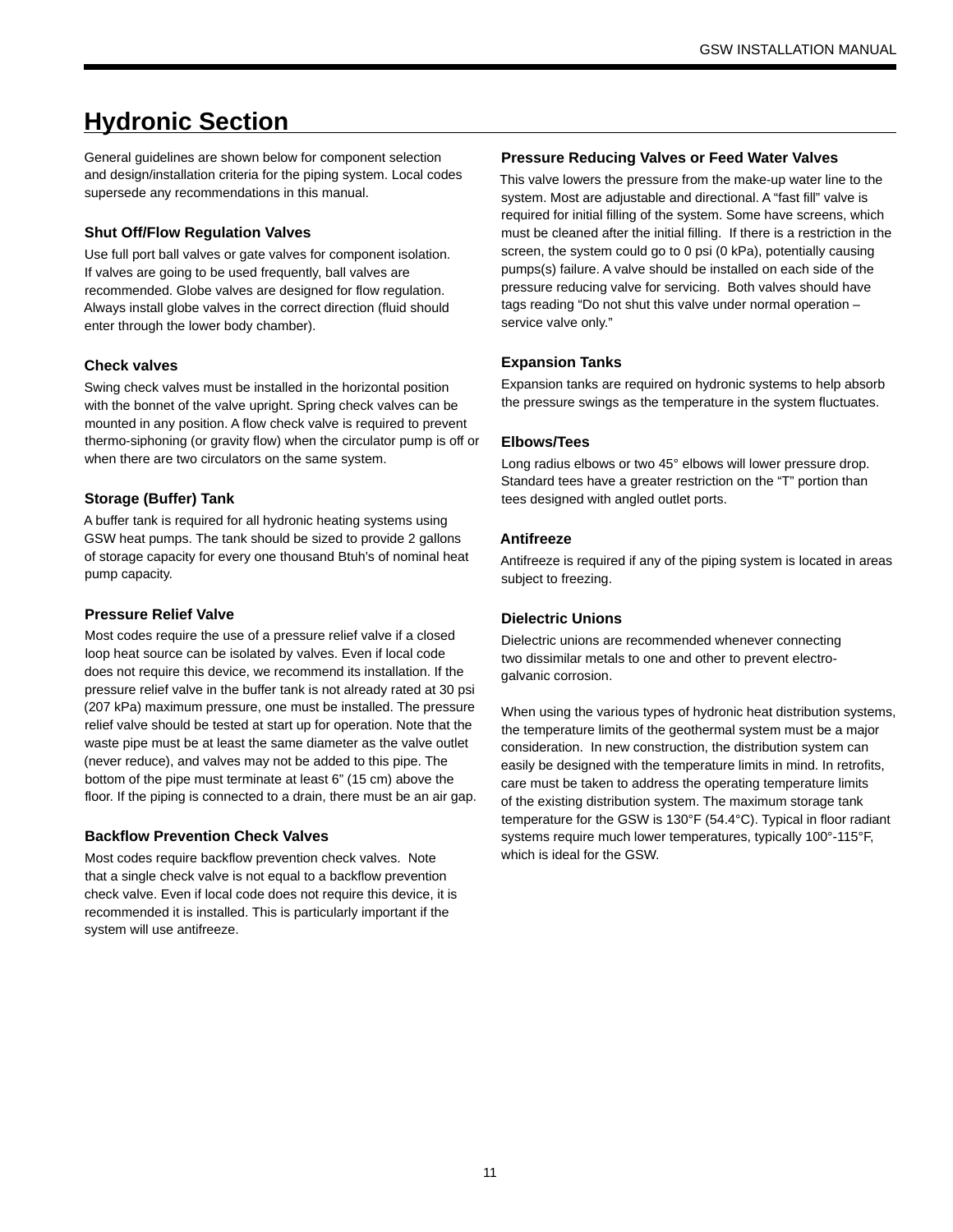# Hydronic Section

General guidelines are shown below for component selection and design/installation criteria for the piping system. Local codes supersede any recommendations in this manual.

### Shut Off/Flow Regulation Valves

Use full port ball valves or gate valves for component isolation. If valves are going to be used frequently, ball valves are recommended. Globe valves are designed for flow regulation. Always install globe valves in the correct direction (fluid should enter through the lower body chamber).

### Check valves

Swing check valves must be installed in the horizontal position with the bonnet of the valve upright. Spring check valves can be mounted in any position. A flow check valve is required to prevent thermo-siphoning (or gravity flow) when the circulator pump is off or when there are two circulators on the same system.

### Storage (Buffer) Tank

A buffer tank is required for all hydronic heating systems using GSW heat pumps. The tank should be sized to provide 2 gallons of storage capacity for every one thousand Btuh's of nominal heat pump capacity.

### Pressure Relief Valve

Most codes require the use of a pressure relief valve if a closed loop heat source can be isolated by valves. Even if local code does not require this device, we recommend its installation. If the pressure relief valve in the buffer tank is not already rated at 30 psi (207 kPa) maximum pressure, one must be installed. The pressure relief valve should be tested at start up for operation. Note that the waste pipe must be at least the same diameter as the valve outlet (never reduce), and valves may not be added to this pipe. The bottom of the pipe must terminate at least 6" (15 cm) above the floor. If the piping is connected to a drain, there must be an air gap.

### Backflow Prevention Check Valves

Most codes require backflow prevention check valves. Note that a single check valve is not equal to a backflow prevention check valve. Even if local code does not require this device, it is recommended it is installed. This is particularly important if the system will use antifreeze.

### Pressure Reducing Valves or Feed Water Valves

This valve lowers the pressure from the make-up water line to the system. Most are adjustable and directional. A "fast fill" valve is required for initial filling of the system. Some have screens, which must be cleaned after the initial filling. If there is a restriction in the screen, the system could go to 0 psi (0 kPa), potentially causing pumps(s) failure. A valve should be installed on each side of the pressure reducing valve for servicing. Both valves should have tags reading "Do not shut this valve under normal operation – service valve only."

### Expansion Tanks

Expansion tanks are required on hydronic systems to help absorb the pressure swings as the temperature in the system fluctuates.

### Elbows/Tees

Long radius elbows or two 45° elbows will lower pressure drop. Standard tees have a greater restriction on the "T" portion than tees designed with angled outlet ports.

### Antifreeze

Antifreeze is required if any of the piping system is located in areas subject to freezing.

### Dielectric Unions

Dielectric unions are recommended whenever connecting two dissimilar metals to one and other to prevent electro-galvanic corrosion.

When using the various types of hydronic heat distribution systems, the temperature limits of the geothermal system must be a major consideration. In new construction, the distribution system can easily be designed with the temperature limits in mind. In retrofits, care must be taken to address the operating temperature limits of the existing distribution system. The maximum storage tank temperature for the GSW is 130°F (54.4°C). Typical in floor radiant systems require much lower temperatures, typically 100°-115°F, which is ideal for the GSW.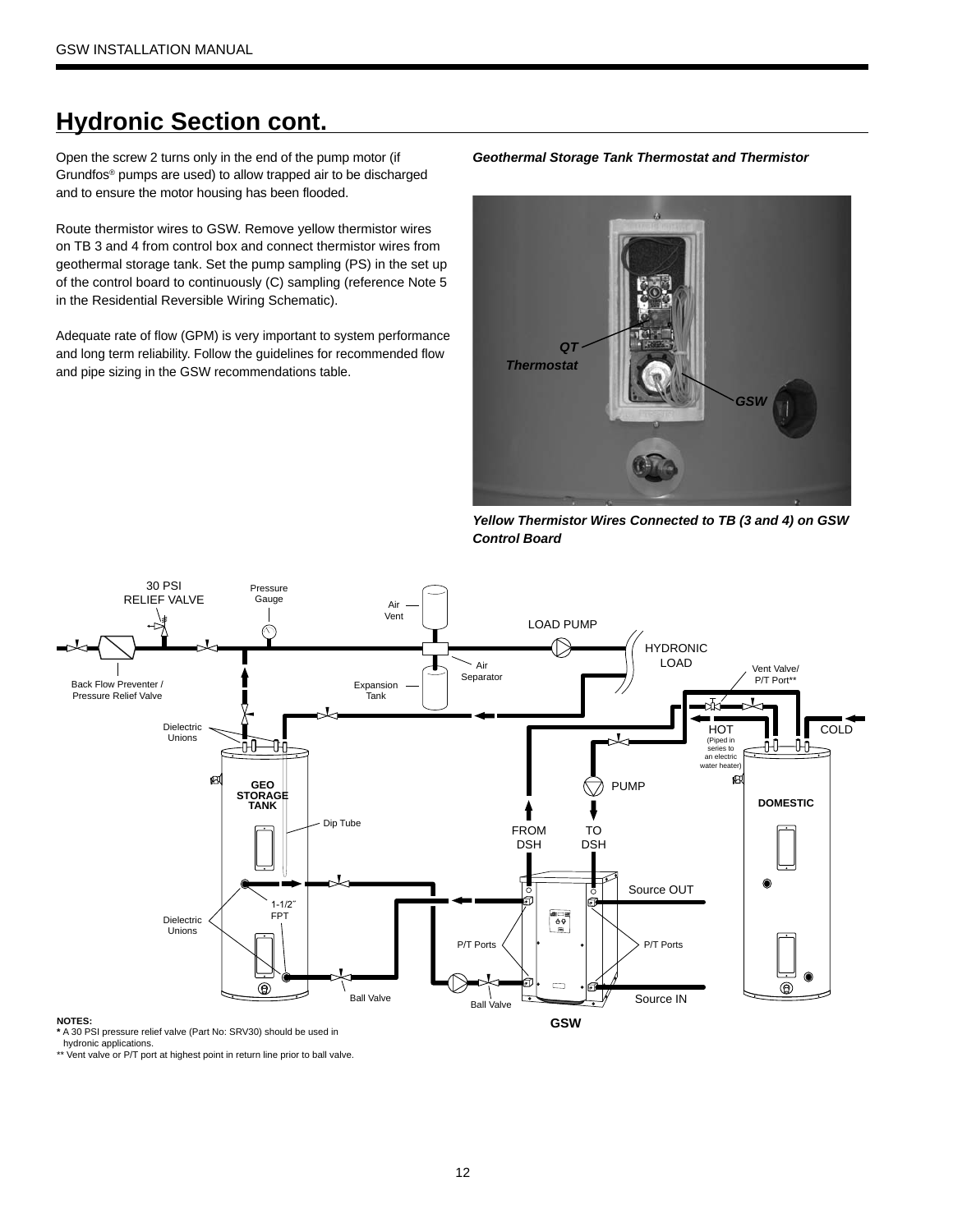# Hydronic Section cont.

Open the screw 2 turns only in the end of the pump motor (if Grundfos® pumps are used) to allow trapped air to be discharged and to ensure the motor housing has been flooded.

Route thermistor wires to GSW. Remove yellow thermistor wires on TB 3 and 4 from control box and connect thermistor wires from geothermal storage tank. Set the pump sampling (PS) in the set up of the control board to continuously (C) sampling (reference Note 5 in the Residential Reversible Wiring Schematic).

Adequate rate of flow (GPM) is very important to system performance and long term reliability. Follow the guidelines for recommended flow and pipe sizing in the GSW recommendations table.

***Geothermal Storage Tank Thermostat and Thermistor***

QT Thermostat

GSW

***Yellow Thermistor Wires Connected to TB (3 and 4) on GSW Control Board***

30 PSI RELIEF VALVE

Pressure Gauge

Air Vent

Air Separator

Expansion Tank

LOAD PUMP

HYDRONIC LOAD

Vent Valve/ P/T Port**

Back Flow Preventer / Pressure Relief Valve

Dielectric Unions

HOT (Piped in series to an electric water heater)

COLD

GEO STORAGE TANK

PUMP

DOMESTIC

Dip Tube

FROM DSH

TO DSH

Source OUT

1-1/2˝ FPT

Dielectric Unions

P/T Ports

P/T Ports

Ball Valve

Ball Valve

Source IN

GSW

**NOTES:**

**\*** A 30 PSI pressure relief valve (Part No: SRV30) should be used in hydronic applications.

** Vent valve or P/T port at highest point in return line prior to ball valve.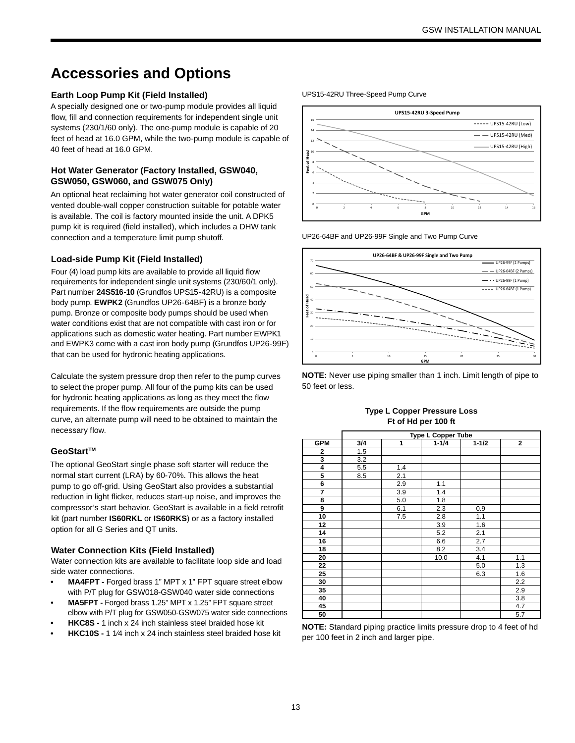# Accessories and Options

### Earth Loop Pump Kit (Field Installed)

A specially designed one or two-pump module provides all liquid flow, fill and connection requirements for independent single unit systems (230/1/60 only). The one-pump module is capable of 20 feet of head at 16.0 GPM, while the two-pump module is capable of 40 feet of head at 16.0 GPM.

### Hot Water Generator (Factory Installed, GSW040, GSW050, GSW060, and GSW075 Only)

An optional heat reclaiming hot water generator coil constructed of vented double-wall copper construction suitable for potable water is available. The coil is factory mounted inside the unit. A DPK5 pump kit is required (field installed), which includes a DHW tank connection and a temperature limit pump shutoff.

### Load-side Pump Kit (Field Installed)

Four (4) load pump kits are available to provide all liquid flow requirements for independent single unit systems (230/60/1 only). Part number **24S516-10** (Grundfos UPS15-42RU) is a composite body pump. **EWPK2** (Grundfos UP26-64BF) is a bronze body pump. Bronze or composite body pumps should be used when water conditions exist that are not compatible with cast iron or for applications such as domestic water heating. Part number EWPK1 and EWPK3 come with a cast iron body pump (Grundfos UP26-99F) that can be used for hydronic heating applications.

Calculate the system pressure drop then refer to the pump curves to select the proper pump. All four of the pump kits can be used for hydronic heating applications as long as they meet the flow requirements. If the flow requirements are outside the pump curve, an alternate pump will need to be obtained to maintain the necessary flow.

### GeoStart™

The optional GeoStart single phase soft starter will reduce the normal start current (LRA) by 60-70%. This allows the heat pump to go off-grid. Using GeoStart also provides a substantial reduction in light flicker, reduces start-up noise, and improves the compressor's start behavior. GeoStart is available in a field retrofit kit (part number **IS60RKL** or **IS60RKS**) or as a factory installed option for all G Series and QT units.

### Water Connection Kits (Field Installed)

Water connection kits are available to facilitate loop side and load side water connections.

- **MA4FPT -** Forged brass 1" MPT x 1" FPT square street elbow with P/T plug for GSW018-GSW040 water side connections
- **MA5FPT -** Forged brass 1.25" MPT x 1.25" FPT square street elbow with P/T plug for GSW050-GSW075 water side connections
- **HKC8S -** 1 inch x 24 inch stainless steel braided hose kit
- **HKC10S -** 1 1⁄4 inch x 24 inch stainless steel braided hose kit

UPS15-42RU Three-Speed Pump Curve

UP26-64BF and UP26-99F Single and Two Pump Curve

**NOTE:** Never use piping smaller than 1 inch. Limit length of pipe to 50 feet or less.

**Type L Copper Pressure Loss**
**Ft of Hd per 100 ft**

| | Type L Copper Tube | | | | |
|---|---|---|---|---|---|
| **GPM** | **3/4** | **1** | **1-1/4** | **1-1/2** | **2** |
| **2** | 1.5 | | | | |
| **3** | 3.2 | | | | |
| **4** | 5.5 | 1.4 | | | |
| **5** | 8.5 | 2.1 | | | |
| **6** | | 2.9 | 1.1 | | |
| **7** | | 3.9 | 1.4 | | |
| **8** | | 5.0 | 1.8 | | |
| **9** | | 6.1 | 2.3 | 0.9 | |
| **10** | | 7.5 | 2.8 | 1.1 | |
| **12** | | | 3.9 | 1.6 | |
| **14** | | | 5.2 | 2.1 | |
| **16** | | | 6.6 | 2.7 | |
| **18** | | | 8.2 | 3.4 | |
| **20** | | | 10.0 | 4.1 | 1.1 |
| **22** | | | | 5.0 | 1.3 |
| **25** | | | | 6.3 | 1.6 |
| **30** | | | | | 2.2 |
| **35** | | | | | 2.9 |
| **40** | | | | | 3.8 |
| **45** | | | | | 4.7 |
| **50** | | | | | 5.7 |

**NOTE:** Standard piping practice limits pressure drop to 4 feet of hd per 100 feet in 2 inch and larger pipe.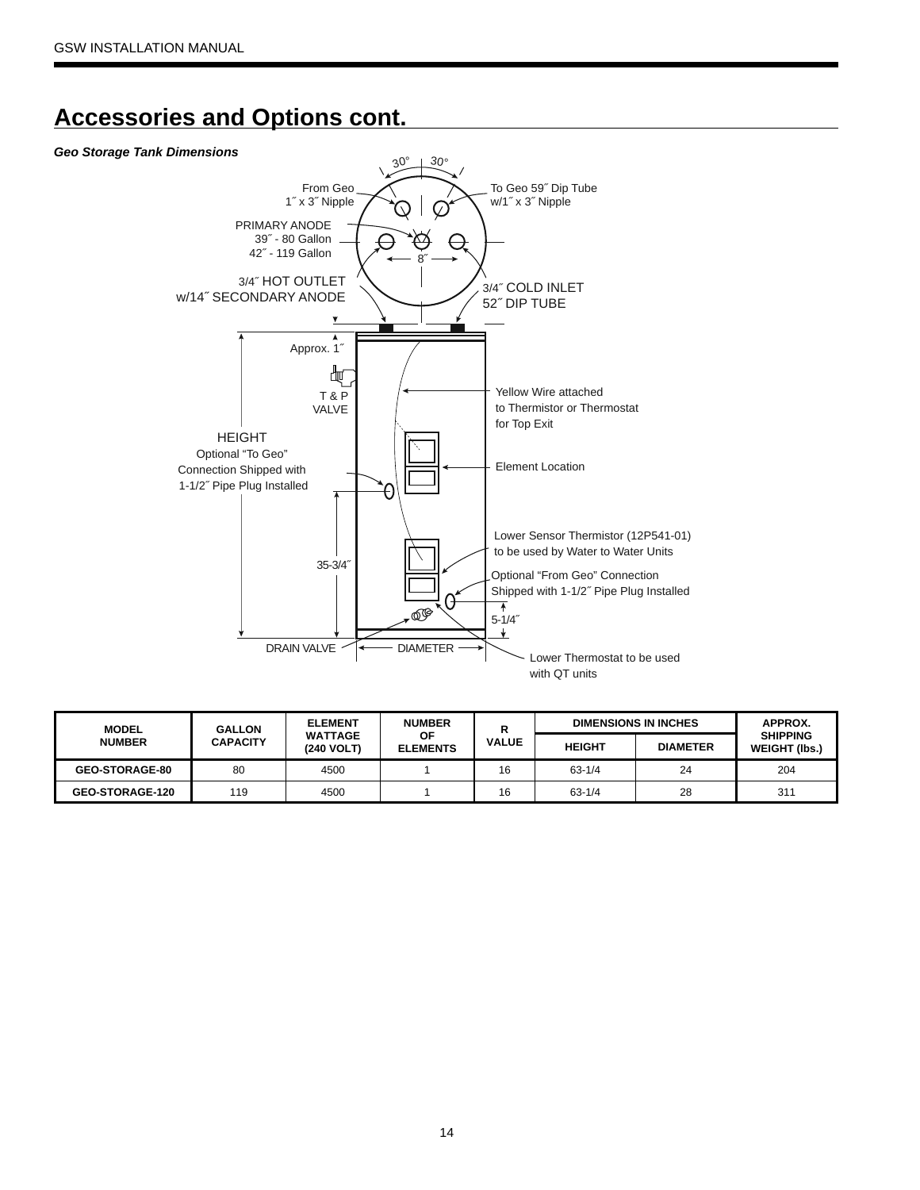# Accessories and Options cont.

***Geo Storage Tank Dimensions***

30° 30°

From Geo
1˝ x 3˝ Nipple

To Geo 59˝ Dip Tube
w/1˝ x 3˝ Nipple

PRIMARY ANODE
39˝ - 80 Gallon
42˝ - 119 Gallon

8˝

3/4˝ HOT OUTLET
w/14˝ SECONDARY ANODE

3/4˝ COLD INLET
52˝ DIP TUBE

Approx. 1˝

T & P
VALVE

Yellow Wire attached
to Thermistor or Thermostat
for Top Exit

HEIGHT
Optional "To Geo"
Connection Shipped with
1-1/2˝ Pipe Plug Installed

Element Location

Lower Sensor Thermistor (12P541-01)
to be used by Water to Water Units

35-3/4˝

Optional "From Geo" Connection
Shipped with 1-1/2˝ Pipe Plug Installed

5-1/4˝

DRAIN VALVE

DIAMETER

Lower Thermostat to be used
with QT units

| MODEL NUMBER | GALLON CAPACITY | ELEMENT WATTAGE (240 VOLT) | NUMBER OF ELEMENTS | R VALUE | DIMENSIONS IN INCHES | | APPROX. SHIPPING WEIGHT (lbs.) |
|---|---|---|---|---|---|---|---|
| | | | | | HEIGHT | DIAMETER | |
| GEO-STORAGE-80 | 80 | 4500 | 1 | 16 | 63-1/4 | 24 | 204 |
| GEO-STORAGE-120 | 119 | 4500 | 1 | 16 | 63-1/4 | 28 | 311 |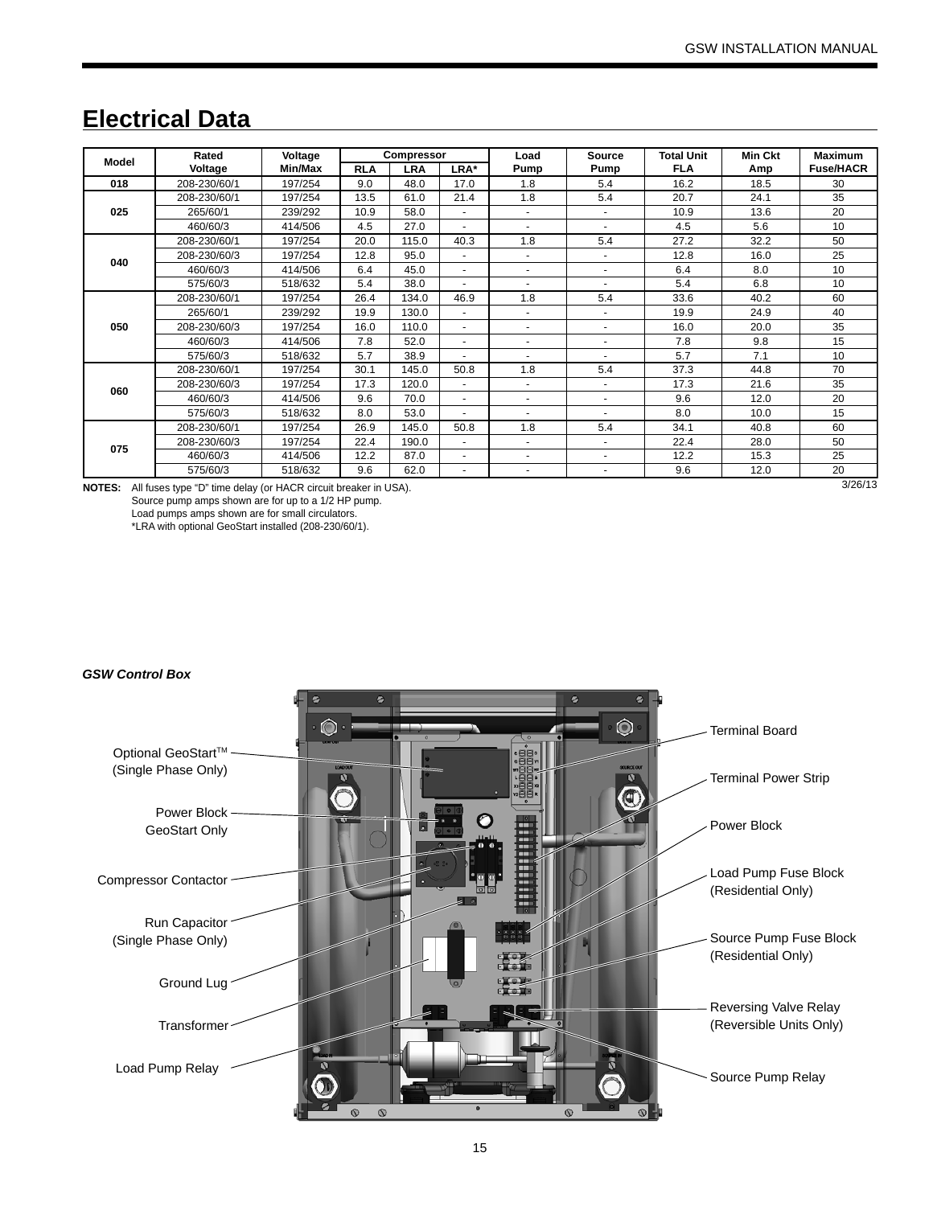## Electrical Data

| Model | Rated Voltage | Voltage Min/Max | Compressor | | | Load Pump | Source Pump | Total Unit FLA | Min Ckt Amp | Maximum Fuse/HACR |
|---|---|---|---|---|---|---|---|---|---|---|
| | | | RLA | LRA | LRA* | | | | | |
| 018 | 208-230/60/1 | 197/254 | 9.0 | 48.0 | 17.0 | 1.8 | 5.4 | 16.2 | 18.5 | 30 |
| 025 | 208-230/60/1 | 197/254 | 13.5 | 61.0 | 21.4 | 1.8 | 5.4 | 20.7 | 24.1 | 35 |
| | 265/60/1 | 239/292 | 10.9 | 58.0 | - | - | - | 10.9 | 13.6 | 20 |
| | 460/60/3 | 414/506 | 4.5 | 27.0 | - | - | - | 4.5 | 5.6 | 10 |
| 040 | 208-230/60/1 | 197/254 | 20.0 | 115.0 | 40.3 | 1.8 | 5.4 | 27.2 | 32.2 | 50 |
| | 208-230/60/3 | 197/254 | 12.8 | 95.0 | - | - | - | 12.8 | 16.0 | 25 |
| | 460/60/3 | 414/506 | 6.4 | 45.0 | - | - | - | 6.4 | 8.0 | 10 |
| | 575/60/3 | 518/632 | 5.4 | 38.0 | - | - | - | 5.4 | 6.8 | 10 |
| 050 | 208-230/60/1 | 197/254 | 26.4 | 134.0 | 46.9 | 1.8 | 5.4 | 33.6 | 40.2 | 60 |
| | 265/60/1 | 239/292 | 19.9 | 130.0 | - | - | - | 19.9 | 24.9 | 40 |
| | 208-230/60/3 | 197/254 | 16.0 | 110.0 | - | - | - | 16.0 | 20.0 | 35 |
| | 460/60/3 | 414/506 | 7.8 | 52.0 | - | - | - | 7.8 | 9.8 | 15 |
| | 575/60/3 | 518/632 | 5.7 | 38.9 | - | - | - | 5.7 | 7.1 | 10 |
| 060 | 208-230/60/1 | 197/254 | 30.1 | 145.0 | 50.8 | 1.8 | 5.4 | 37.3 | 44.8 | 70 |
| | 208-230/60/3 | 197/254 | 17.3 | 120.0 | - | - | - | 17.3 | 21.6 | 35 |
| | 460/60/3 | 414/506 | 9.6 | 70.0 | - | - | - | 9.6 | 12.0 | 20 |
| | 575/60/3 | 518/632 | 8.0 | 53.0 | - | - | - | 8.0 | 10.0 | 15 |
| 075 | 208-230/60/1 | 197/254 | 26.9 | 145.0 | 50.8 | 1.8 | 5.4 | 34.1 | 40.8 | 60 |
| | 208-230/60/3 | 197/254 | 22.4 | 190.0 | - | - | - | 22.4 | 28.0 | 50 |
| | 460/60/3 | 414/506 | 12.2 | 87.0 | - | - | - | 12.2 | 15.3 | 25 |
| | 575/60/3 | 518/632 | 9.6 | 62.0 | - | - | - | 9.6 | 12.0 | 20 |

3/26/13

**NOTES:** All fuses type "D" time delay (or HACR circuit breaker in USA).
Source pump amps shown are for up to a 1/2 HP pump.
Load pumps amps shown are for small circulators.
*LRA with optional GeoStart installed (208-230/60/1).

***GSW Control Box***

Optional GeoStart™ (Single Phase Only)
Power Block GeoStart Only
Compressor Contactor
Run Capacitor (Single Phase Only)
Ground Lug
Transformer
Load Pump Relay
Terminal Board
Terminal Power Strip
Power Block
Load Pump Fuse Block (Residential Only)
Source Pump Fuse Block (Residential Only)
Reversing Valve Relay (Reversible Units Only)
Source Pump Relay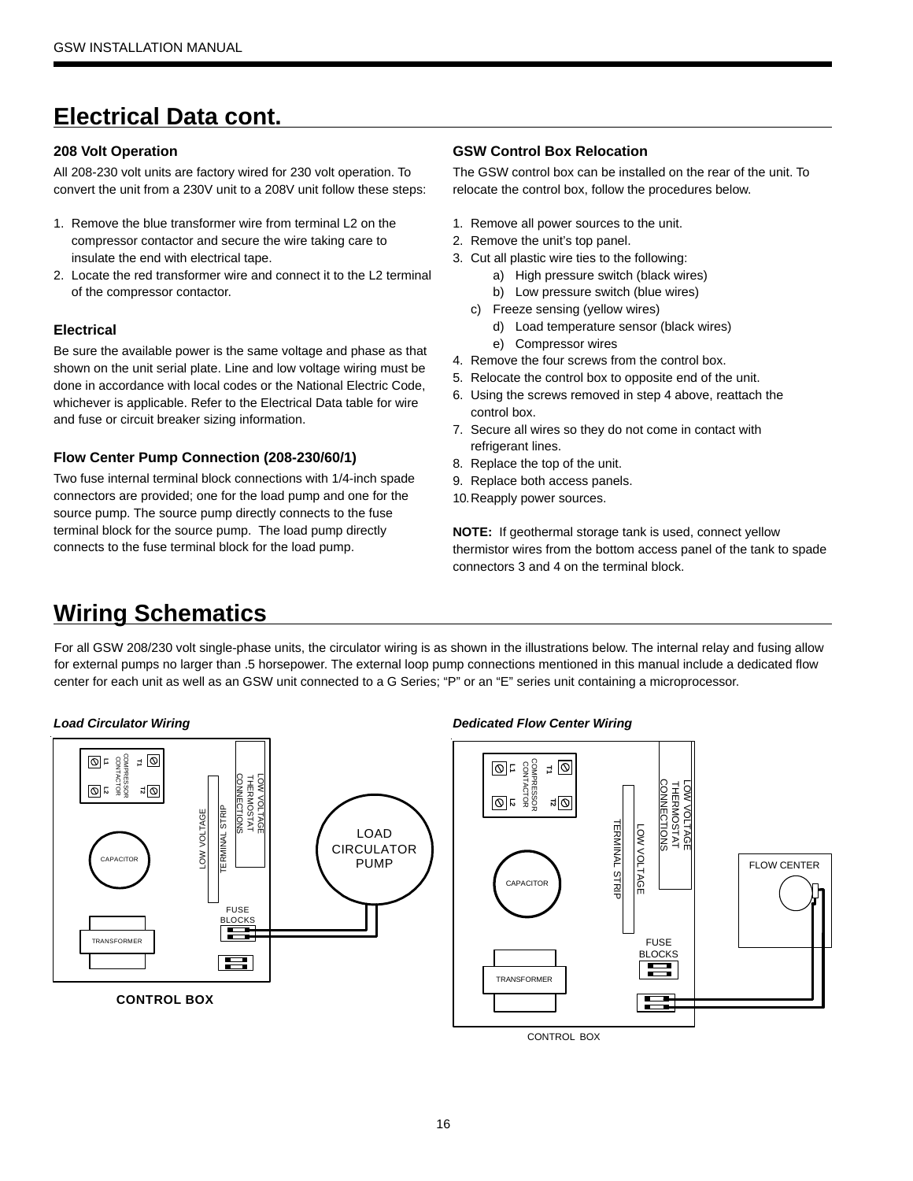## Electrical Data cont.

### 208 Volt Operation

All 208-230 volt units are factory wired for 230 volt operation. To convert the unit from a 230V unit to a 208V unit follow these steps:

1. Remove the blue transformer wire from terminal L2 on the compressor contactor and secure the wire taking care to insulate the end with electrical tape.
2. Locate the red transformer wire and connect it to the L2 terminal of the compressor contactor.

### Electrical

Be sure the available power is the same voltage and phase as that shown on the unit serial plate. Line and low voltage wiring must be done in accordance with local codes or the National Electric Code, whichever is applicable. Refer to the Electrical Data table for wire and fuse or circuit breaker sizing information.

### Flow Center Pump Connection (208-230/60/1)

Two fuse internal terminal block connections with 1/4-inch spade connectors are provided; one for the load pump and one for the source pump. The source pump directly connects to the fuse terminal block for the source pump. The load pump directly connects to the fuse terminal block for the load pump.

### GSW Control Box Relocation

The GSW control box can be installed on the rear of the unit. To relocate the control box, follow the procedures below.

1. Remove all power sources to the unit.
2. Remove the unit's top panel.
3. Cut all plastic wire ties to the following:
   a) High pressure switch (black wires)
   b) Low pressure switch (blue wires)
   c) Freeze sensing (yellow wires)
   d) Load temperature sensor (black wires)
   e) Compressor wires
4. Remove the four screws from the control box.
5. Relocate the control box to opposite end of the unit.
6. Using the screws removed in step 4 above, reattach the control box.
7. Secure all wires so they do not come in contact with refrigerant lines.
8. Replace the top of the unit.
9. Replace both access panels.
10. Reapply power sources.

**NOTE:** If geothermal storage tank is used, connect yellow thermistor wires from the bottom access panel of the tank to spade connectors 3 and 4 on the terminal block.

## Wiring Schematics

For all GSW 208/230 volt single-phase units, the circulator wiring is as shown in the illustrations below. The internal relay and fusing allow for external pumps no larger than .5 horsepower. The external loop pump connections mentioned in this manual include a dedicated flow center for each unit as well as an GSW unit connected to a G Series; "P" or an "E" series unit containing a microprocessor.

*Load Circulator Wiring*

*Dedicated Flow Center Wiring*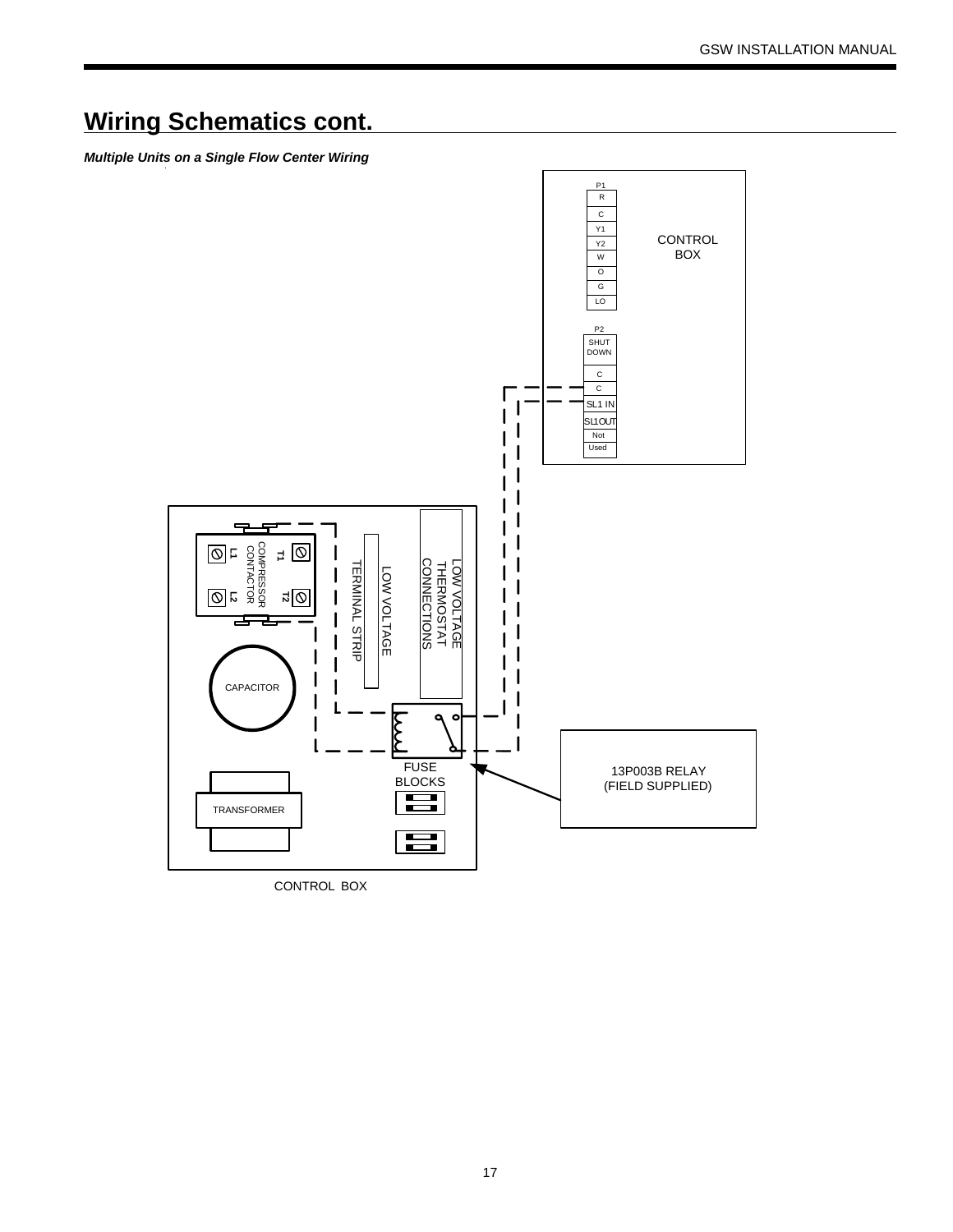# Wiring Schematics cont.

***Multiple Units on a Single Flow Center Wiring***

P1

R

C

Y1

Y2

W

O

G

LO

CONTROL BOX

P2

SHUT DOWN

C

C

SL1 IN

SL1OUT

Not Used

COMPRESSOR CONTACTOR

T1

T2

L1

L2

LOW VOLTAGE TERMINAL STRIP

LOW VOLTAGE THERMOSTAT CONNECTIONS

CAPACITOR

FUSE BLOCKS

TRANSFORMER

13P003B RELAY (FIELD SUPPLIED)

CONTROL BOX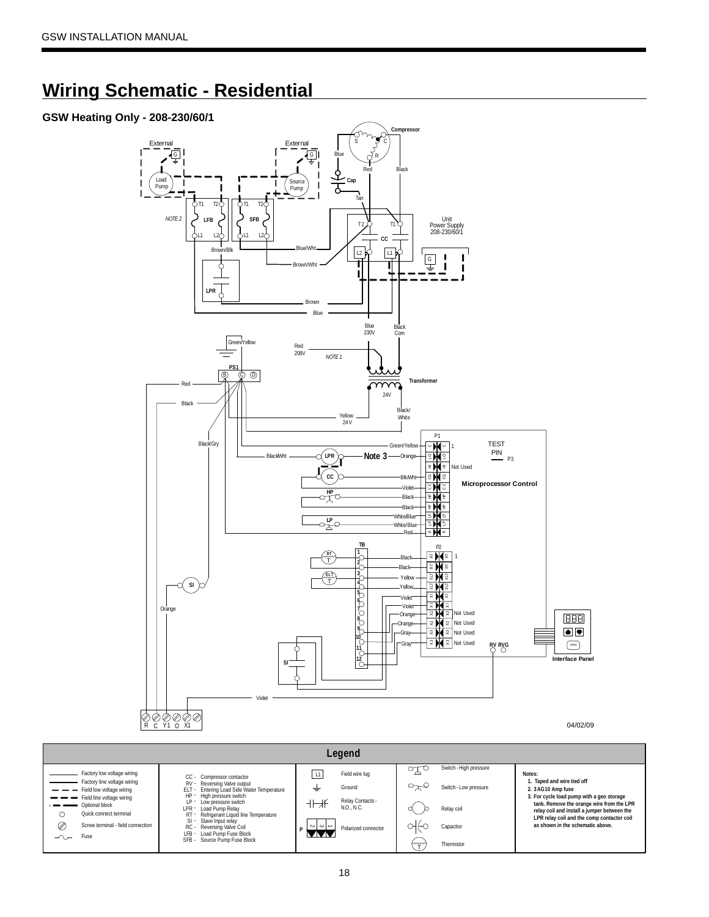# Wiring Schematic - Residential

### GSW Heating Only - 208-230/60/1

04/02/09

## Legend

| Symbol | Description |
|---|---|
| ——— (thin) | Factory low voltage wiring |
| ——— (thick) | Factory line voltage wiring |
| – – – (thin) | Field low voltage wiring |
| – – – (thick) | Field line voltage wiring |
| – · – | Optional block |
| ○ | Quick connect terminal |
| ⊘ | Screw terminal - field connection |
| ~ | Fuse |

- CC - Compressor contactor
- RV - Reversing Valve output
- ELT - Entering Load Side Water Temperature
- HP - High pressure switch
- LP - Low pressure switch
- LPR - Load Pump Relay
- RT - Refrigerant Liquid line Temperature
- SI - Slave Input relay
- RC - Reversing Valve Coil
- LFB - Load Pump Fuse Block
- SFB - Source Pump Fuse Block

| Symbol | Description |
|---|---|
| L1 | Field wire lug |
| ⏚ | Ground |
| Relay Contacts | N.O., N.C. |
| P | Polarized connector |
| Switch | High pressure |
| Switch | Low pressure |
| Relay coil | |
| Capacitor | |
| Thermistor | |

**Notes:**

1. Taped and wire tied off
2. 3AG10 Amp fuse
3. For cycle load pump with a geo storage tank. Remove the orange wire from the LPR relay coil and install a jumper between the LPR relay coil and the comp contactor coil as shown in the schematic above.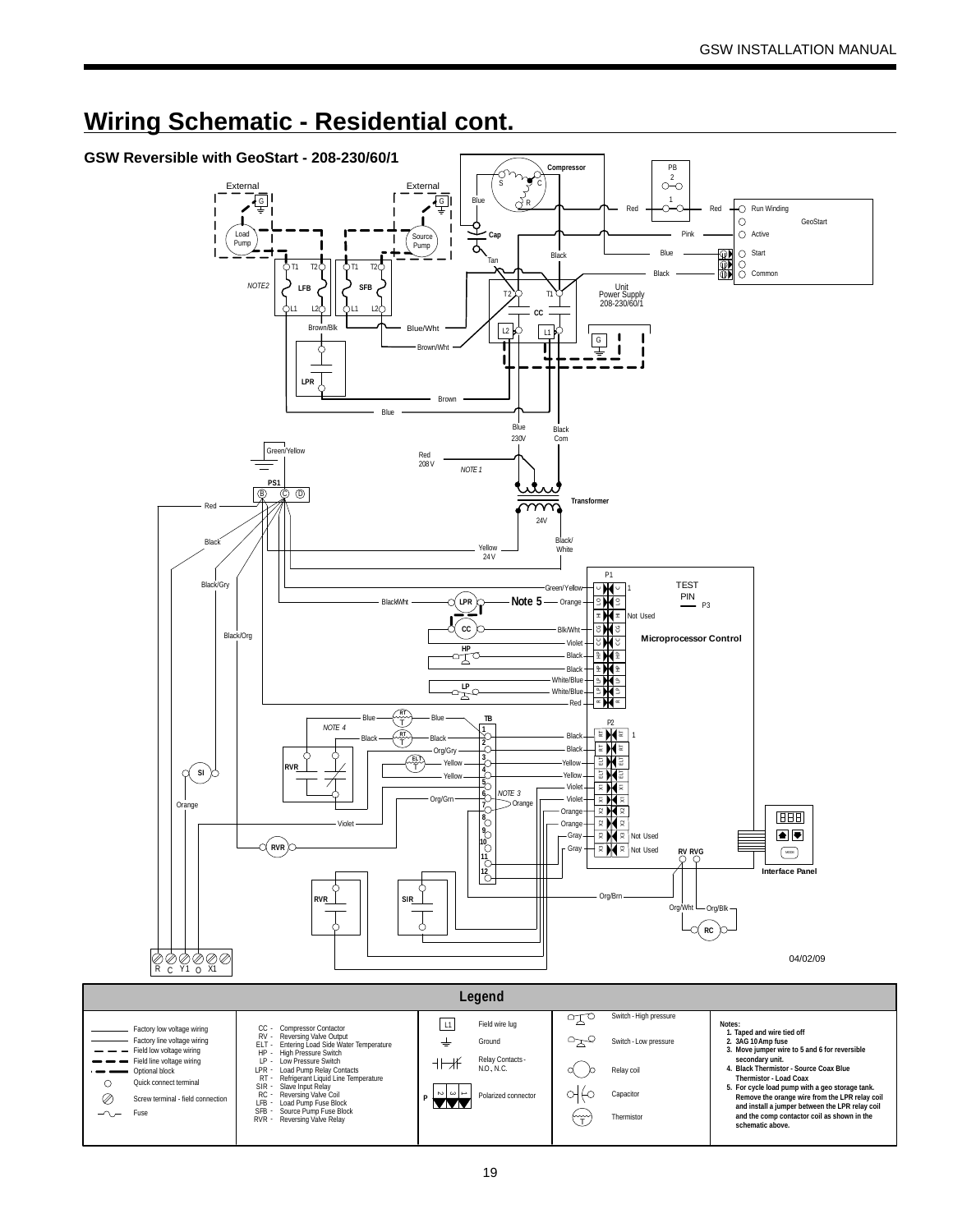# Wiring Schematic - Residential cont.

### GSW Reversible with GeoStart - 208-230/60/1

04/02/09

## Legend

| Line Types | Abbreviations | Symbols | Switches/Components | Notes |
|---|---|---|---|---|
| Factory low voltage wiring | CC - Compressor Contactor | L1 - Field wire lug | Switch - High pressure | **Notes:** |
| Factory line voltage wiring | RV - Reversing Valve Output | Ground | Switch - Low pressure | **1. Taped and wire tied off** |
| Field low voltage wiring | ELT - Entering Load Side Water Temperature | Relay Contacts - N.O., N.C. | Relay coil | **2. 3AG 10Amp fuse** |
| Field line voltage wiring | HP - High Pressure Switch | P - Polarized connector | Capacitor | **3. Move jumper wire to 5 and 6 for reversible secondary unit.** |
| Optional block | LP - Low Pressure Switch | | Thermistor | **4. Black Thermistor - Source Coax Blue Thermistor - Load Coax** |
| Quick connect terminal | LPR - Load Pump Relay Contacts | | | **5. For cycle load pump with a geo storage tank. Remove the orange wire from the LPR relay coil and install a jumper between the LPR relay coil and the comp contactor coil as shown in the schematic above.** |
| Screw terminal - field connection | RT - Refrigerant Liquid Line Temperature | | | |
| Fuse | SIR - Slave Input Relay | | | |
| | RC - Reversing Valve Coil | | | |
| | LFB - Load Pump Fuse Block | | | |
| | SFB - Source Pump Fuse Block | | | |
| | RVR - Reversing Valve Relay | | | |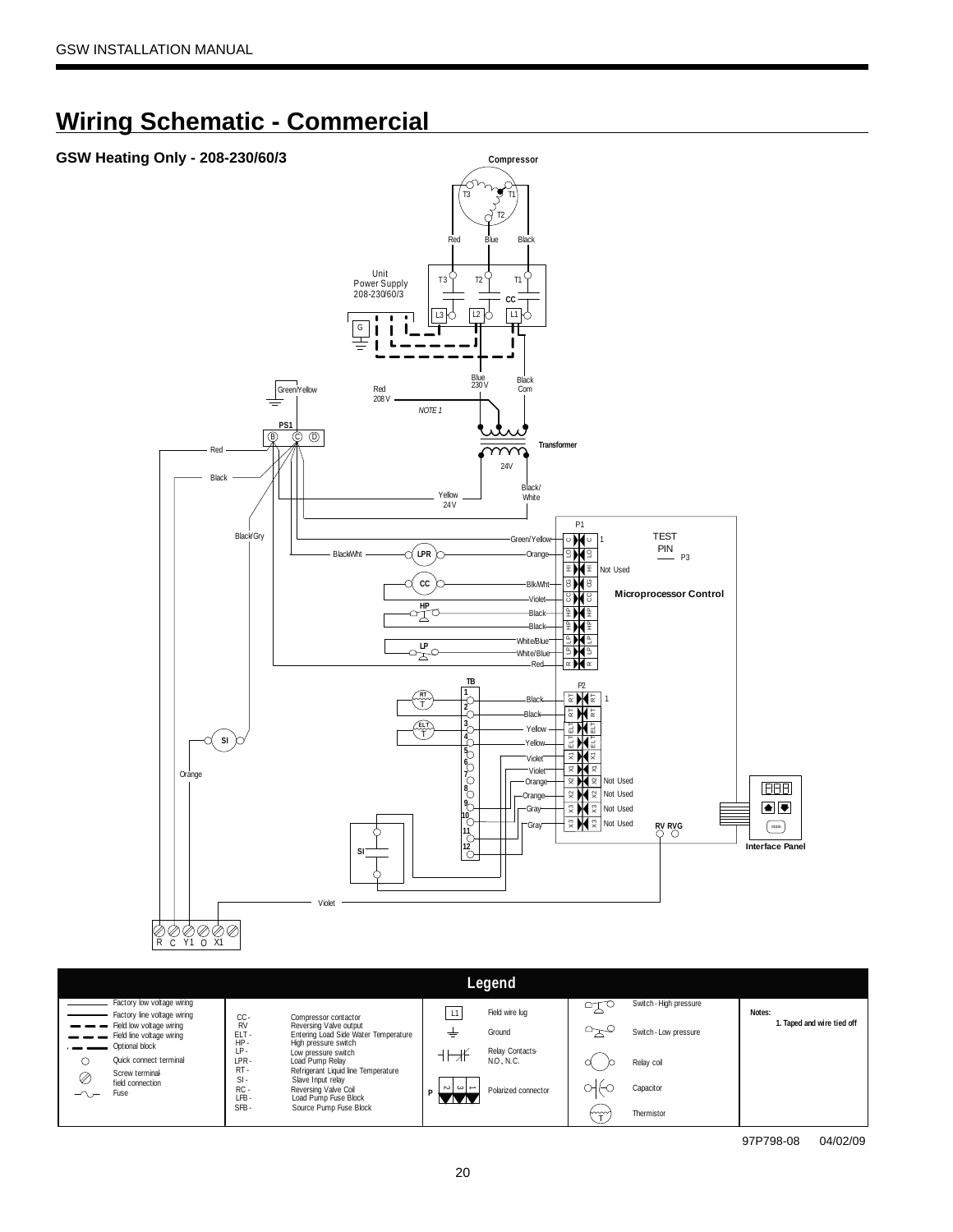# Wiring Schematic - Commercial

### GSW Heating Only - 208-230/60/3

Compressor

T3 T1 T2

Red Blue Black

Unit Power Supply 208-230/60/3

T3 T2 T1

CC

L3 L2 L1

G

Blue 230V

Black Com

Green/Yellow

Red 208V

NOTE 1

PS1

B C D

Transformer

Red

24V

Black

Black/ White

Yellow 24V

P1

TEST PIN

P3

Black/Gry

Green/Yellow

Black/Wht

LPR

Orange

Not Used

CC

Blk/Wht

Microprocessor Control

Violet

HP

Black

Black

White/Blue

LP

White/Blue

Red

TB

P2

RT

Black

Black

ELT

Yellow

SI

Yellow

Violet

Violet

Orange

Orange

Not Used

Orange

Not Used

Gray

Not Used

Gray

Not Used

RV RVG

SI

Interface Panel

Violet

R C Y1 O X1

## Legend

| | | | | |
|---|---|---|---|---|
| Factory low voltage wiring | CC - Compressor contactor | L1 Field wire lug | Switch - High pressure | **Notes:** |
| Factory line voltage wiring | RV Reversing Valve output | Ground | Switch - Low pressure | 1. Taped and wire tied off |
| Field low voltage wiring | ELT - Entering Load Side Water Temperature | Relay Contacts- N.O., N.C. | Relay coil | |
| Field line voltage wiring | HP - High pressure switch | P Polarized connector | Capacitor | |
| Optional block | LP - Low pressure switch | | Thermistor | |
| Quick connect terminal | LPR - Load Pump Relay | | | |
| Screw terminal-field connection | RT - Refrigerant Liquid line Temperature | | | |
| Fuse | SI - Slave Input relay | | | |
| | RC - Reversing Valve Coil | | | |
| | LFB - Load Pump Fuse Block | | | |
| | SFB - Source Pump Fuse Block | | | |

97P798-08 04/02/09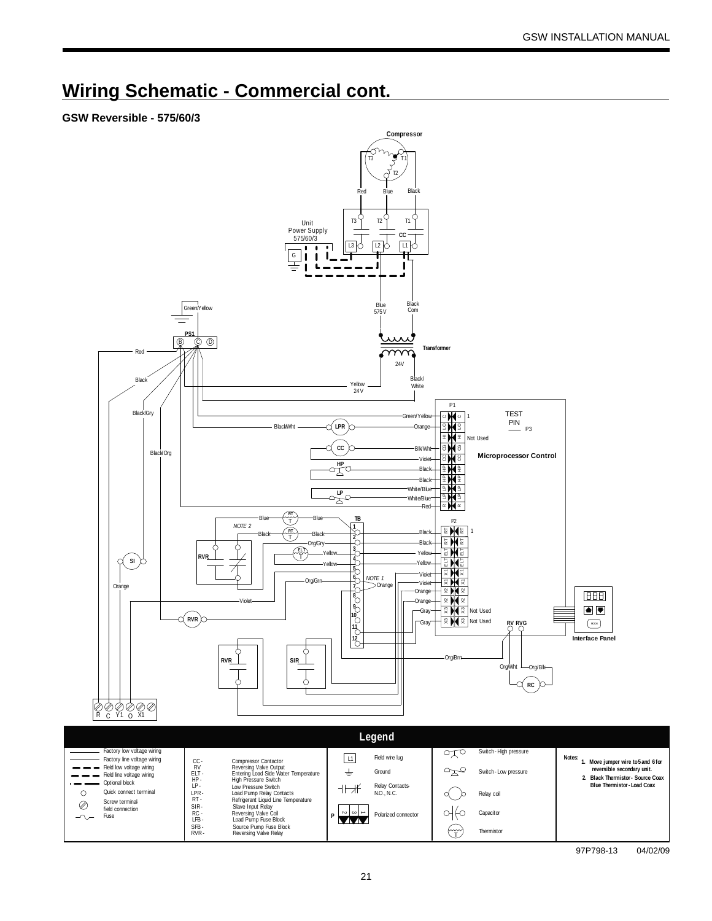## Wiring Schematic - Commercial cont.

### GSW Reversible - 575/60/3

Compressor

T3 T1 T2

Red Blue Black

T3 T2 T1

Unit Power Supply 575/60/3

CC

L3 L2 L1

G

Blue 575 V

Black Com

Green/Yellow

PS1

B C D

Transformer

Red

24V

Black

Yellow 24 V

Black/White

P1

Black/Gry

Green/Yellow C C 1

TEST PIN P3

Black/Wht LPR Orange LO LO

HI HI Not Used

CC Blk/Wht CC CC

Black/Org

Violet CC CC

Microprocessor Control

HP Black HP HP

Black HP HP

White/Blue LP LP

LP White/Blue LP LP

Red R R

Blue RT Blue

TB

P2

NOTE 2

Black RT Black 1 Black RT RT 1

Org/Gry 2 Black RT RT

RVR

ELT Yellow 3 Yellow ELT ELT

SI

Yellow 4 Yellow ELT ELT

5 Violet X1 X1

Org/Grn 6 NOTE 1 Violet X1 X1

Orange

7 Orange Orange X2 X2

8 Orange X2 X2

Violet

9 Gray X3 X3 Not Used

RVR

10 Gray X3 X3 Not Used

11 RV RVG

12

Interface Panel

MODE

Org/Brn

RVR SIR

Org/Wht Org/Blk

RC

R C Y1 O X1

### Legend

| | | | | | | |
|---|---|---|---|---|---|---|
| Factory low voltage wiring | CC - Compressor Contactor | L1 Field wire lug | | Switch - High pressure | | **Notes:** |
| Factory line voltage wiring | RV Reversing Valve Output | Ground | | Switch - Low pressure | | **1. Move jumper wire to 5 and 6 for reversible secondary unit.** |
| Field low voltage wiring | ELT - Entering Load Side Water Temperature | Relay Contacts- N.O., N.C. | | Relay coil | | **2. Black Thermistor - Source Coax Blue Thermistor - Load Coax** |
| Field line voltage wiring | HP - High Pressure Switch | P Polarized connector | | Capacitor | | |
| Optional block | LP - Low Pressure Switch | | | Thermistor | | |
| Quick connect terminal | LPR - Load Pump Relay Contacts | | | | | |
| Screw terminal- field connection | RT - Refrigerant Liquid Line Temperature | | | | | |
| Fuse | SIR - Slave Input Relay | | | | | |
| | RC - Reversing Valve Coil | | | | | |
| | LFB - Load Pump Fuse Block | | | | | |
| | SFB - Source Pump Fuse Block | | | | | |
| | RVR - Reversing Valve Relay | | | | | |

97P798-13 04/02/09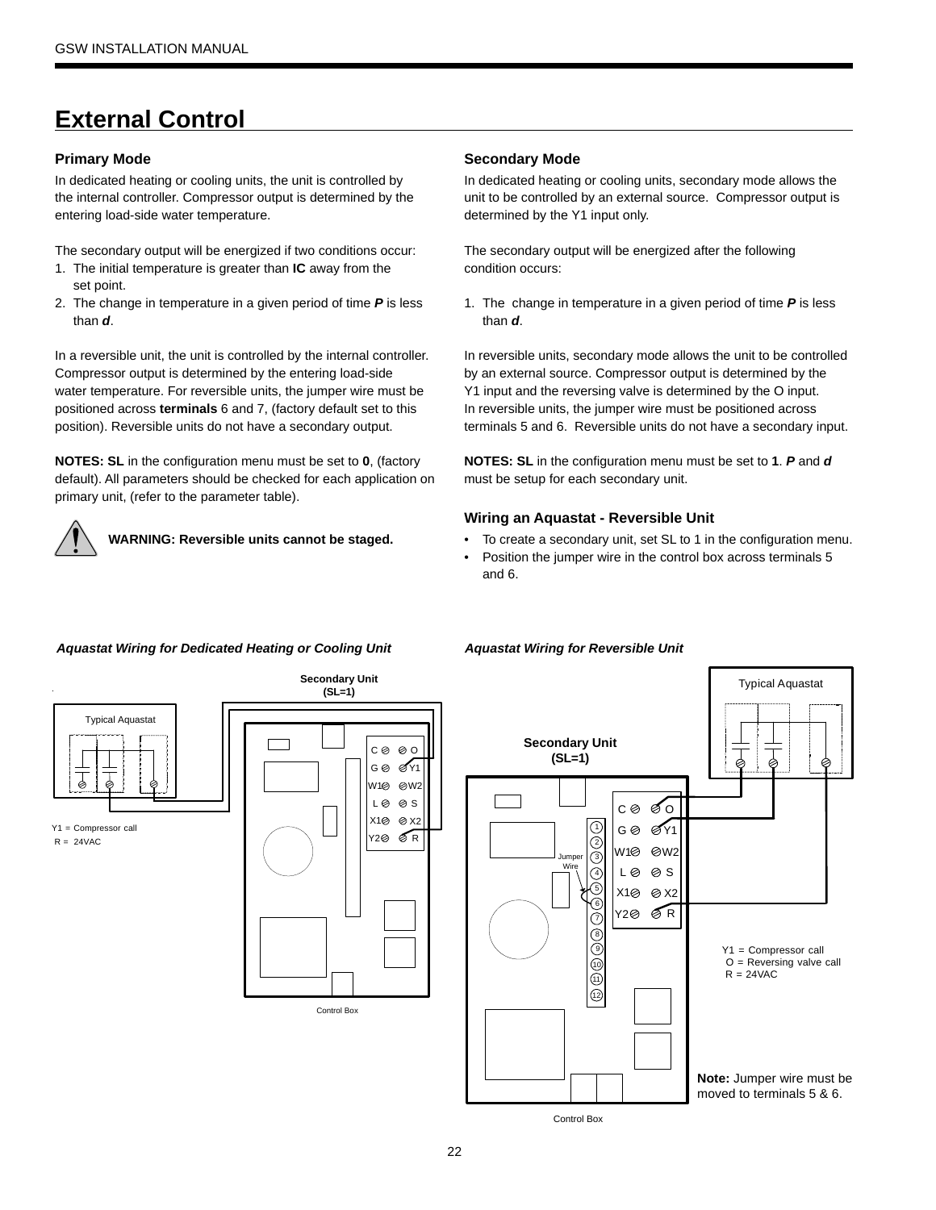# External Control

## Primary Mode

In dedicated heating or cooling units, the unit is controlled by the internal controller. Compressor output is determined by the entering load-side water temperature.

The secondary output will be energized if two conditions occur:

1. The initial temperature is greater than **IC** away from the set point.
2. The change in temperature in a given period of time ***P*** is less than ***d***.

In a reversible unit, the unit is controlled by the internal controller. Compressor output is determined by the entering load-side water temperature. For reversible units, the jumper wire must be positioned across **terminals** 6 and 7, (factory default set to this position). Reversible units do not have a secondary output.

**NOTES: SL** in the configuration menu must be set to **0**, (factory default). All parameters should be checked for each application on primary unit, (refer to the parameter table).

**WARNING: Reversible units cannot be staged.**

## Secondary Mode

In dedicated heating or cooling units, secondary mode allows the unit to be controlled by an external source. Compressor output is determined by the Y1 input only.

The secondary output will be energized after the following condition occurs:

1. The change in temperature in a given period of time ***P*** is less than ***d***.

In reversible units, secondary mode allows the unit to be controlled by an external source. Compressor output is determined by the Y1 input and the reversing valve is determined by the O input. In reversible units, the jumper wire must be positioned across terminals 5 and 6. Reversible units do not have a secondary input.

**NOTES: SL** in the configuration menu must be set to **1**. ***P*** and ***d*** must be setup for each secondary unit.

## Wiring an Aquastat - Reversible Unit

- To create a secondary unit, set SL to 1 in the configuration menu.
- Position the jumper wire in the control box across terminals 5 and 6.

***Aquastat Wiring for Dedicated Heating or Cooling Unit***

Secondary Unit (SL=1)

Typical Aquastat

C O G Y1 W1 W2 L S X1 X2 Y2 R

Y1 = Compressor call
R = 24VAC

Control Box

***Aquastat Wiring for Reversible Unit***

Typical Aquastat

Secondary Unit (SL=1)

C O G Y1 W1 W2 L S X1 X2 Y2 R

Jumper Wire

1 2 3 4 5 6 7 8 9 10 11 12

Y1 = Compressor call
O = Reversing valve call
R = 24VAC

**Note:** Jumper wire must be moved to terminals 5 & 6.

Control Box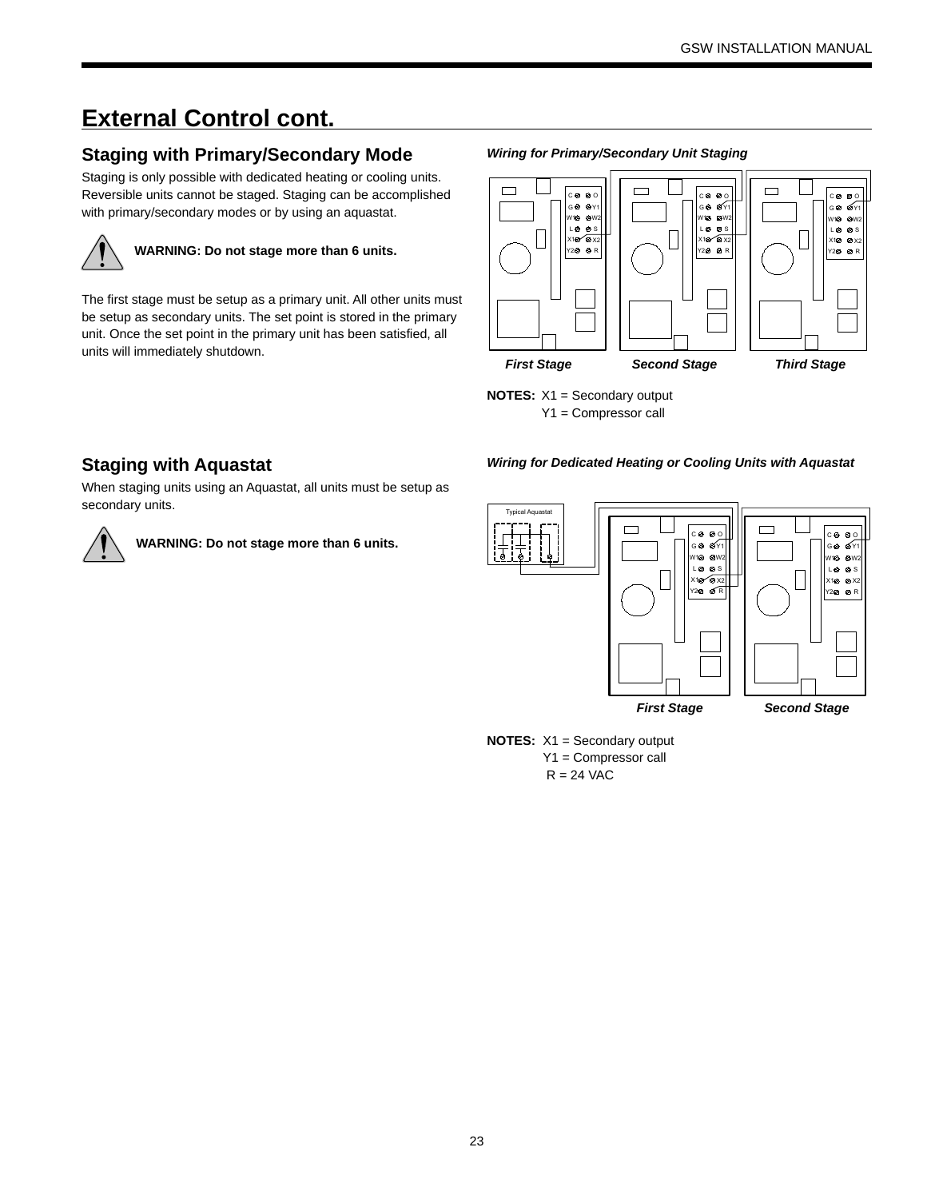# External Control cont.

## Staging with Primary/Secondary Mode

Staging is only possible with dedicated heating or cooling units. Reversible units cannot be staged. Staging can be accomplished with primary/secondary modes or by using an aquastat.

**WARNING: Do not stage more than 6 units.**

The first stage must be setup as a primary unit. All other units must be setup as secondary units. The set point is stored in the primary unit. Once the set point in the primary unit has been satisfied, all units will immediately shutdown.

***Wiring for Primary/Secondary Unit Staging***

***First Stage*** ***Second Stage*** ***Third Stage***

**NOTES:** X1 = Secondary output
Y1 = Compressor call

## Staging with Aquastat

When staging units using an Aquastat, all units must be setup as secondary units.

**WARNING: Do not stage more than 6 units.**

***Wiring for Dedicated Heating or Cooling Units with Aquastat***

Typical Aquastat

***First Stage*** ***Second Stage***

**NOTES:** X1 = Secondary output
Y1 = Compressor call
R = 24 VAC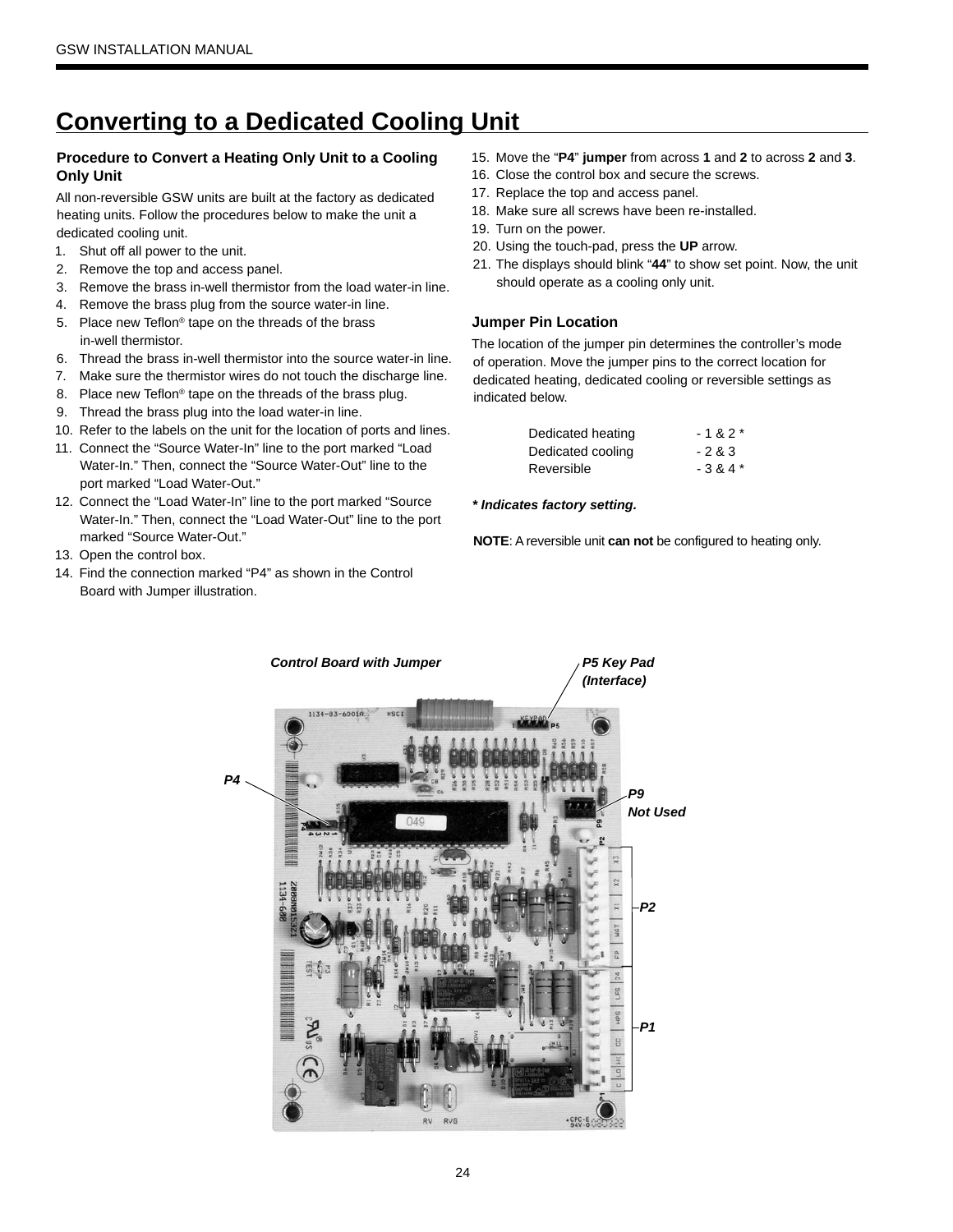# Converting to a Dedicated Cooling Unit

### Procedure to Convert a Heating Only Unit to a Cooling Only Unit

All non-reversible GSW units are built at the factory as dedicated heating units. Follow the procedures below to make the unit a dedicated cooling unit.

1. Shut off all power to the unit.
2. Remove the top and access panel.
3. Remove the brass in-well thermistor from the load water-in line.
4. Remove the brass plug from the source water-in line.
5. Place new Teflon® tape on the threads of the brass in-well thermistor.
6. Thread the brass in-well thermistor into the source water-in line.
7. Make sure the thermistor wires do not touch the discharge line.
8. Place new Teflon® tape on the threads of the brass plug.
9. Thread the brass plug into the load water-in line.
10. Refer to the labels on the unit for the location of ports and lines.
11. Connect the "Source Water-In" line to the port marked "Load Water-In." Then, connect the "Source Water-Out" line to the port marked "Load Water-Out."
12. Connect the "Load Water-In" line to the port marked "Source Water-In." Then, connect the "Load Water-Out" line to the port marked "Source Water-Out."
13. Open the control box.
14. Find the connection marked "P4" as shown in the Control Board with Jumper illustration.
15. Move the "**P4**" **jumper** from across **1** and **2** to across **2** and **3**.
16. Close the control box and secure the screws.
17. Replace the top and access panel.
18. Make sure all screws have been re-installed.
19. Turn on the power.
20. Using the touch-pad, press the **UP** arrow.
21. The displays should blink "**44**" to show set point. Now, the unit should operate as a cooling only unit.

### Jumper Pin Location

The location of the jumper pin determines the controller's mode of operation. Move the jumper pins to the correct location for dedicated heating, dedicated cooling or reversible settings as indicated below.

| | |
|---|---|
| Dedicated heating | - 1 & 2 * |
| Dedicated cooling | - 2 & 3 |
| Reversible | - 3 & 4 * |

***\* Indicates factory setting.***

**NOTE**: A reversible unit **can not** be configured to heating only.

***Control Board with Jumper***

*P5 Key Pad (Interface)*

*P4*

*P9 Not Used*

*P2*

*P1*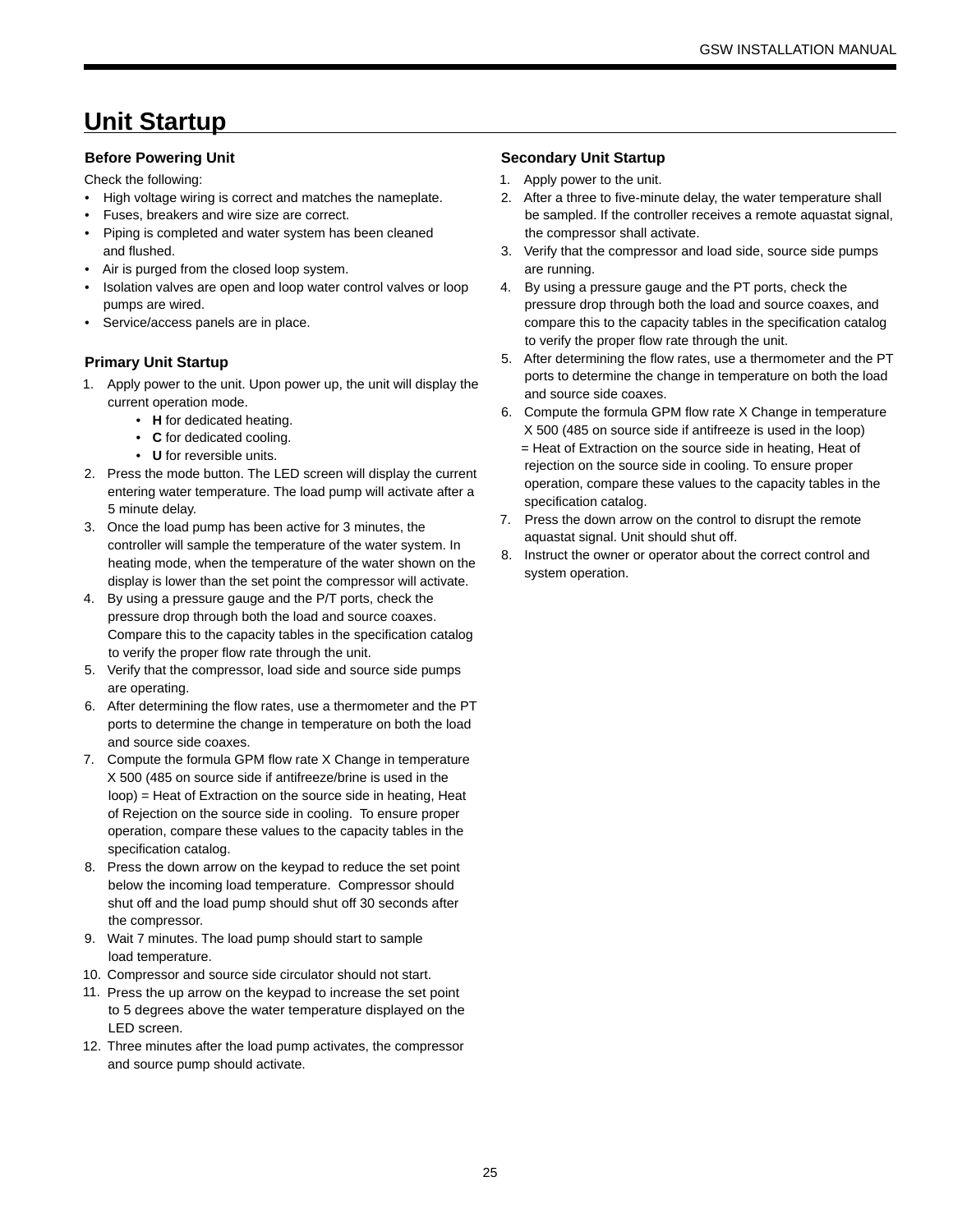# Unit Startup

### Before Powering Unit

Check the following:

- High voltage wiring is correct and matches the nameplate.
- Fuses, breakers and wire size are correct.
- Piping is completed and water system has been cleaned and flushed.
- Air is purged from the closed loop system.
- Isolation valves are open and loop water control valves or loop pumps are wired.
- Service/access panels are in place.

### Primary Unit Startup

1. Apply power to the unit. Upon power up, the unit will display the current operation mode.
   - **H** for dedicated heating.
   - **C** for dedicated cooling.
   - **U** for reversible units.
2. Press the mode button. The LED screen will display the current entering water temperature. The load pump will activate after a 5 minute delay.
3. Once the load pump has been active for 3 minutes, the controller will sample the temperature of the water system. In heating mode, when the temperature of the water shown on the display is lower than the set point the compressor will activate.
4. By using a pressure gauge and the P/T ports, check the pressure drop through both the load and source coaxes. Compare this to the capacity tables in the specification catalog to verify the proper flow rate through the unit.
5. Verify that the compressor, load side and source side pumps are operating.
6. After determining the flow rates, use a thermometer and the PT ports to determine the change in temperature on both the load and source side coaxes.
7. Compute the formula GPM flow rate X Change in temperature X 500 (485 on source side if antifreeze/brine is used in the loop) = Heat of Extraction on the source side in heating, Heat of Rejection on the source side in cooling. To ensure proper operation, compare these values to the capacity tables in the specification catalog.
8. Press the down arrow on the keypad to reduce the set point below the incoming load temperature. Compressor should shut off and the load pump should shut off 30 seconds after the compressor.
9. Wait 7 minutes. The load pump should start to sample load temperature.
10. Compressor and source side circulator should not start.
11. Press the up arrow on the keypad to increase the set point to 5 degrees above the water temperature displayed on the LED screen.
12. Three minutes after the load pump activates, the compressor and source pump should activate.

### Secondary Unit Startup

1. Apply power to the unit.
2. After a three to five-minute delay, the water temperature shall be sampled. If the controller receives a remote aquastat signal, the compressor shall activate.
3. Verify that the compressor and load side, source side pumps are running.
4. By using a pressure gauge and the PT ports, check the pressure drop through both the load and source coaxes, and compare this to the capacity tables in the specification catalog to verify the proper flow rate through the unit.
5. After determining the flow rates, use a thermometer and the PT ports to determine the change in temperature on both the load and source side coaxes.
6. Compute the formula GPM flow rate X Change in temperature X 500 (485 on source side if antifreeze is used in the loop) = Heat of Extraction on the source side in heating, Heat of rejection on the source side in cooling. To ensure proper operation, compare these values to the capacity tables in the specification catalog.
7. Press the down arrow on the control to disrupt the remote aquastat signal. Unit should shut off.
8. Instruct the owner or operator about the correct control and system operation.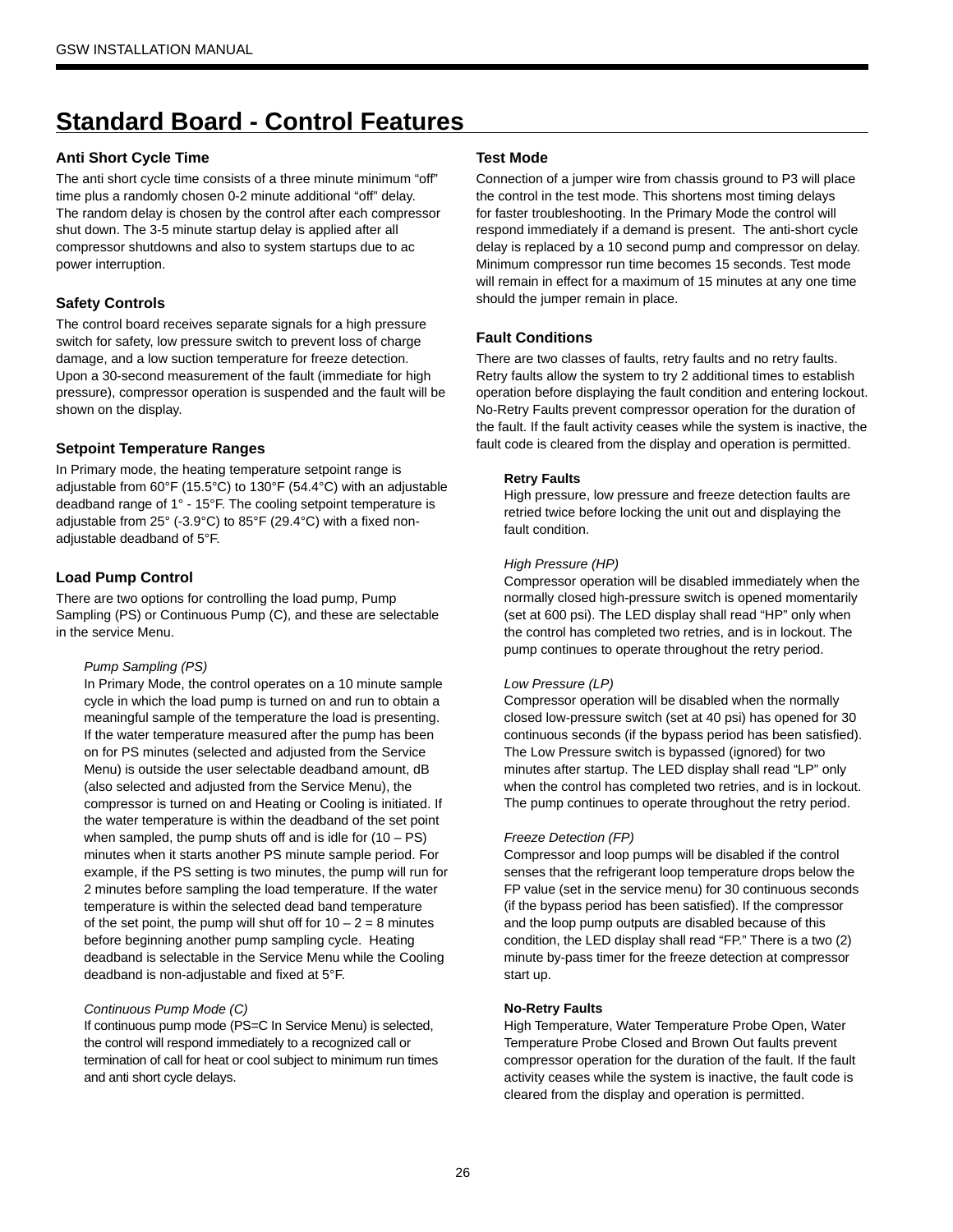# Standard Board - Control Features

### Anti Short Cycle Time

The anti short cycle time consists of a three minute minimum “off” time plus a randomly chosen 0-2 minute additional “off” delay. The random delay is chosen by the control after each compressor shut down. The 3-5 minute startup delay is applied after all compressor shutdowns and also to system startups due to ac power interruption.

### Safety Controls

The control board receives separate signals for a high pressure switch for safety, low pressure switch to prevent loss of charge damage, and a low suction temperature for freeze detection. Upon a 30-second measurement of the fault (immediate for high pressure), compressor operation is suspended and the fault will be shown on the display.

### Setpoint Temperature Ranges

In Primary mode, the heating temperature setpoint range is adjustable from 60°F (15.5°C) to 130°F (54.4°C) with an adjustable deadband range of 1° - 15°F. The cooling setpoint temperature is adjustable from 25° (-3.9°C) to 85°F (29.4°C) with a fixed non-adjustable deadband of 5°F.

### Load Pump Control

There are two options for controlling the load pump, Pump Sampling (PS) or Continuous Pump (C), and these are selectable in the service Menu.

*Pump Sampling (PS)*

In Primary Mode, the control operates on a 10 minute sample cycle in which the load pump is turned on and run to obtain a meaningful sample of the temperature the load is presenting. If the water temperature measured after the pump has been on for PS minutes (selected and adjusted from the Service Menu) is outside the user selectable deadband amount, dB (also selected and adjusted from the Service Menu), the compressor is turned on and Heating or Cooling is initiated. If the water temperature is within the deadband of the set point when sampled, the pump shuts off and is idle for (10 – PS) minutes when it starts another PS minute sample period. For example, if the PS setting is two minutes, the pump will run for 2 minutes before sampling the load temperature. If the water temperature is within the selected dead band temperature of the set point, the pump will shut off for 10 – 2 = 8 minutes before beginning another pump sampling cycle. Heating deadband is selectable in the Service Menu while the Cooling deadband is non-adjustable and fixed at 5°F.

*Continuous Pump Mode (C)*

If continuous pump mode (PS=C In Service Menu) is selected, the control will respond immediately to a recognized call or termination of call for heat or cool subject to minimum run times and anti short cycle delays.

### Test Mode

Connection of a jumper wire from chassis ground to P3 will place the control in the test mode. This shortens most timing delays for faster troubleshooting. In the Primary Mode the control will respond immediately if a demand is present. The anti-short cycle delay is replaced by a 10 second pump and compressor on delay. Minimum compressor run time becomes 15 seconds. Test mode will remain in effect for a maximum of 15 minutes at any one time should the jumper remain in place.

### Fault Conditions

There are two classes of faults, retry faults and no retry faults. Retry faults allow the system to try 2 additional times to establish operation before displaying the fault condition and entering lockout. No-Retry Faults prevent compressor operation for the duration of the fault. If the fault activity ceases while the system is inactive, the fault code is cleared from the display and operation is permitted.

**Retry Faults**

High pressure, low pressure and freeze detection faults are retried twice before locking the unit out and displaying the fault condition.

*High Pressure (HP)*

Compressor operation will be disabled immediately when the normally closed high-pressure switch is opened momentarily (set at 600 psi). The LED display shall read “HP” only when the control has completed two retries, and is in lockout. The pump continues to operate throughout the retry period.

*Low Pressure (LP)*

Compressor operation will be disabled when the normally closed low-pressure switch (set at 40 psi) has opened for 30 continuous seconds (if the bypass period has been satisfied). The Low Pressure switch is bypassed (ignored) for two minutes after startup. The LED display shall read “LP” only when the control has completed two retries, and is in lockout. The pump continues to operate throughout the retry period.

*Freeze Detection (FP)*

Compressor and loop pumps will be disabled if the control senses that the refrigerant loop temperature drops below the FP value (set in the service menu) for 30 continuous seconds (if the bypass period has been satisfied). If the compressor and the loop pump outputs are disabled because of this condition, the LED display shall read “FP.” There is a two (2) minute by-pass timer for the freeze detection at compressor start up.

**No-Retry Faults**

High Temperature, Water Temperature Probe Open, Water Temperature Probe Closed and Brown Out faults prevent compressor operation for the duration of the fault. If the fault activity ceases while the system is inactive, the fault code is cleared from the display and operation is permitted.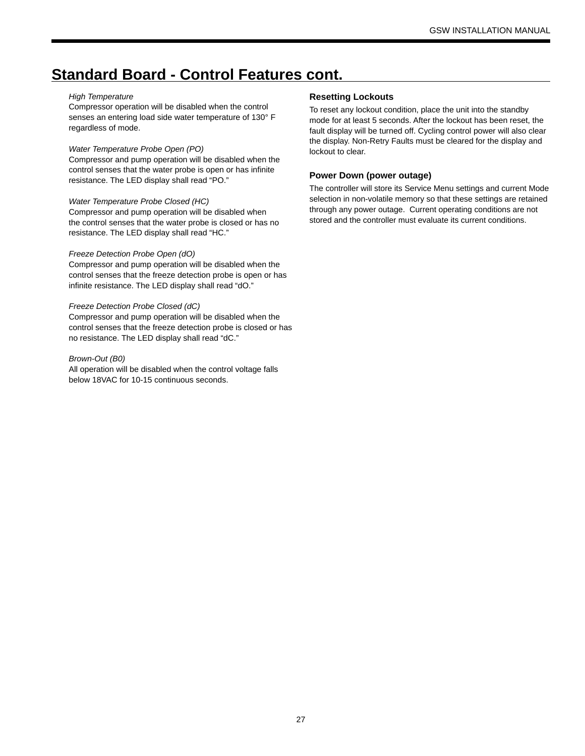## Standard Board - Control Features cont.

*High Temperature*
Compressor operation will be disabled when the control senses an entering load side water temperature of 130° F regardless of mode.

*Water Temperature Probe Open (PO)*
Compressor and pump operation will be disabled when the control senses that the water probe is open or has infinite resistance. The LED display shall read “PO.”

*Water Temperature Probe Closed (HC)*
Compressor and pump operation will be disabled when the control senses that the water probe is closed or has no resistance. The LED display shall read “HC.”

*Freeze Detection Probe Open (dO)*
Compressor and pump operation will be disabled when the control senses that the freeze detection probe is open or has infinite resistance. The LED display shall read “dO.”

*Freeze Detection Probe Closed (dC)*
Compressor and pump operation will be disabled when the control senses that the freeze detection probe is closed or has no resistance. The LED display shall read “dC.”

*Brown-Out (B0)*
All operation will be disabled when the control voltage falls below 18VAC for 10-15 continuous seconds.

### Resetting Lockouts

To reset any lockout condition, place the unit into the standby mode for at least 5 seconds. After the lockout has been reset, the fault display will be turned off. Cycling control power will also clear the display. Non-Retry Faults must be cleared for the display and lockout to clear.

### Power Down (power outage)

The controller will store its Service Menu settings and current Mode selection in non-volatile memory so that these settings are retained through any power outage. Current operating conditions are not stored and the controller must evaluate its current conditions.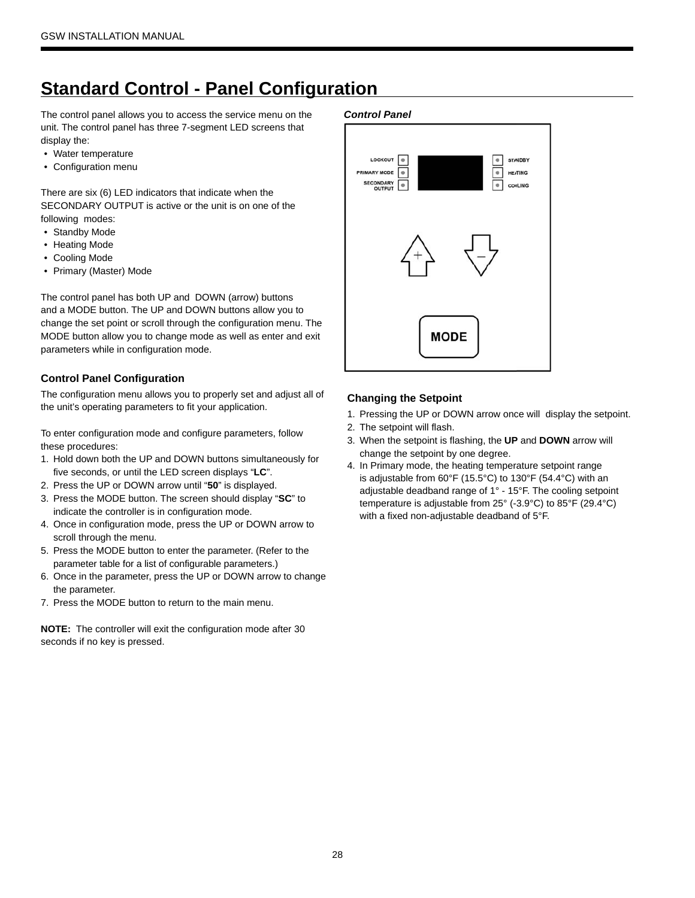# Standard Control - Panel Configuration

The control panel allows you to access the service menu on the unit. The control panel has three 7-segment LED screens that display the:

- Water temperature
- Configuration menu

There are six (6) LED indicators that indicate when the SECONDARY OUTPUT is active or the unit is on one of the following modes:

- Standby Mode
- Heating Mode
- Cooling Mode
- Primary (Master) Mode

The control panel has both UP and DOWN (arrow) buttons and a MODE button. The UP and DOWN buttons allow you to change the set point or scroll through the configuration menu. The MODE button allow you to change mode as well as enter and exit parameters while in configuration mode.

### Control Panel Configuration

The configuration menu allows you to properly set and adjust all of the unit's operating parameters to fit your application.

To enter configuration mode and configure parameters, follow these procedures:

1. Hold down both the UP and DOWN buttons simultaneously for five seconds, or until the LED screen displays "**LC**".
2. Press the UP or DOWN arrow until "**50**" is displayed.
3. Press the MODE button. The screen should display "**SC**" to indicate the controller is in configuration mode.
4. Once in configuration mode, press the UP or DOWN arrow to scroll through the menu.
5. Press the MODE button to enter the parameter. (Refer to the parameter table for a list of configurable parameters.)
6. Once in the parameter, press the UP or DOWN arrow to change the parameter.
7. Press the MODE button to return to the main menu.

**NOTE:** The controller will exit the configuration mode after 30 seconds if no key is pressed.

***Control Panel***

LOCKOUT
PRIMARY MODE
SECONDARY OUTPUT
STANDBY
HEATING
COOLING
MODE

### Changing the Setpoint

1. Pressing the UP or DOWN arrow once will display the setpoint.
2. The setpoint will flash.
3. When the setpoint is flashing, the **UP** and **DOWN** arrow will change the setpoint by one degree.
4. In Primary mode, the heating temperature setpoint range is adjustable from 60°F (15.5°C) to 130°F (54.4°C) with an adjustable deadband range of 1° - 15°F. The cooling setpoint temperature is adjustable from 25° (-3.9°C) to 85°F (29.4°C) with a fixed non-adjustable deadband of 5°F.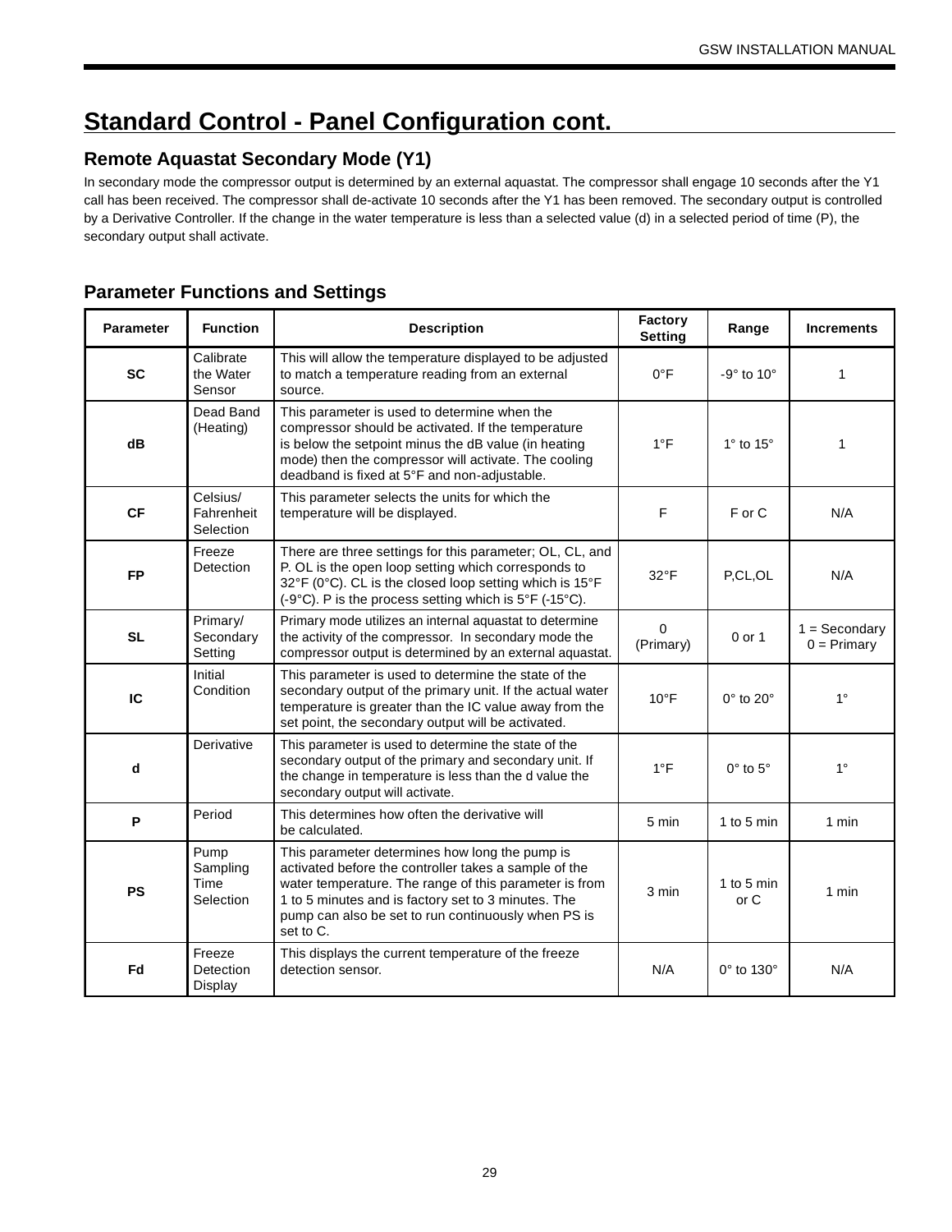# Standard Control - Panel Configuration cont.

## Remote Aquastat Secondary Mode (Y1)

In secondary mode the compressor output is determined by an external aquastat. The compressor shall engage 10 seconds after the Y1 call has been received. The compressor shall de-activate 10 seconds after the Y1 has been removed. The secondary output is controlled by a Derivative Controller. If the change in the water temperature is less than a selected value (d) in a selected period of time (P), the secondary output shall activate.

## Parameter Functions and Settings

| Parameter | Function | Description | Factory Setting | Range | Increments |
|---|---|---|---|---|---|
| **SC** | Calibrate the Water Sensor | This will allow the temperature displayed to be adjusted to match a temperature reading from an external source. | 0°F | -9° to 10° | 1 |
| **dB** | Dead Band (Heating) | This parameter is used to determine when the compressor should be activated. If the temperature is below the setpoint minus the dB value (in heating mode) then the compressor will activate. The cooling deadband is fixed at 5°F and non-adjustable. | 1°F | 1° to 15° | 1 |
| **CF** | Celsius/ Fahrenheit Selection | This parameter selects the units for which the temperature will be displayed. | F | F or C | N/A |
| **FP** | Freeze Detection | There are three settings for this parameter; OL, CL, and P. OL is the open loop setting which corresponds to 32°F (0°C). CL is the closed loop setting which is 15°F (-9°C). P is the process setting which is 5°F (-15°C). | 32°F | P,CL,OL | N/A |
| **SL** | Primary/ Secondary Setting | Primary mode utilizes an internal aquastat to determine the activity of the compressor. In secondary mode the compressor output is determined by an external aquastat. | 0 (Primary) | 0 or 1 | 1 = Secondary 0 = Primary |
| **IC** | Initial Condition | This parameter is used to determine the state of the secondary output of the primary unit. If the actual water temperature is greater than the IC value away from the set point, the secondary output will be activated. | 10°F | 0° to 20° | 1° |
| **d** | Derivative | This parameter is used to determine the state of the secondary output of the primary and secondary unit. If the change in temperature is less than the d value the secondary output will activate. | 1°F | 0° to 5° | 1° |
| **P** | Period | This determines how often the derivative will be calculated. | 5 min | 1 to 5 min | 1 min |
| **PS** | Pump Sampling Time Selection | This parameter determines how long the pump is activated before the controller takes a sample of the water temperature. The range of this parameter is from 1 to 5 minutes and is factory set to 3 minutes. The pump can also be set to run continuously when PS is set to C. | 3 min | 1 to 5 min or C | 1 min |
| **Fd** | Freeze Detection Display | This displays the current temperature of the freeze detection sensor. | N/A | 0° to 130° | N/A |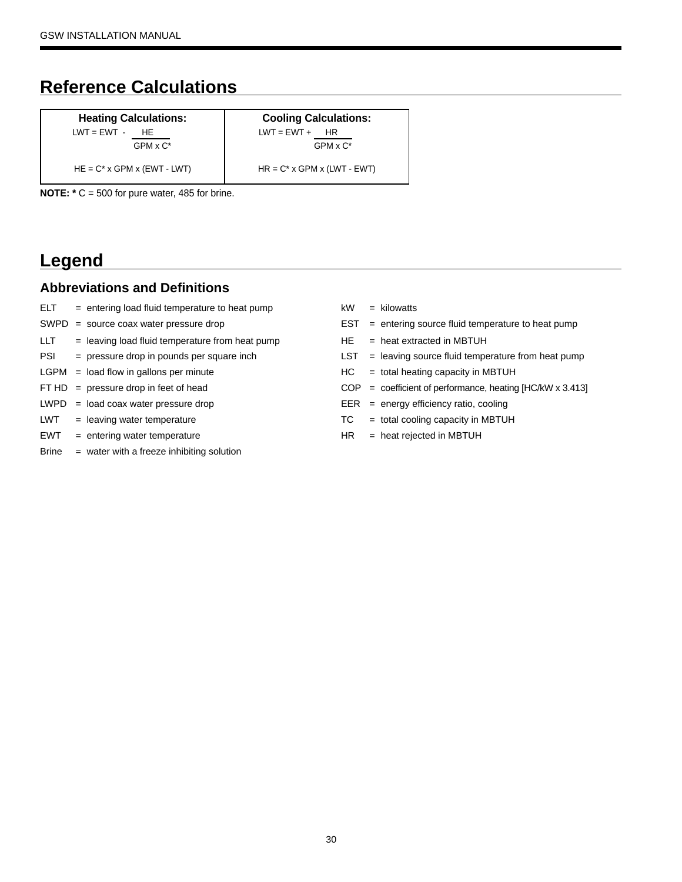# Reference Calculations

| Heating Calculations: | Cooling Calculations: |
|---|---|
| $LWT = EWT - \frac{HE}{GPM \times C^*}$ | $LWT = EWT + \frac{HR}{GPM \times C^*}$ |
| $HE = C^* \times GPM \times (EWT - LWT)$ | $HR = C^* \times GPM \times (LWT - EWT)$ |

**NOTE: *** C = 500 for pure water, 485 for brine.

# Legend

## Abbreviations and Definitions

ELT = entering load fluid temperature to heat pump

SWPD = source coax water pressure drop

LLT = leaving load fluid temperature from heat pump

PSI = pressure drop in pounds per square inch

LGPM = load flow in gallons per minute

FT HD = pressure drop in feet of head

LWPD = load coax water pressure drop

LWT = leaving water temperature

EWT = entering water temperature

Brine = water with a freeze inhibiting solution

kW = kilowatts

EST = entering source fluid temperature to heat pump

HE = heat extracted in MBTUH

LST = leaving source fluid temperature from heat pump

HC = total heating capacity in MBTUH

COP = coefficient of performance, heating [HC/kW x 3.413]

EER = energy efficiency ratio, cooling

TC = total cooling capacity in MBTUH

HR = heat rejected in MBTUH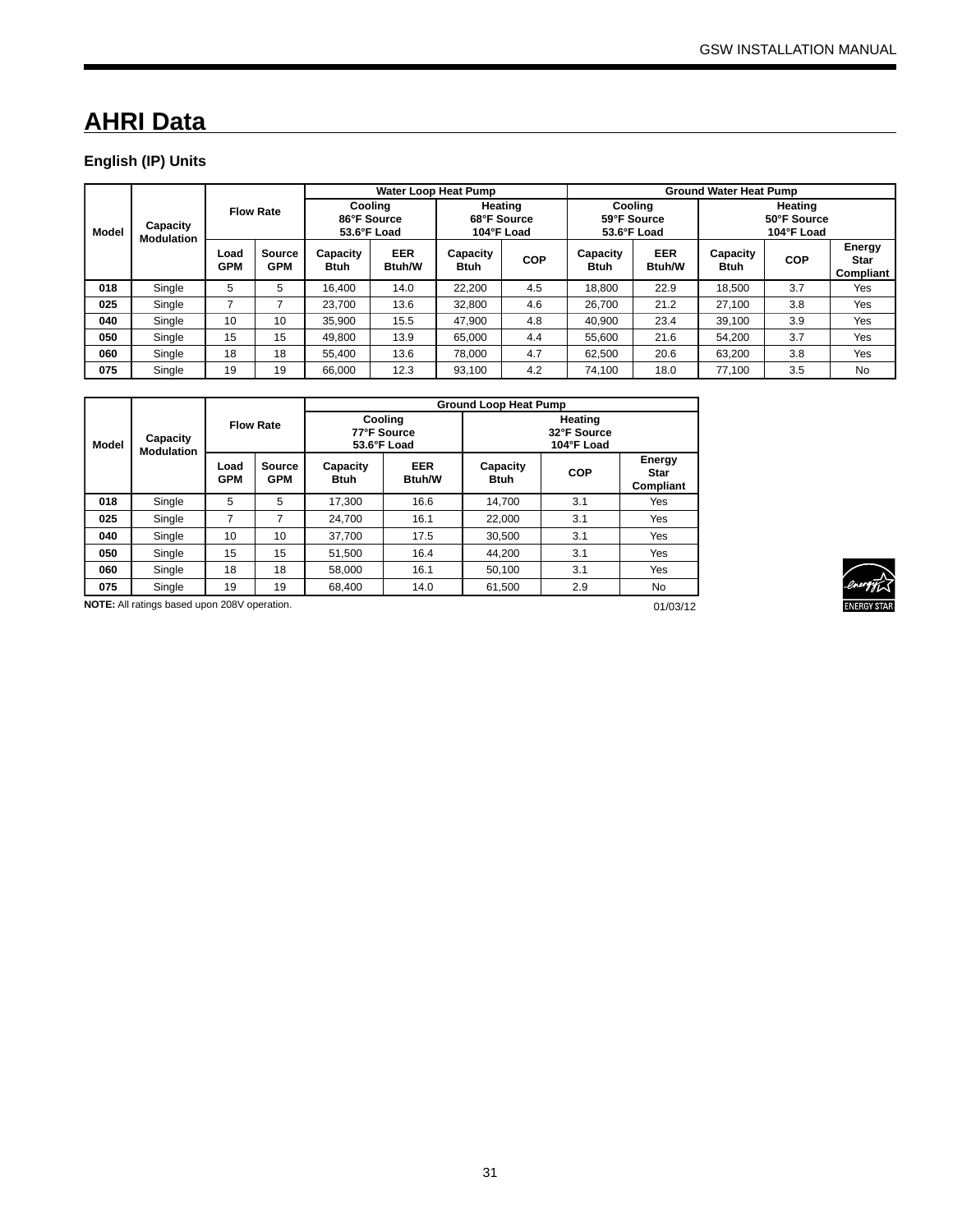# AHRI Data

### English (IP) Units

| Model | Capacity Modulation | Flow Rate | | Water Loop Heat Pump | | | | Ground Water Heat Pump | | | | |
|---|---|---|---|---|---|---|---|---|---|---|---|---|
| | | | | Cooling 86°F Source 53.6°F Load | | Heating 68°F Source 104°F Load | | Cooling 59°F Source 53.6°F Load | | Heating 50°F Source 104°F Load | | |
| | | Load GPM | Source GPM | Capacity Btuh | EER Btuh/W | Capacity Btuh | COP | Capacity Btuh | EER Btuh/W | Capacity Btuh | COP | Energy Star Compliant |
| **018** | Single | 5 | 5 | 16,400 | 14.0 | 22,200 | 4.5 | 18,800 | 22.9 | 18,500 | 3.7 | Yes |
| **025** | Single | 7 | 7 | 23,700 | 13.6 | 32,800 | 4.6 | 26,700 | 21.2 | 27,100 | 3.8 | Yes |
| **040** | Single | 10 | 10 | 35,900 | 15.5 | 47,900 | 4.8 | 40,900 | 23.4 | 39,100 | 3.9 | Yes |
| **050** | Single | 15 | 15 | 49,800 | 13.9 | 65,000 | 4.4 | 55,600 | 21.6 | 54,200 | 3.7 | Yes |
| **060** | Single | 18 | 18 | 55,400 | 13.6 | 78,000 | 4.7 | 62,500 | 20.6 | 63,200 | 3.8 | Yes |
| **075** | Single | 19 | 19 | 66,000 | 12.3 | 93,100 | 4.2 | 74,100 | 18.0 | 77,100 | 3.5 | No |

| Model | Capacity Modulation | Flow Rate | | Ground Loop Heat Pump | | | | |
|---|---|---|---|---|---|---|---|---|
| | | | | Cooling 77°F Source 53.6°F Load | | Heating 32°F Source 104°F Load | | |
| | | Load GPM | Source GPM | Capacity Btuh | EER Btuh/W | Capacity Btuh | COP | Energy Star Compliant |
| **018** | Single | 5 | 5 | 17,300 | 16.6 | 14,700 | 3.1 | Yes |
| **025** | Single | 7 | 7 | 24,700 | 16.1 | 22,000 | 3.1 | Yes |
| **040** | Single | 10 | 10 | 37,700 | 17.5 | 30,500 | 3.1 | Yes |
| **050** | Single | 15 | 15 | 51,500 | 16.4 | 44,200 | 3.1 | Yes |
| **060** | Single | 18 | 18 | 58,000 | 16.1 | 50,100 | 3.1 | Yes |
| **075** | Single | 19 | 19 | 68,400 | 14.0 | 61,500 | 2.9 | No |

**NOTE:** All ratings based upon 208V operation.

01/03/12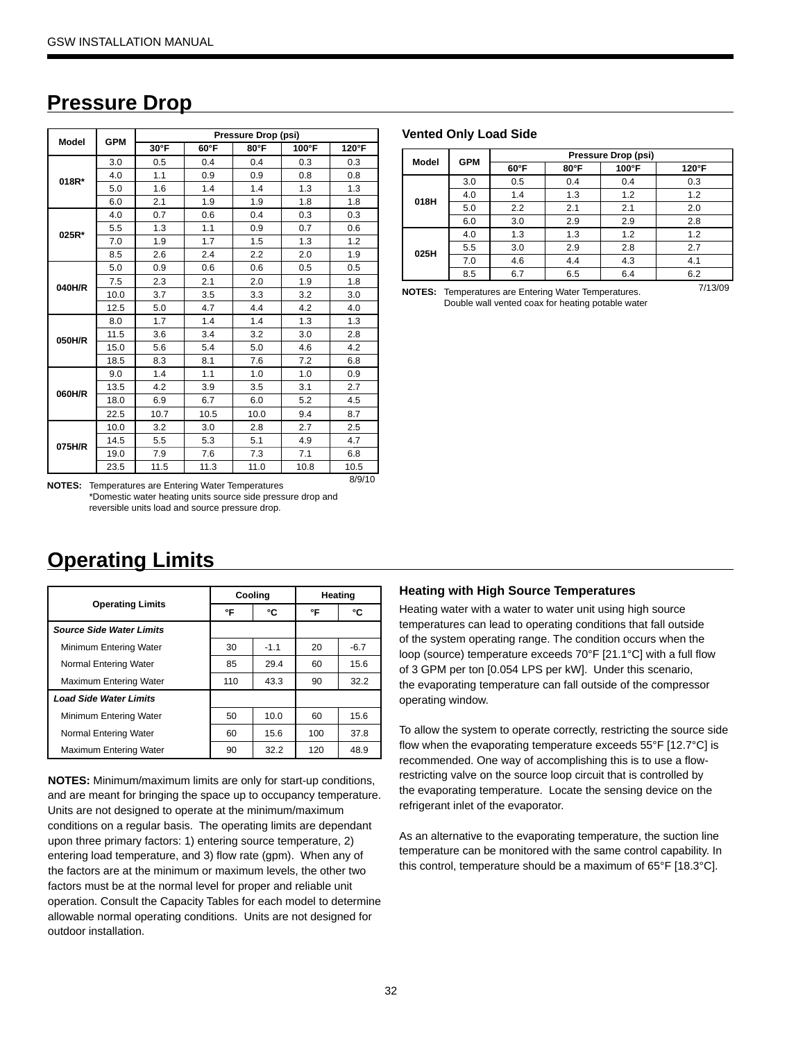## Pressure Drop

| Model | GPM | Pressure Drop (psi) | | | | |
|---|---|---|---|---|---|---|
| | | 30°F | 60°F | 80°F | 100°F | 120°F |
| 018R* | 3.0 | 0.5 | 0.4 | 0.4 | 0.3 | 0.3 |
| | 4.0 | 1.1 | 0.9 | 0.9 | 0.8 | 0.8 |
| | 5.0 | 1.6 | 1.4 | 1.4 | 1.3 | 1.3 |
| | 6.0 | 2.1 | 1.9 | 1.9 | 1.8 | 1.8 |
| 025R* | 4.0 | 0.7 | 0.6 | 0.4 | 0.3 | 0.3 |
| | 5.5 | 1.3 | 1.1 | 0.9 | 0.7 | 0.6 |
| | 7.0 | 1.9 | 1.7 | 1.5 | 1.3 | 1.2 |
| | 8.5 | 2.6 | 2.4 | 2.2 | 2.0 | 1.9 |
| 040H/R | 5.0 | 0.9 | 0.6 | 0.6 | 0.5 | 0.5 |
| | 7.5 | 2.3 | 2.1 | 2.0 | 1.9 | 1.8 |
| | 10.0 | 3.7 | 3.5 | 3.3 | 3.2 | 3.0 |
| | 12.5 | 5.0 | 4.7 | 4.4 | 4.2 | 4.0 |
| 050H/R | 8.0 | 1.7 | 1.4 | 1.4 | 1.3 | 1.3 |
| | 11.5 | 3.6 | 3.4 | 3.2 | 3.0 | 2.8 |
| | 15.0 | 5.6 | 5.4 | 5.0 | 4.6 | 4.2 |
| | 18.5 | 8.3 | 8.1 | 7.6 | 7.2 | 6.8 |
| 060H/R | 9.0 | 1.4 | 1.1 | 1.0 | 1.0 | 0.9 |
| | 13.5 | 4.2 | 3.9 | 3.5 | 3.1 | 2.7 |
| | 18.0 | 6.9 | 6.7 | 6.0 | 5.2 | 4.5 |
| | 22.5 | 10.7 | 10.5 | 10.0 | 9.4 | 8.7 |
| 075H/R | 10.0 | 3.2 | 3.0 | 2.8 | 2.7 | 2.5 |
| | 14.5 | 5.5 | 5.3 | 5.1 | 4.9 | 4.7 |
| | 19.0 | 7.9 | 7.6 | 7.3 | 7.1 | 6.8 |
| | 23.5 | 11.5 | 11.3 | 11.0 | 10.8 | 10.5 |

8/9/10

**NOTES:** Temperatures are Entering Water Temperatures
*Domestic water heating units source side pressure drop and reversible units load and source pressure drop.

### Vented Only Load Side

| Model | GPM | Pressure Drop (psi) | | | |
|---|---|---|---|---|---|
| | | 60°F | 80°F | 100°F | 120°F |
| 018H | 3.0 | 0.5 | 0.4 | 0.4 | 0.3 |
| | 4.0 | 1.4 | 1.3 | 1.2 | 1.2 |
| | 5.0 | 2.2 | 2.1 | 2.1 | 2.0 |
| | 6.0 | 3.0 | 2.9 | 2.9 | 2.8 |
| 025H | 4.0 | 1.3 | 1.3 | 1.2 | 1.2 |
| | 5.5 | 3.0 | 2.9 | 2.8 | 2.7 |
| | 7.0 | 4.6 | 4.4 | 4.3 | 4.1 |
| | 8.5 | 6.7 | 6.5 | 6.4 | 6.2 |

7/13/09

**NOTES:** Temperatures are Entering Water Temperatures.
Double wall vented coax for heating potable water

## Operating Limits

| Operating Limits | Cooling | | Heating | |
|---|---|---|---|---|
| | °F | °C | °F | °C |
| ***Source Side Water Limits*** | | | | |
| Minimum Entering Water | 30 | -1.1 | 20 | -6.7 |
| Normal Entering Water | 85 | 29.4 | 60 | 15.6 |
| Maximum Entering Water | 110 | 43.3 | 90 | 32.2 |
| ***Load Side Water Limits*** | | | | |
| Minimum Entering Water | 50 | 10.0 | 60 | 15.6 |
| Normal Entering Water | 60 | 15.6 | 100 | 37.8 |
| Maximum Entering Water | 90 | 32.2 | 120 | 48.9 |

**NOTES:** Minimum/maximum limits are only for start-up conditions, and are meant for bringing the space up to occupancy temperature. Units are not designed to operate at the minimum/maximum conditions on a regular basis. The operating limits are dependant upon three primary factors: 1) entering source temperature, 2) entering load temperature, and 3) flow rate (gpm). When any of the factors are at the minimum or maximum levels, the other two factors must be at the normal level for proper and reliable unit operation. Consult the Capacity Tables for each model to determine allowable normal operating conditions. Units are not designed for outdoor installation.

### Heating with High Source Temperatures

Heating water with a water to water unit using high source temperatures can lead to operating conditions that fall outside of the system operating range. The condition occurs when the loop (source) temperature exceeds 70°F [21.1°C] with a full flow of 3 GPM per ton [0.054 LPS per kW]. Under this scenario, the evaporating temperature can fall outside of the compressor operating window.

To allow the system to operate correctly, restricting the source side flow when the evaporating temperature exceeds 55°F [12.7°C] is recommended. One way of accomplishing this is to use a flow-restricting valve on the source loop circuit that is controlled by the evaporating temperature. Locate the sensing device on the refrigerant inlet of the evaporator.

As an alternative to the evaporating temperature, the suction line temperature can be monitored with the same control capability. In this control, temperature should be a maximum of 65°F [18.3°C].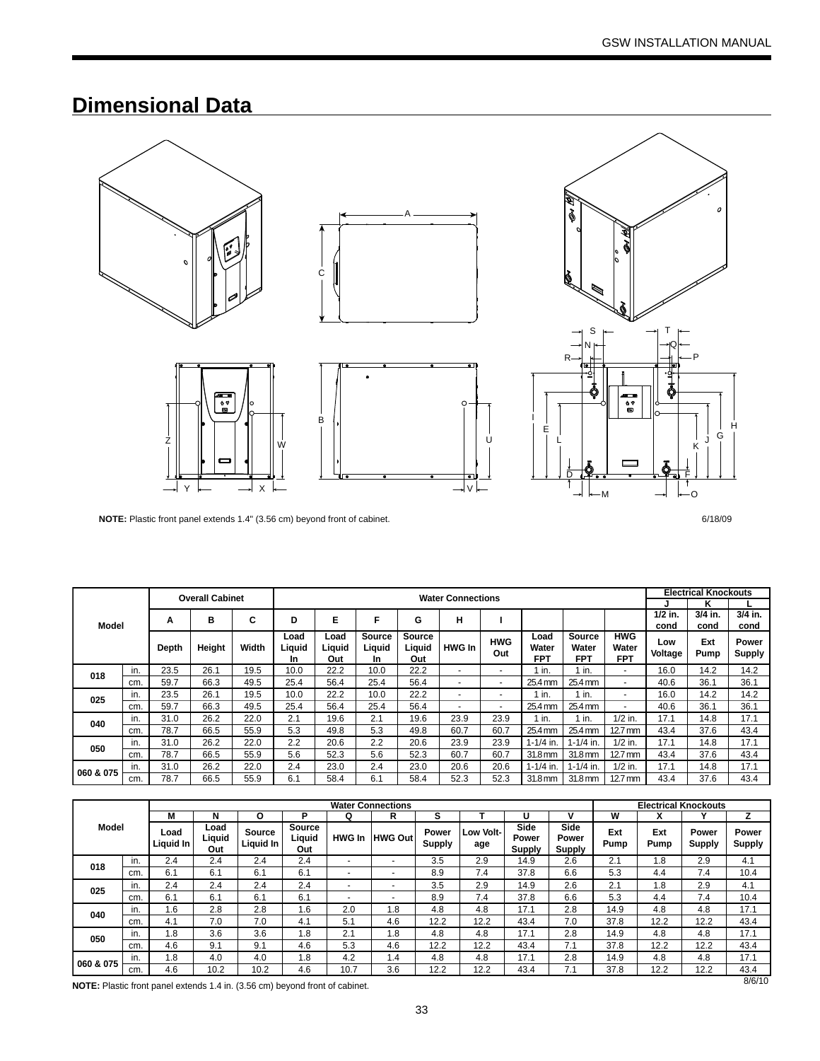## Dimensional Data

**NOTE:** Plastic front panel extends 1.4" (3.56 cm) beyond front of cabinet.

6/18/09

| Model | | Overall Cabinet | | | Water Connections | | | | | | | | | Electrical Knockouts | | |
|---|---|---|---|---|---|---|---|---|---|---|---|---|---|---|---|---|
| | | | | | | | | | | | | | | J | K | L |
| | | A | B | C | D | E | F | G | H | I | | | | 1/2 in. cond | 3/4 in. cond | 3/4 in. cond |
| | | Depth | Height | Width | Load Liquid In | Load Liquid Out | Source Liquid In | Source Liquid Out | HWG In | HWG Out | Load Water FPT | Source Water FPT | HWG Water FPT | Low Voltage | Ext Pump | Power Supply |
| 018 | in. | 23.5 | 26.1 | 19.5 | 10.0 | 22.2 | 10.0 | 22.2 | - | - | 1 in. | 1 in. | - | 16.0 | 14.2 | 14.2 |
| | cm. | 59.7 | 66.3 | 49.5 | 25.4 | 56.4 | 25.4 | 56.4 | - | - | 25.4 mm | 25.4 mm | - | 40.6 | 36.1 | 36.1 |
| 025 | in. | 23.5 | 26.1 | 19.5 | 10.0 | 22.2 | 10.0 | 22.2 | - | - | 1 in. | 1 in. | - | 16.0 | 14.2 | 14.2 |
| | cm. | 59.7 | 66.3 | 49.5 | 25.4 | 56.4 | 25.4 | 56.4 | - | - | 25.4 mm | 25.4 mm | - | 40.6 | 36.1 | 36.1 |
| 040 | in. | 31.0 | 26.2 | 22.0 | 2.1 | 19.6 | 2.1 | 19.6 | 23.9 | 23.9 | 1 in. | 1 in. | 1/2 in. | 17.1 | 14.8 | 17.1 |
| | cm. | 78.7 | 66.5 | 55.9 | 5.3 | 49.8 | 5.3 | 49.8 | 60.7 | 60.7 | 25.4 mm | 25.4 mm | 12.7 mm | 43.4 | 37.6 | 43.4 |
| 050 | in. | 31.0 | 26.2 | 22.0 | 2.2 | 20.6 | 2.2 | 20.6 | 23.9 | 23.9 | 1-1/4 in. | 1-1/4 in. | 1/2 in. | 17.1 | 14.8 | 17.1 |
| | cm. | 78.7 | 66.5 | 55.9 | 5.6 | 52.3 | 5.6 | 52.3 | 60.7 | 60.7 | 31.8 mm | 31.8 mm | 12.7 mm | 43.4 | 37.6 | 43.4 |
| 060 & 075 | in. | 31.0 | 26.2 | 22.0 | 2.4 | 23.0 | 2.4 | 23.0 | 20.6 | 20.6 | 1-1/4 in. | 1-1/4 in. | 1/2 in. | 17.1 | 14.8 | 17.1 |
| | cm. | 78.7 | 66.5 | 55.9 | 6.1 | 58.4 | 6.1 | 58.4 | 52.3 | 52.3 | 31.8 mm | 31.8 mm | 12.7 mm | 43.4 | 37.6 | 43.4 |

| Model | | Water Connections | | | | | | | | | | Electrical Knockouts | | | |
|---|---|---|---|---|---|---|---|---|---|---|---|---|---|---|---|
| | | M | N | O | P | Q | R | S | T | U | V | W | X | Y | Z |
| | | Load Liquid In | Load Liquid Out | Source Liquid In | Source Liquid Out | HWG In | HWG Out | Power Supply | Low Voltage | Side Power Supply | Side Power Supply | Ext Pump | Ext Pump | Power Supply | Power Supply |
| 018 | in. | 2.4 | 2.4 | 2.4 | 2.4 | - | - | 3.5 | 2.9 | 14.9 | 2.6 | 2.1 | 1.8 | 2.9 | 4.1 |
| | cm. | 6.1 | 6.1 | 6.1 | 6.1 | - | - | 8.9 | 7.4 | 37.8 | 6.6 | 5.3 | 4.4 | 7.4 | 10.4 |
| 025 | in. | 2.4 | 2.4 | 2.4 | 2.4 | - | - | 3.5 | 2.9 | 14.9 | 2.6 | 2.1 | 1.8 | 2.9 | 4.1 |
| | cm. | 6.1 | 6.1 | 6.1 | 6.1 | - | - | 8.9 | 7.4 | 37.8 | 6.6 | 5.3 | 4.4 | 7.4 | 10.4 |
| 040 | in. | 1.6 | 2.8 | 2.8 | 1.6 | 2.0 | 1.8 | 4.8 | 4.8 | 17.1 | 2.8 | 14.9 | 4.8 | 4.8 | 17.1 |
| | cm. | 4.1 | 7.0 | 7.0 | 4.1 | 5.1 | 4.6 | 12.2 | 12.2 | 43.4 | 7.0 | 37.8 | 12.2 | 12.2 | 43.4 |
| 050 | in. | 1.8 | 3.6 | 3.6 | 1.8 | 2.1 | 1.8 | 4.8 | 4.8 | 17.1 | 2.8 | 14.9 | 4.8 | 4.8 | 17.1 |
| | cm. | 4.6 | 9.1 | 9.1 | 4.6 | 5.3 | 4.6 | 12.2 | 12.2 | 43.4 | 7.1 | 37.8 | 12.2 | 12.2 | 43.4 |
| 060 & 075 | in. | 1.8 | 4.0 | 4.0 | 1.8 | 4.2 | 1.4 | 4.8 | 4.8 | 17.1 | 2.8 | 14.9 | 4.8 | 4.8 | 17.1 |
| | cm. | 4.6 | 10.2 | 10.2 | 4.6 | 10.7 | 3.6 | 12.2 | 12.2 | 43.4 | 7.1 | 37.8 | 12.2 | 12.2 | 43.4 |

8/6/10

**NOTE:** Plastic front panel extends 1.4 in. (3.56 cm) beyond front of cabinet.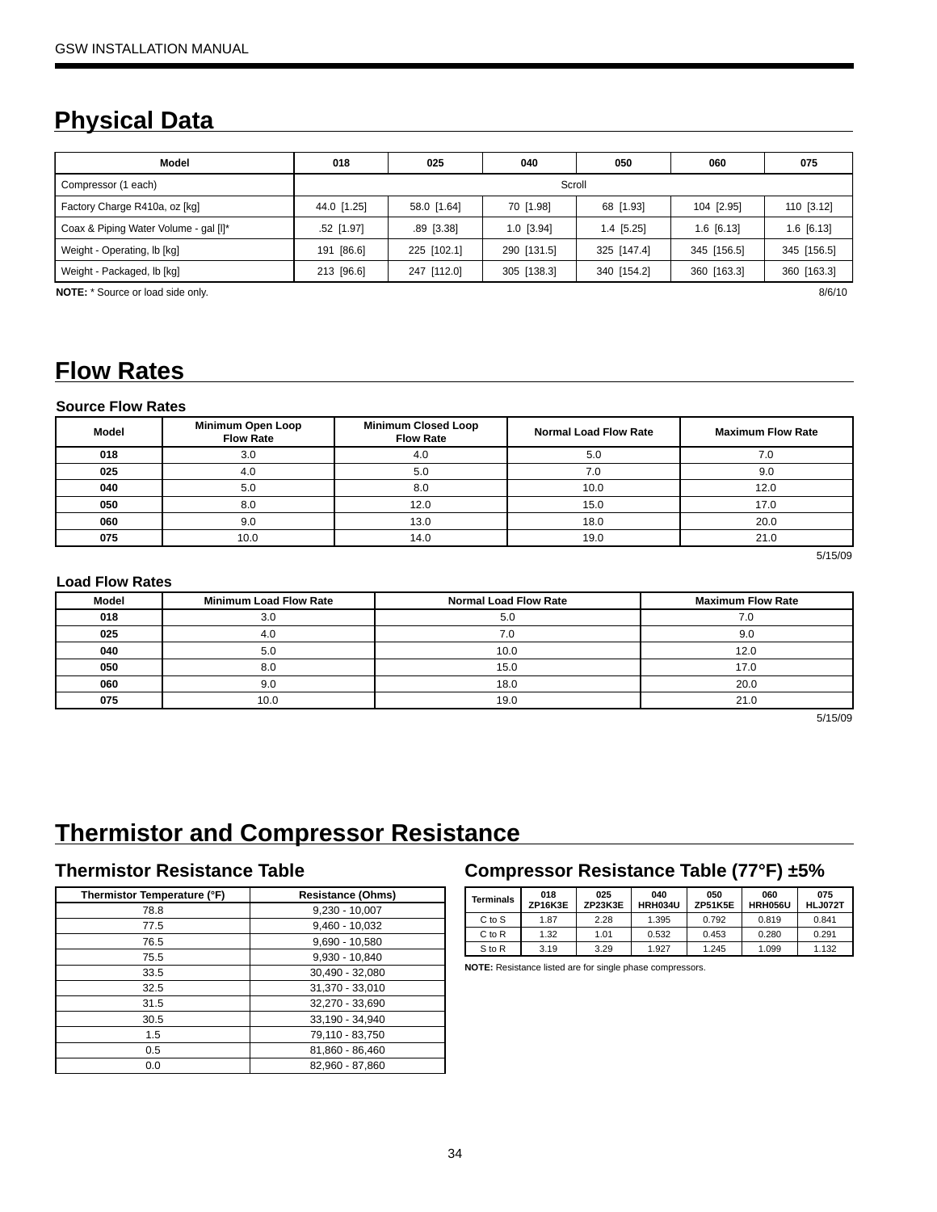## Physical Data

| Model | 018 | 025 | 040 | 050 | 060 | 075 |
|---|---|---|---|---|---|---|
| Compressor (1 each) | Scroll | | | | | |
| Factory Charge R410a, oz [kg] | 44.0 [1.25] | 58.0 [1.64] | 70 [1.98] | 68 [1.93] | 104 [2.95] | 110 [3.12] |
| Coax & Piping Water Volume - gal [l]* | .52 [1.97] | .89 [3.38] | 1.0 [3.94] | 1.4 [5.25] | 1.6 [6.13] | 1.6 [6.13] |
| Weight - Operating, lb [kg] | 191 [86.6] | 225 [102.1] | 290 [131.5] | 325 [147.4] | 345 [156.5] | 345 [156.5] |
| Weight - Packaged, lb [kg] | 213 [96.6] | 247 [112.0] | 305 [138.3] | 340 [154.2] | 360 [163.3] | 360 [163.3] |

**NOTE:** * Source or load side only.

8/6/10

## Flow Rates

### Source Flow Rates

| Model | Minimum Open Loop Flow Rate | Minimum Closed Loop Flow Rate | Normal Load Flow Rate | Maximum Flow Rate |
|---|---|---|---|---|
| 018 | 3.0 | 4.0 | 5.0 | 7.0 |
| 025 | 4.0 | 5.0 | 7.0 | 9.0 |
| 040 | 5.0 | 8.0 | 10.0 | 12.0 |
| 050 | 8.0 | 12.0 | 15.0 | 17.0 |
| 060 | 9.0 | 13.0 | 18.0 | 20.0 |
| 075 | 10.0 | 14.0 | 19.0 | 21.0 |

5/15/09

### Load Flow Rates

| Model | Minimum Load Flow Rate | Normal Load Flow Rate | Maximum Flow Rate |
|---|---|---|---|
| 018 | 3.0 | 5.0 | 7.0 |
| 025 | 4.0 | 7.0 | 9.0 |
| 040 | 5.0 | 10.0 | 12.0 |
| 050 | 8.0 | 15.0 | 17.0 |
| 060 | 9.0 | 18.0 | 20.0 |
| 075 | 10.0 | 19.0 | 21.0 |

5/15/09

## Thermistor and Compressor Resistance

### Thermistor Resistance Table

| Thermistor Temperature (°F) | Resistance (Ohms) |
|---|---|
| 78.8 | 9,230 - 10,007 |
| 77.5 | 9,460 - 10,032 |
| 76.5 | 9,690 - 10,580 |
| 75.5 | 9,930 - 10,840 |
| 33.5 | 30,490 - 32,080 |
| 32.5 | 31,370 - 33,010 |
| 31.5 | 32,270 - 33,690 |
| 30.5 | 33,190 - 34,940 |
| 1.5 | 79,110 - 83,750 |
| 0.5 | 81,860 - 86,460 |
| 0.0 | 82,960 - 87,860 |

### Compressor Resistance Table (77°F) ±5%

| Terminals | 018 ZP16K3E | 025 ZP23K3E | 040 HRH034U | 050 ZP51K5E | 060 HRH056U | 075 HLJ072T |
|---|---|---|---|---|---|---|
| C to S | 1.87 | 2.28 | 1.395 | 0.792 | 0.819 | 0.841 |
| C to R | 1.32 | 1.01 | 0.532 | 0.453 | 0.280 | 0.291 |
| S to R | 3.19 | 3.29 | 1.927 | 1.245 | 1.099 | 1.132 |

**NOTE:** Resistance listed are for single phase compressors.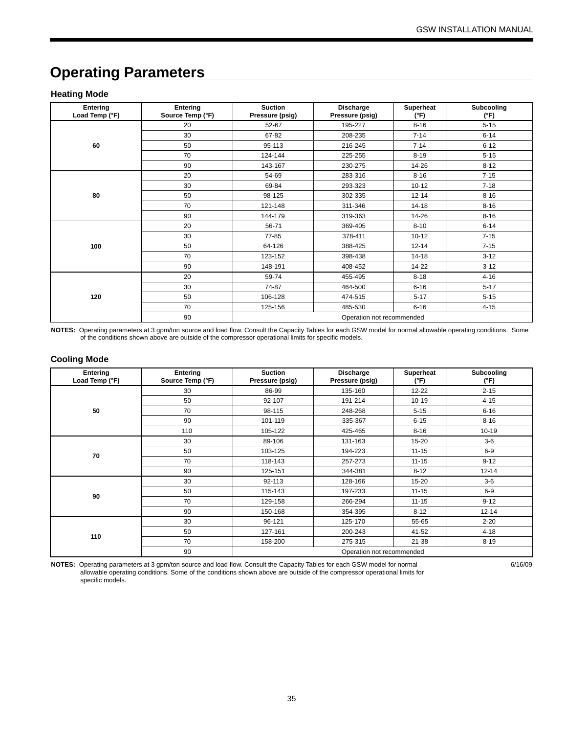# Operating Parameters

### Heating Mode

| Entering Load Temp (°F) | Entering Source Temp (°F) | Suction Pressure (psig) | Discharge Pressure (psig) | Superheat (°F) | Subcooling (°F) |
|---|---|---|---|---|---|
| 60 | 20 | 52-67 | 195-227 | 8-16 | 5-15 |
| | 30 | 67-82 | 208-235 | 7-14 | 6-14 |
| | 50 | 95-113 | 216-245 | 7-14 | 6-12 |
| | 70 | 124-144 | 225-255 | 8-19 | 5-15 |
| | 90 | 143-167 | 230-275 | 14-26 | 8-12 |
| 80 | 20 | 54-69 | 283-316 | 8-16 | 7-15 |
| | 30 | 69-84 | 293-323 | 10-12 | 7-18 |
| | 50 | 98-125 | 302-335 | 12-14 | 8-16 |
| | 70 | 121-148 | 311-346 | 14-18 | 8-16 |
| | 90 | 144-179 | 319-363 | 14-26 | 8-16 |
| 100 | 20 | 56-71 | 369-405 | 8-10 | 6-14 |
| | 30 | 77-85 | 378-411 | 10-12 | 7-15 |
| | 50 | 64-126 | 388-425 | 12-14 | 7-15 |
| | 70 | 123-152 | 398-438 | 14-18 | 3-12 |
| | 90 | 148-191 | 408-452 | 14-22 | 3-12 |
| 120 | 20 | 59-74 | 455-495 | 8-18 | 4-16 |
| | 30 | 74-87 | 464-500 | 6-16 | 5-17 |
| | 50 | 106-128 | 474-515 | 5-17 | 5-15 |
| | 70 | 125-156 | 485-530 | 6-16 | 4-15 |
| | 90 | Operation not recommended | | | |

**NOTES:** Operating parameters at 3 gpm/ton source and load flow. Consult the Capacity Tables for each GSW model for normal allowable operating conditions. Some of the conditions shown above are outside of the compressor operational limits for specific models.

### Cooling Mode

| Entering Load Temp (°F) | Entering Source Temp (°F) | Suction Pressure (psig) | Discharge Pressure (psig) | Superheat (°F) | Subcooling (°F) |
|---|---|---|---|---|---|
| 50 | 30 | 86-99 | 135-160 | 12-22 | 2-15 |
| | 50 | 92-107 | 191-214 | 10-19 | 4-15 |
| | 70 | 98-115 | 248-268 | 5-15 | 6-16 |
| | 90 | 101-119 | 335-367 | 6-15 | 8-16 |
| | 110 | 105-122 | 425-465 | 8-16 | 10-19 |
| 70 | 30 | 89-106 | 131-163 | 15-20 | 3-6 |
| | 50 | 103-125 | 194-223 | 11-15 | 6-9 |
| | 70 | 118-143 | 257-273 | 11-15 | 9-12 |
| | 90 | 125-151 | 344-381 | 8-12 | 12-14 |
| 90 | 30 | 92-113 | 128-166 | 15-20 | 3-6 |
| | 50 | 115-143 | 197-233 | 11-15 | 6-9 |
| | 70 | 129-158 | 266-294 | 11-15 | 9-12 |
| | 90 | 150-168 | 354-395 | 8-12 | 12-14 |
| 110 | 30 | 96-121 | 125-170 | 55-65 | 2-20 |
| | 50 | 127-161 | 200-243 | 41-52 | 4-18 |
| | 70 | 158-200 | 275-315 | 21-38 | 8-19 |
| | 90 | Operation not recommended | | | |

**NOTES:** Operating parameters at 3 gpm/ton source and load flow. Consult the Capacity Tables for each GSW model for normal allowable operating conditions. Some of the conditions shown above are outside of the compressor operational limits for specific models.

6/16/09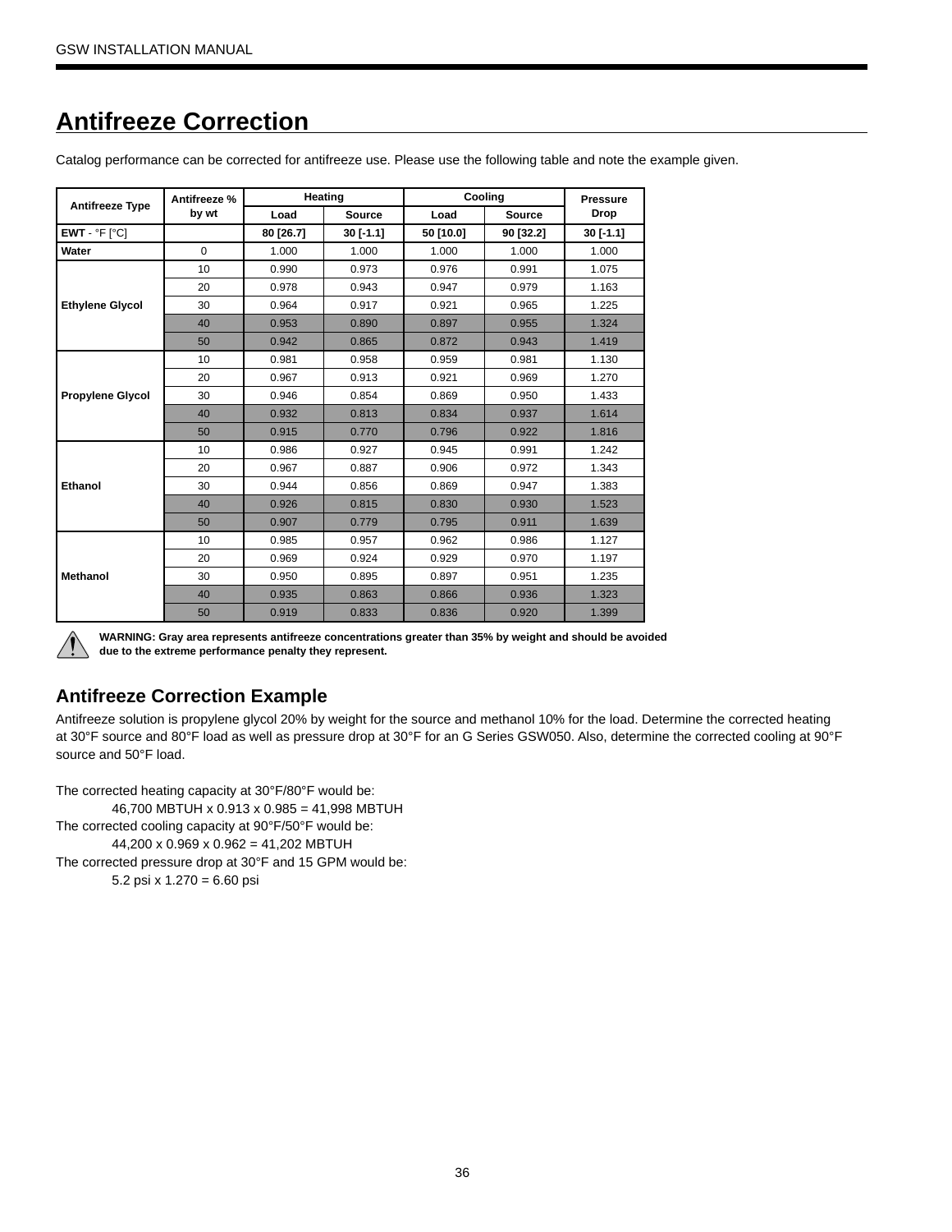# Antifreeze Correction

Catalog performance can be corrected for antifreeze use. Please use the following table and note the example given.

| Antifreeze Type | Antifreeze % by wt | Heating | | Cooling | | Pressure Drop |
|---|---|---|---|---|---|---|
| | | Load | Source | Load | Source | |
| **EWT** - °F [°C] | | 80 [26.7] | 30 [-1.1] | 50 [10.0] | 90 [32.2] | 30 [-1.1] |
| **Water** | 0 | 1.000 | 1.000 | 1.000 | 1.000 | 1.000 |
| **Ethylene Glycol** | 10 | 0.990 | 0.973 | 0.976 | 0.991 | 1.075 |
| | 20 | 0.978 | 0.943 | 0.947 | 0.979 | 1.163 |
| | 30 | 0.964 | 0.917 | 0.921 | 0.965 | 1.225 |
| | 40 | 0.953 | 0.890 | 0.897 | 0.955 | 1.324 |
| | 50 | 0.942 | 0.865 | 0.872 | 0.943 | 1.419 |
| **Propylene Glycol** | 10 | 0.981 | 0.958 | 0.959 | 0.981 | 1.130 |
| | 20 | 0.967 | 0.913 | 0.921 | 0.969 | 1.270 |
| | 30 | 0.946 | 0.854 | 0.869 | 0.950 | 1.433 |
| | 40 | 0.932 | 0.813 | 0.834 | 0.937 | 1.614 |
| | 50 | 0.915 | 0.770 | 0.796 | 0.922 | 1.816 |
| **Ethanol** | 10 | 0.986 | 0.927 | 0.945 | 0.991 | 1.242 |
| | 20 | 0.967 | 0.887 | 0.906 | 0.972 | 1.343 |
| | 30 | 0.944 | 0.856 | 0.869 | 0.947 | 1.383 |
| | 40 | 0.926 | 0.815 | 0.830 | 0.930 | 1.523 |
| | 50 | 0.907 | 0.779 | 0.795 | 0.911 | 1.639 |
| **Methanol** | 10 | 0.985 | 0.957 | 0.962 | 0.986 | 1.127 |
| | 20 | 0.969 | 0.924 | 0.929 | 0.970 | 1.197 |
| | 30 | 0.950 | 0.895 | 0.897 | 0.951 | 1.235 |
| | 40 | 0.935 | 0.863 | 0.866 | 0.936 | 1.323 |
| | 50 | 0.919 | 0.833 | 0.836 | 0.920 | 1.399 |

**WARNING: Gray area represents antifreeze concentrations greater than 35% by weight and should be avoided due to the extreme performance penalty they represent.**

## Antifreeze Correction Example

Antifreeze solution is propylene glycol 20% by weight for the source and methanol 10% for the load. Determine the corrected heating at 30°F source and 80°F load as well as pressure drop at 30°F for an G Series GSW050. Also, determine the corrected cooling at 90°F source and 50°F load.

The corrected heating capacity at 30°F/80°F would be:

46,700 MBTUH x 0.913 x 0.985 = 41,998 MBTUH

The corrected cooling capacity at 90°F/50°F would be:

44,200 x 0.969 x 0.962 = 41,202 MBTUH

The corrected pressure drop at 30°F and 15 GPM would be:

5.2 psi x 1.270 = 6.60 psi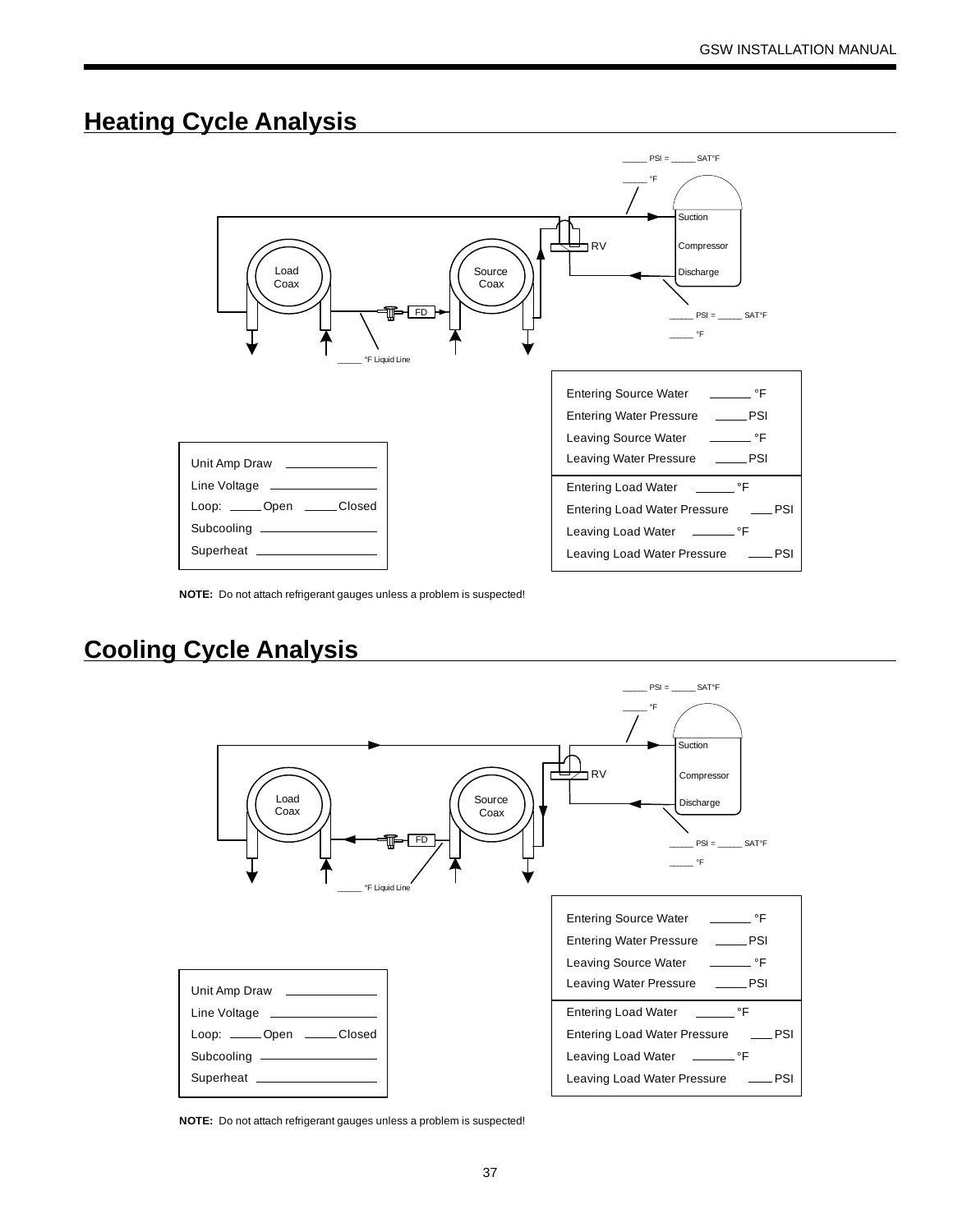## Heating Cycle Analysis

_____ PSI = _____ SAT°F

_____ °F

Suction

Compressor

Discharge

RV

Load Coax

Source Coax

FD

_____ PSI = _____ SAT°F

_____ °F

_____ °F Liquid Line

| | |
|---|---|
| Entering Source Water | _______ °F |
| Entering Water Pressure | _____ PSI |
| Leaving Source Water | _______ °F |
| Leaving Water Pressure | _____ PSI |
| Entering Load Water | ______ °F |
| Entering Load Water Pressure | ___ PSI |
| Leaving Load Water | _______ °F |
| Leaving Load Water Pressure | ____ PSI |

Unit Amp Draw ______________

Line Voltage ________________

Loop: _____ Open _____ Closed

Subcooling _________________

Superheat __________________

**NOTE:** Do not attach refrigerant gauges unless a problem is suspected!

## Cooling Cycle Analysis

_____ PSI = _____ SAT°F

_____ °F

Suction

Compressor

Discharge

RV

Load Coax

Source Coax

FD

_____ PSI = _____ SAT°F

_____ °F

_____ °F Liquid Line

| | |
|---|---|
| Entering Source Water | _______ °F |
| Entering Water Pressure | _____ PSI |
| Leaving Source Water | _______ °F |
| Leaving Water Pressure | _____ PSI |
| Entering Load Water | ______ °F |
| Entering Load Water Pressure | ___ PSI |
| Leaving Load Water | _______ °F |
| Leaving Load Water Pressure | ____ PSI |

Unit Amp Draw ______________

Line Voltage ________________

Loop: _____ Open _____ Closed

Subcooling _________________

Superheat __________________

**NOTE:** Do not attach refrigerant gauges unless a problem is suspected!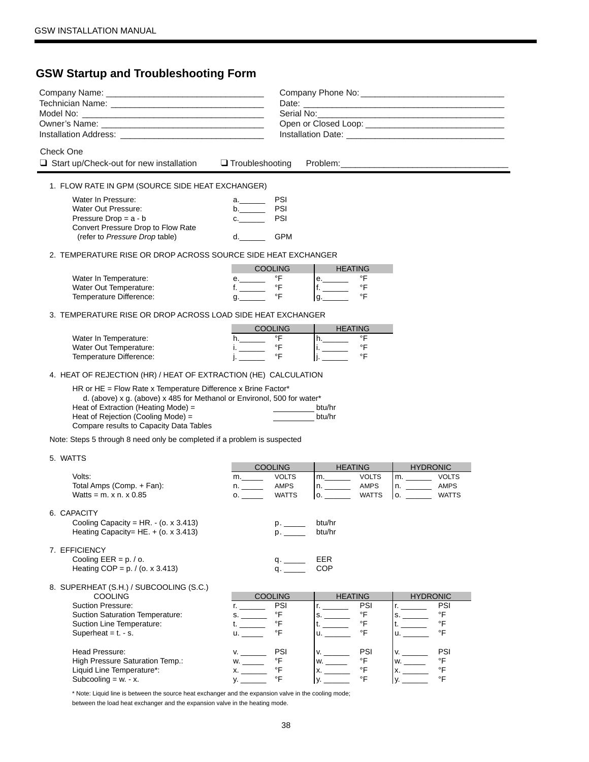# GSW Startup and Troubleshooting Form

Company Name: ________________________________ Company Phone No: ______________________________

Technician Name: ________________________________ Date: ________________________________

Model No: ________________________________ Serial No: ________________________________

Owner's Name: ________________________________ Open or Closed Loop: ______________________________

Installation Address: ______________________________ Installation Date: ________________________________

Check One

❑ Start up/Check-out for new installation ❑ Troubleshooting Problem: ________________________________

1. FLOW RATE IN GPM (SOURCE SIDE HEAT EXCHANGER)

| | | |
|---|---|---|
| Water In Pressure: | a.______ | PSI |
| Water Out Pressure: | b.______ | PSI |
| Pressure Drop = a - b | c.______ | PSI |
| Convert Pressure Drop to Flow Rate (refer to *Pressure Drop* table) | d.______ | GPM |

2. TEMPERATURE RISE OR DROP ACROSS SOURCE SIDE HEAT EXCHANGER

| | COOLING | | HEATING | |
|---|---|---|---|---|
| Water In Temperature: | e.______ | °F | e.______ | °F |
| Water Out Temperature: | f. ______ | °F | f. ______ | °F |
| Temperature Difference: | g.______ | °F | g.______ | °F |

3. TEMPERATURE RISE OR DROP ACROSS LOAD SIDE HEAT EXCHANGER

| | COOLING | | HEATING | |
|---|---|---|---|---|
| Water In Temperature: | h.______ | °F | h.______ | °F |
| Water Out Temperature: | i. ______ | °F | i. ______ | °F |
| Temperature Difference: | j. ______ | °F | j. ______ | °F |

4. HEAT OF REJECTION (HR) / HEAT OF EXTRACTION (HE) CALCULATION

HR or HE = Flow Rate x Temperature Difference x Brine Factor*

d. (above) x g. (above) x 485 for Methanol or Environol, 500 for water*

Heat of Extraction (Heating Mode) = __________ btu/hr

Heat of Rejection (Cooling Mode) = __________ btu/hr

Compare results to Capacity Data Tables

Note: Steps 5 through 8 need only be completed if a problem is suspected

5. WATTS

| | COOLING | | HEATING | | HYDRONIC | |
|---|---|---|---|---|---|---|
| Volts: | m.______ | VOLTS | m.______ | VOLTS | m. ______ | VOLTS |
| Total Amps (Comp. + Fan): | n. ______ | AMPS | n. ______ | AMPS | n. ______ | AMPS |
| Watts = m. x n. x 0.85 | o. ______ | WATTS | o. ______ | WATTS | o. ______ | WATTS |

6. CAPACITY

| | | |
|---|---|---|
| Cooling Capacity = HR. - (o. x 3.413) | p. ______ | btu/hr |
| Heating Capacity= HE. + (o. x 3.413) | p. ______ | btu/hr |

7. EFFICIENCY

| | | |
|---|---|---|
| Cooling EER = p. / o. | q. ______ | EER |
| Heating COP = p. / (o. x 3.413) | q. ______ | COP |

8. SUPERHEAT (S.H.) / SUBCOOLING (S.C.)

| COOLING | COOLING | | HEATING | | HYDRONIC | |
|---|---|---|---|---|---|---|
| Suction Pressure: | r. ______ | PSI | r. ______ | PSI | r. ______ | PSI |
| Suction Saturation Temperature: | s. ______ | °F | s. ______ | °F | s. ______ | °F |
| Suction Line Temperature: | t. ______ | °F | t. ______ | °F | t. ______ | °F |
| Superheat = t. - s. | u. ______ | °F | u. ______ | °F | u. ______ | °F |
| | | | | | | |
| Head Pressure: | v. ______ | PSI | v. ______ | PSI | v. ______ | PSI |
| High Pressure Saturation Temp.: | w. ______ | °F | w. ______ | °F | w. ______ | °F |
| Liquid Line Temperature*: | x. ______ | °F | x. ______ | °F | x. ______ | °F |
| Subcooling = w. - x. | y. ______ | °F | y. ______ | °F | y. ______ | °F |

\* Note: Liquid line is between the source heat exchanger and the expansion valve in the cooling mode; between the load heat exchanger and the expansion valve in the heating mode.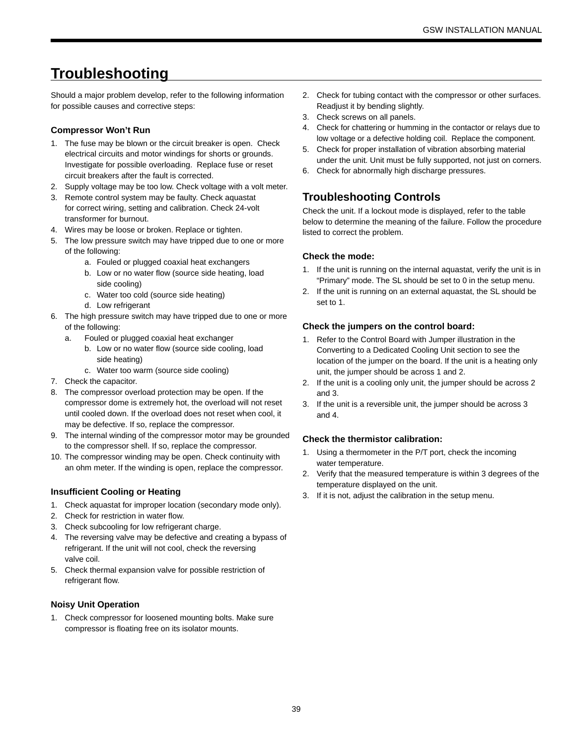# Troubleshooting

Should a major problem develop, refer to the following information for possible causes and corrective steps:

### Compressor Won't Run

1. The fuse may be blown or the circuit breaker is open. Check electrical circuits and motor windings for shorts or grounds. Investigate for possible overloading. Replace fuse or reset circuit breakers after the fault is corrected.
2. Supply voltage may be too low. Check voltage with a volt meter.
3. Remote control system may be faulty. Check aquastat for correct wiring, setting and calibration. Check 24-volt transformer for burnout.
4. Wires may be loose or broken. Replace or tighten.
5. The low pressure switch may have tripped due to one or more of the following:
   a. Fouled or plugged coaxial heat exchangers
   b. Low or no water flow (source side heating, load side cooling)
   c. Water too cold (source side heating)
   d. Low refrigerant
6. The high pressure switch may have tripped due to one or more of the following:
   a. Fouled or plugged coaxial heat exchanger
   b. Low or no water flow (source side cooling, load side heating)
   c. Water too warm (source side cooling)
7. Check the capacitor.
8. The compressor overload protection may be open. If the compressor dome is extremely hot, the overload will not reset until cooled down. If the overload does not reset when cool, it may be defective. If so, replace the compressor.
9. The internal winding of the compressor motor may be grounded to the compressor shell. If so, replace the compressor.
10. The compressor winding may be open. Check continuity with an ohm meter. If the winding is open, replace the compressor.

### Insufficient Cooling or Heating

1. Check aquastat for improper location (secondary mode only).
2. Check for restriction in water flow.
3. Check subcooling for low refrigerant charge.
4. The reversing valve may be defective and creating a bypass of refrigerant. If the unit will not cool, check the reversing valve coil.
5. Check thermal expansion valve for possible restriction of refrigerant flow.

### Noisy Unit Operation

1. Check compressor for loosened mounting bolts. Make sure compressor is floating free on its isolator mounts.
2. Check for tubing contact with the compressor or other surfaces. Readjust it by bending slightly.
3. Check screws on all panels.
4. Check for chattering or humming in the contactor or relays due to low voltage or a defective holding coil. Replace the component.
5. Check for proper installation of vibration absorbing material under the unit. Unit must be fully supported, not just on corners.
6. Check for abnormally high discharge pressures.

## Troubleshooting Controls

Check the unit. If a lockout mode is displayed, refer to the table below to determine the meaning of the failure. Follow the procedure listed to correct the problem.

### Check the mode:

1. If the unit is running on the internal aquastat, verify the unit is in "Primary" mode. The SL should be set to 0 in the setup menu.
2. If the unit is running on an external aquastat, the SL should be set to 1.

### Check the jumpers on the control board:

1. Refer to the Control Board with Jumper illustration in the Converting to a Dedicated Cooling Unit section to see the location of the jumper on the board. If the unit is a heating only unit, the jumper should be across 1 and 2.
2. If the unit is a cooling only unit, the jumper should be across 2 and 3.
3. If the unit is a reversible unit, the jumper should be across 3 and 4.

### Check the thermistor calibration:

1. Using a thermometer in the P/T port, check the incoming water temperature.
2. Verify that the measured temperature is within 3 degrees of the temperature displayed on the unit.
3. If it is not, adjust the calibration in the setup menu.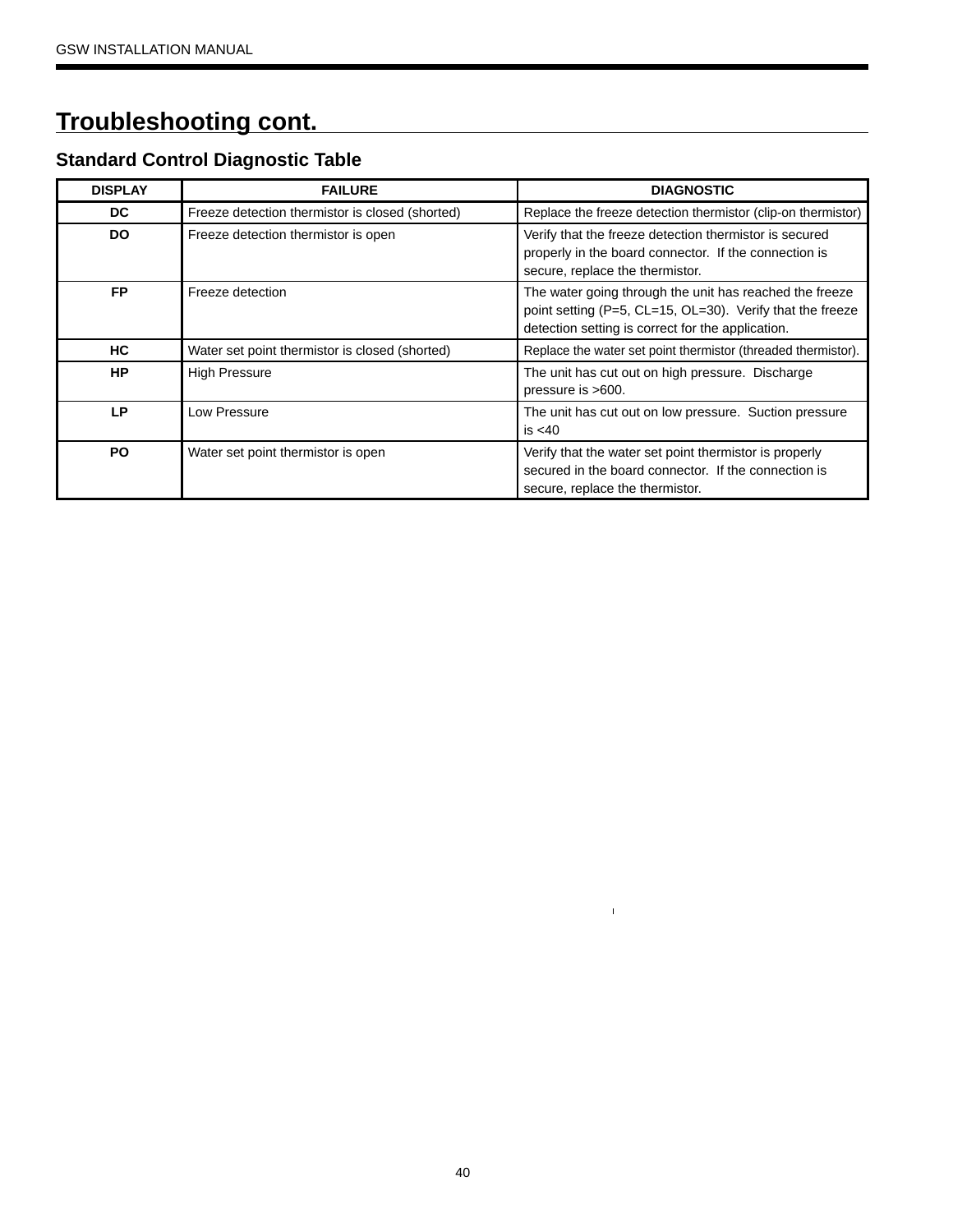## Troubleshooting cont.

### Standard Control Diagnostic Table

| DISPLAY | FAILURE | DIAGNOSTIC |
|---|---|---|
| **DC** | Freeze detection thermistor is closed (shorted) | Replace the freeze detection thermistor (clip-on thermistor) |
| **DO** | Freeze detection thermistor is open | Verify that the freeze detection thermistor is secured properly in the board connector. If the connection is secure, replace the thermistor. |
| **FP** | Freeze detection | The water going through the unit has reached the freeze point setting (P=5, CL=15, OL=30). Verify that the freeze detection setting is correct for the application. |
| **HC** | Water set point thermistor is closed (shorted) | Replace the water set point thermistor (threaded thermistor). |
| **HP** | High Pressure | The unit has cut out on high pressure. Discharge pressure is >600. |
| **LP** | Low Pressure | The unit has cut out on low pressure. Suction pressure is <40 |
| **PO** | Water set point thermistor is open | Verify that the water set point thermistor is properly secured in the board connector. If the connection is secure, replace the thermistor. |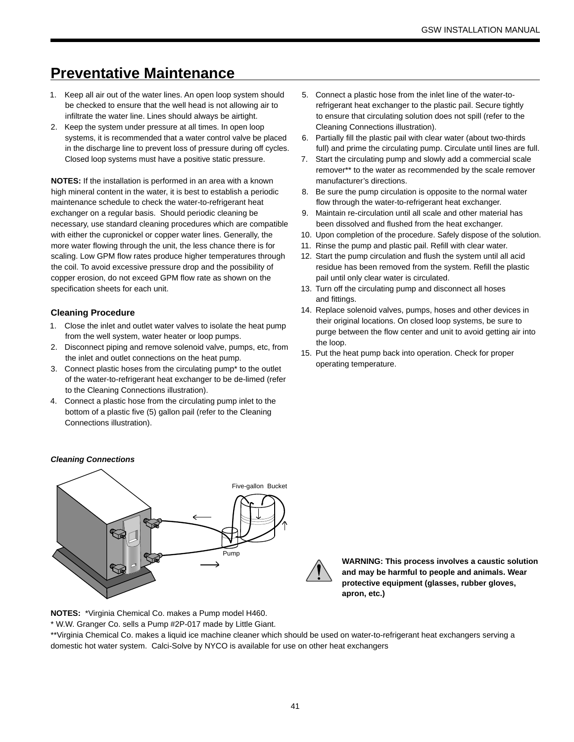# Preventative Maintenance

1. Keep all air out of the water lines. An open loop system should be checked to ensure that the well head is not allowing air to infiltrate the water line. Lines should always be airtight.
2. Keep the system under pressure at all times. In open loop systems, it is recommended that a water control valve be placed in the discharge line to prevent loss of pressure during off cycles. Closed loop systems must have a positive static pressure.

**NOTES:** If the installation is performed in an area with a known high mineral content in the water, it is best to establish a periodic maintenance schedule to check the water-to-refrigerant heat exchanger on a regular basis. Should periodic cleaning be necessary, use standard cleaning procedures which are compatible with either the cupronickel or copper water lines. Generally, the more water flowing through the unit, the less chance there is for scaling. Low GPM flow rates produce higher temperatures through the coil. To avoid excessive pressure drop and the possibility of copper erosion, do not exceed GPM flow rate as shown on the specification sheets for each unit.

### Cleaning Procedure

1. Close the inlet and outlet water valves to isolate the heat pump from the well system, water heater or loop pumps.
2. Disconnect piping and remove solenoid valve, pumps, etc, from the inlet and outlet connections on the heat pump.
3. Connect plastic hoses from the circulating pump* to the outlet of the water-to-refrigerant heat exchanger to be de-limed (refer to the Cleaning Connections illustration).
4. Connect a plastic hose from the circulating pump inlet to the bottom of a plastic five (5) gallon pail (refer to the Cleaning Connections illustration).
5. Connect a plastic hose from the inlet line of the water-to-refrigerant heat exchanger to the plastic pail. Secure tightly to ensure that circulating solution does not spill (refer to the Cleaning Connections illustration).
6. Partially fill the plastic pail with clear water (about two-thirds full) and prime the circulating pump. Circulate until lines are full.
7. Start the circulating pump and slowly add a commercial scale remover** to the water as recommended by the scale remover manufacturer's directions.
8. Be sure the pump circulation is opposite to the normal water flow through the water-to-refrigerant heat exchanger.
9. Maintain re-circulation until all scale and other material has been dissolved and flushed from the heat exchanger.
10. Upon completion of the procedure. Safely dispose of the solution.
11. Rinse the pump and plastic pail. Refill with clear water.
12. Start the pump circulation and flush the system until all acid residue has been removed from the system. Refill the plastic pail until only clear water is circulated.
13. Turn off the circulating pump and disconnect all hoses and fittings.
14. Replace solenoid valves, pumps, hoses and other devices in their original locations. On closed loop systems, be sure to purge between the flow center and unit to avoid getting air into the loop.
15. Put the heat pump back into operation. Check for proper operating temperature.

***Cleaning Connections***

Five-gallon Bucket

Pump

**WARNING: This process involves a caustic solution and may be harmful to people and animals. Wear protective equipment (glasses, rubber gloves, apron, etc.)**

**NOTES:** *Virginia Chemical Co. makes a Pump model H460.
* W.W. Granger Co. sells a Pump #2P-017 made by Little Giant.
**Virginia Chemical Co. makes a liquid ice machine cleaner which should be used on water-to-refrigerant heat exchangers serving a domestic hot water system. Calci-Solve by NYCO is available for use on other heat exchangers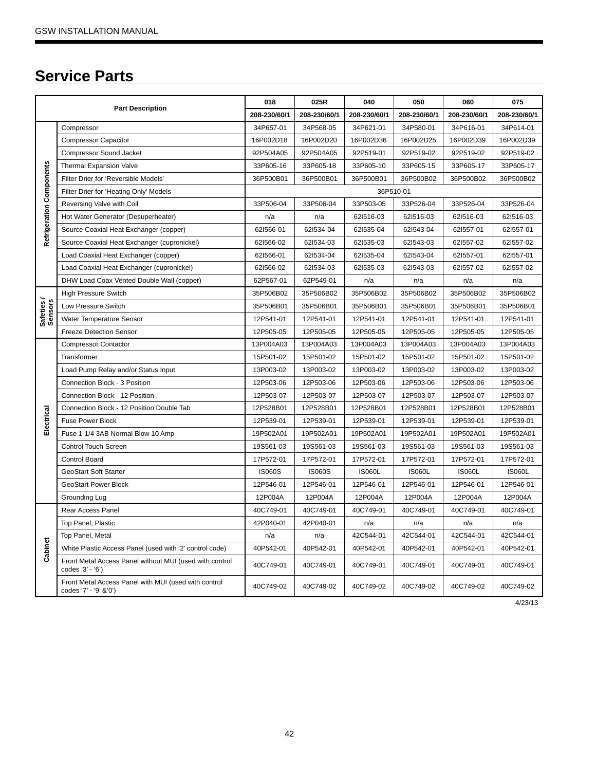## Service Parts

| | Part Description | 018 | 025R | 040 | 050 | 060 | 075 |
|---|---|---|---|---|---|---|---|
| | | 208-230/60/1 | 208-230/60/1 | 208-230/60/1 | 208-230/60/1 | 208-230/60/1 | 208-230/60/1 |
| Refrigeration Components | Compressor | 34P657-01 | 34P568-05 | 34P621-01 | 34P580-01 | 34P616-01 | 34P614-01 |
| | Compressor Capacitor | 16P002D18 | 16P002D20 | 16P002D36 | 16P002D25 | 16P002D39 | 16P002D39 |
| | Compressor Sound Jacket | 92P504A05 | 92P504A05 | 92P519-01 | 92P519-02 | 92P519-02 | 92P519-02 |
| | Thermal Expansion Valve | 33P605-16 | 33P605-18 | 33P605-10 | 33P605-15 | 33P605-17 | 33P605-17 |
| | Filter Drier for 'Reversible Models' | 36P500B01 | 36P500B01 | 36P500B01 | 36P500B02 | 36P500B02 | 36P500B02 |
| | Filter Drier for 'Heating Only' Models | 36P510-01 | | | | | |
| | Reversing Valve with Coil | 33P506-04 | 33P506-04 | 33P503-05 | 33P526-04 | 33P526-04 | 33P526-04 |
| | Hot Water Generator (Desuperheater) | n/a | n/a | 62I516-03 | 62I516-03 | 62I516-03 | 62I516-03 |
| | Source Coaxial Heat Exchanger (copper) | 62I566-01 | 62I534-04 | 62I535-04 | 62I543-04 | 62I557-01 | 62I557-01 |
| | Source Coaxial Heat Exchanger (cupronickel) | 62I566-02 | 62I534-03 | 62I535-03 | 62I543-03 | 62I557-02 | 62I557-02 |
| | Load Coaxial Heat Exchanger (copper) | 62I566-01 | 62I534-04 | 62I535-04 | 62I543-04 | 62I557-01 | 62I557-01 |
| | Load Coaxial Heat Exchanger (cupronickel) | 62I566-02 | 62I534-03 | 62I535-03 | 62I543-03 | 62I557-02 | 62I557-02 |
| | DHW Load Coax Vented Double Wall (copper) | 62P567-01 | 62P549-01 | n/a | n/a | n/a | n/a |
| Safeties / Sensors | High Pressure Switch | 35P506B02 | 35P506B02 | 35P506B02 | 35P506B02 | 35P506B02 | 35P506B02 |
| | Low Pressure Switch | 35P506B01 | 35P506B01 | 35P506B01 | 35P506B01 | 35P506B01 | 35P506B01 |
| | Water Temperature Sensor | 12P541-01 | 12P541-01 | 12P541-01 | 12P541-01 | 12P541-01 | 12P541-01 |
| | Freeze Detection Sensor | 12P505-05 | 12P505-05 | 12P505-05 | 12P505-05 | 12P505-05 | 12P505-05 |
| Electrical | Compressor Contactor | 13P004A03 | 13P004A03 | 13P004A03 | 13P004A03 | 13P004A03 | 13P004A03 |
| | Transformer | 15P501-02 | 15P501-02 | 15P501-02 | 15P501-02 | 15P501-02 | 15P501-02 |
| | Load Pump Relay and/or Status Input | 13P003-02 | 13P003-02 | 13P003-02 | 13P003-02 | 13P003-02 | 13P003-02 |
| | Connection Block - 3 Position | 12P503-06 | 12P503-06 | 12P503-06 | 12P503-06 | 12P503-06 | 12P503-06 |
| | Connection Block - 12 Position | 12P503-07 | 12P503-07 | 12P503-07 | 12P503-07 | 12P503-07 | 12P503-07 |
| | Connection Block - 12 Position Double Tab | 12P528B01 | 12P528B01 | 12P528B01 | 12P528B01 | 12P528B01 | 12P528B01 |
| | Fuse Power Block | 12P539-01 | 12P539-01 | 12P539-01 | 12P539-01 | 12P539-01 | 12P539-01 |
| | Fuse 1-1/4 3AB Normal Blow 10 Amp | 19P502A01 | 19P502A01 | 19P502A01 | 19P502A01 | 19P502A01 | 19P502A01 |
| | Control Touch Screen | 19S561-03 | 19S561-03 | 19S561-03 | 19S561-03 | 19S561-03 | 19S561-03 |
| | Control Board | 17P572-01 | 17P572-01 | 17P572-01 | 17P572-01 | 17P572-01 | 17P572-01 |
| | GeoStart Soft Starter | IS060S | IS060S | IS060L | IS060L | IS060L | IS060L |
| | GeoStart Power Block | 12P546-01 | 12P546-01 | 12P546-01 | 12P546-01 | 12P546-01 | 12P546-01 |
| | Grounding Lug | 12P004A | 12P004A | 12P004A | 12P004A | 12P004A | 12P004A |
| Cabinet | Rear Access Panel | 40C749-01 | 40C749-01 | 40C749-01 | 40C749-01 | 40C749-01 | 40C749-01 |
| | Top Panel, Plastic | 42P040-01 | 42P040-01 | n/a | n/a | n/a | n/a |
| | Top Panel, Metal | n/a | n/a | 42C544-01 | 42C544-01 | 42C544-01 | 42C544-01 |
| | White Plastic Access Panel (used with '2' control code) | 40P542-01 | 40P542-01 | 40P542-01 | 40P542-01 | 40P542-01 | 40P542-01 |
| | Front Metal Access Panel without MUI (used with control codes '3' - '6') | 40C749-01 | 40C749-01 | 40C749-01 | 40C749-01 | 40C749-01 | 40C749-01 |
| | Front Metal Access Panel with MUI (used with control codes '7' - '9' &'0') | 40C749-02 | 40C749-02 | 40C749-02 | 40C749-02 | 40C749-02 | 40C749-02 |

4/23/13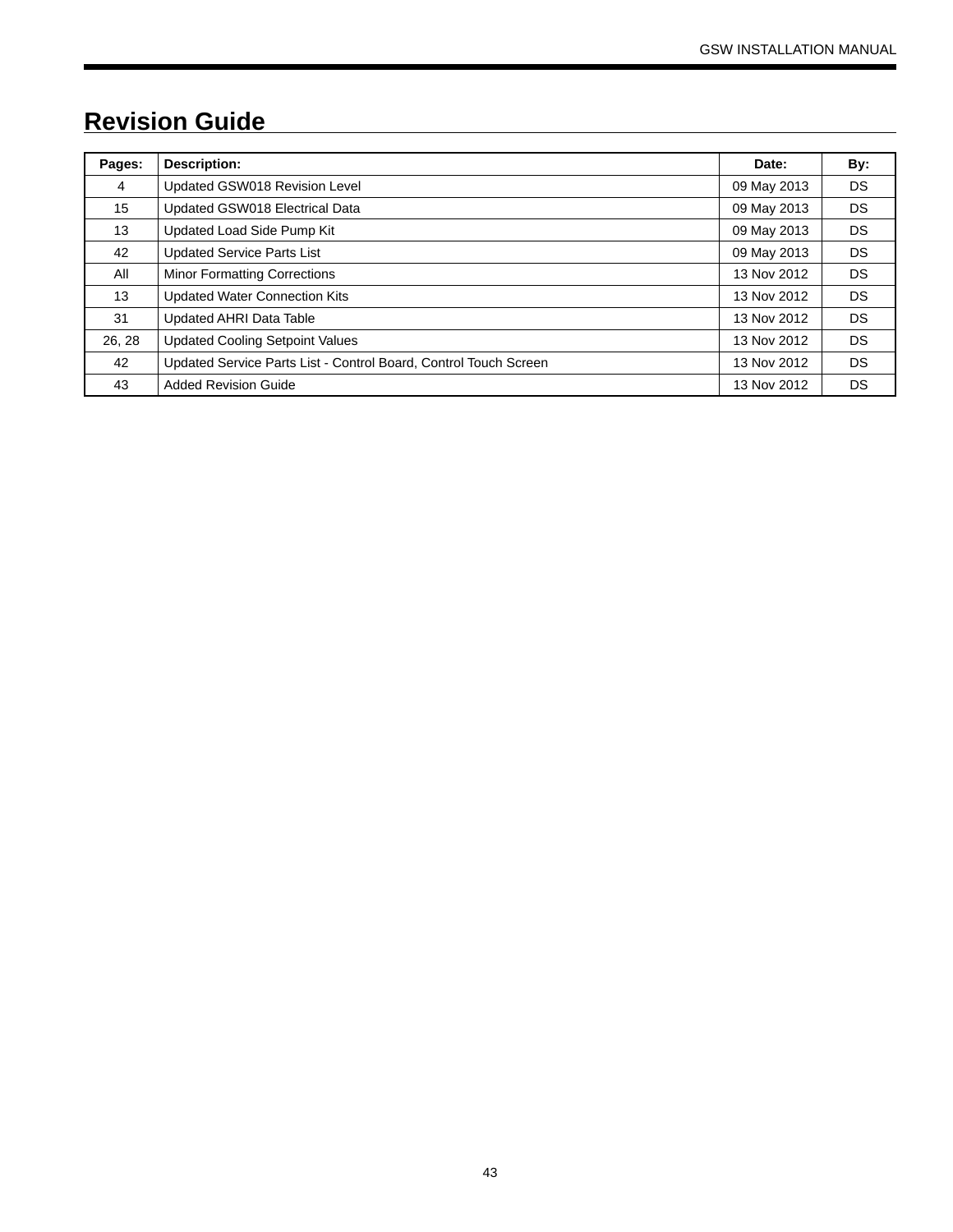# Revision Guide

| Pages: | Description: | Date: | By: |
|---|---|---|---|
| 4 | Updated GSW018 Revision Level | 09 May 2013 | DS |
| 15 | Updated GSW018 Electrical Data | 09 May 2013 | DS |
| 13 | Updated Load Side Pump Kit | 09 May 2013 | DS |
| 42 | Updated Service Parts List | 09 May 2013 | DS |
| All | Minor Formatting Corrections | 13 Nov 2012 | DS |
| 13 | Updated Water Connection Kits | 13 Nov 2012 | DS |
| 31 | Updated AHRI Data Table | 13 Nov 2012 | DS |
| 26, 28 | Updated Cooling Setpoint Values | 13 Nov 2012 | DS |
| 42 | Updated Service Parts List - Control Board, Control Touch Screen | 13 Nov 2012 | DS |
| 43 | Added Revision Guide | 13 Nov 2012 | DS |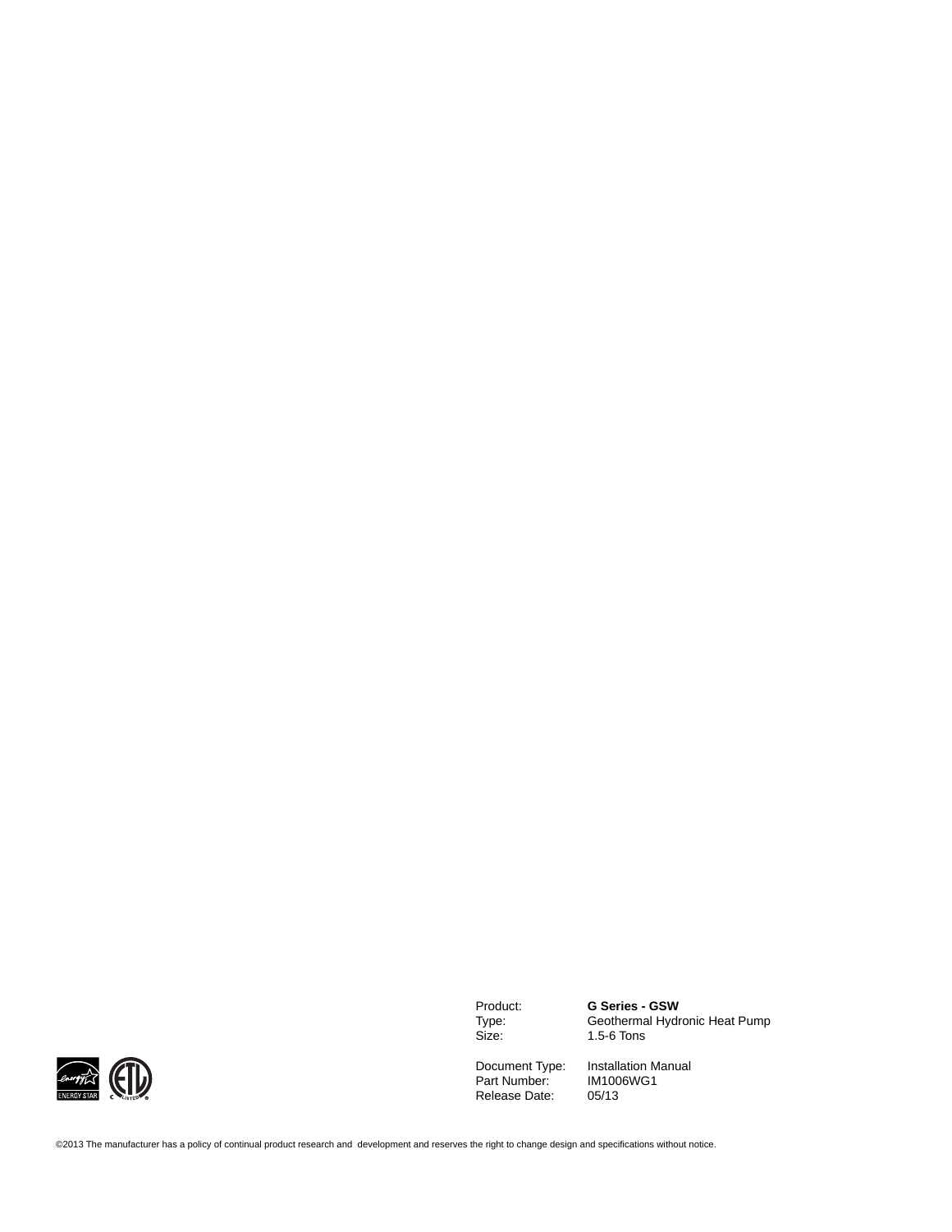| | |
|---|---|
| Product: | **G Series - GSW** |
| Type: | Geothermal Hydronic Heat Pump |
| Size: | 1.5-6 Tons |
| Document Type: | Installation Manual |
| Part Number: | IM1006WG1 |
| Release Date: | 05/13 |

©2013 The manufacturer has a policy of continual product research and development and reserves the right to change design and specifications without notice.